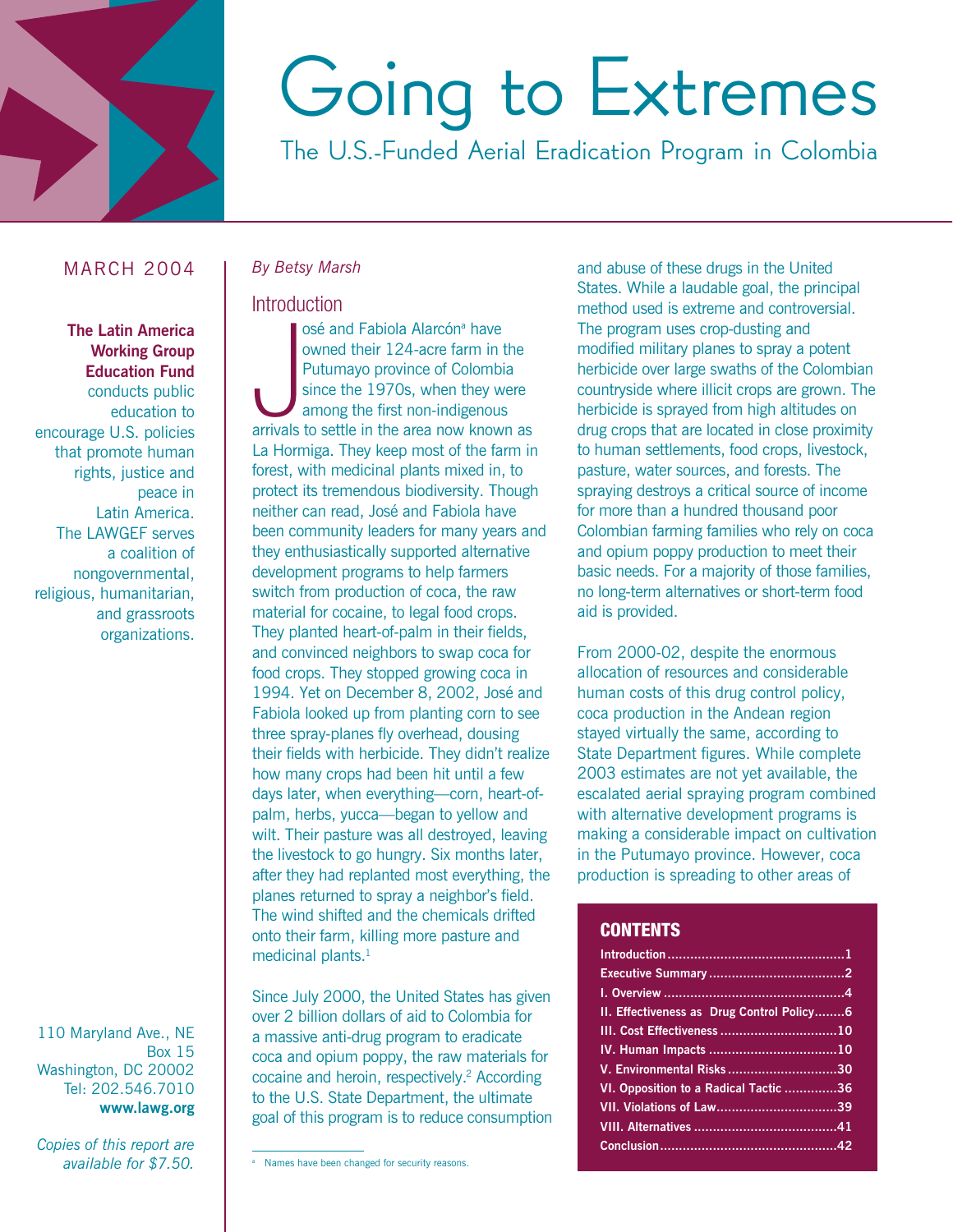# Going to Extremes

## The U.S.-Funded Aerial Eradication Program in Colombia

MARCH 2004

**The Latin America Working Group Education Fund** conducts public education to encourage U.S. policies that promote human rights, justice and peace in Latin America. The LAWGEF serves a coalition of nongovernmental, religious, humanitarian, and grassroots organizations.

110 Maryland Ave., NE
Box 15
Washington, DC 20002
Tel: 202.546.7010
**www.lawg.org**

*Copies of this report are available for $7.50.*

*By Betsy Marsh*

### Introduction

José and Fabiola Alarcón[a] have owned their 124-acre farm in the Putumayo province of Colombia since the 1970s, when they were among the first non-indigenous arrivals to settle in the area now known as La Hormiga. They keep most of the farm in forest, with medicinal plants mixed in, to protect its tremendous biodiversity. Though neither can read, José and Fabiola have been community leaders for many years and they enthusiastically supported alternative development programs to help farmers switch from production of coca, the raw material for cocaine, to legal food crops. They planted heart-of-palm in their fields, and convinced neighbors to swap coca for food crops. They stopped growing coca in 1994. Yet on December 8, 2002, José and Fabiola looked up from planting corn to see three spray-planes fly overhead, dousing their fields with herbicide. They didn't realize how many crops had been hit until a few days later, when everything—corn, heart-of-palm, herbs, yucca—began to yellow and wilt. Their pasture was all destroyed, leaving the livestock to go hungry. Six months later, after they had replanted most everything, the planes returned to spray a neighbor's field. The wind shifted and the chemicals drifted onto their farm, killing more pasture and medicinal plants.[1]

Since July 2000, the United States has given over 2 billion dollars of aid to Colombia for a massive anti-drug program to eradicate coca and opium poppy, the raw materials for cocaine and heroin, respectively.[2] According to the U.S. State Department, the ultimate goal of this program is to reduce consumption and abuse of these drugs in the United States. While a laudable goal, the principal method used is extreme and controversial. The program uses crop-dusting and modified military planes to spray a potent herbicide over large swaths of the Colombian countryside where illicit crops are grown. The herbicide is sprayed from high altitudes on drug crops that are located in close proximity to human settlements, food crops, livestock, pasture, water sources, and forests. The spraying destroys a critical source of income for more than a hundred thousand poor Colombian farming families who rely on coca and opium poppy production to meet their basic needs. For a majority of those families, no long-term alternatives or short-term food aid is provided.

From 2000-02, despite the enormous allocation of resources and considerable human costs of this drug control policy, coca production in the Andean region stayed virtually the same, according to State Department figures. While complete 2003 estimates are not yet available, the escalated aerial spraying program combined with alternative development programs is making a considerable impact on cultivation in the Putumayo province. However, coca production is spreading to other areas of

[a] Names have been changed for security reasons.

**CONTENTS**

| | |
|---|---|
| Introduction | 1 |
| Executive Summary | 2 |
| I. Overview | 4 |
| II. Effectiveness as Drug Control Policy | 6 |
| III. Cost Effectiveness | 10 |
| IV. Human Impacts | 10 |
| V. Environmental Risks | 30 |
| VI. Opposition to a Radical Tactic | 36 |
| VII. Violations of Law | 39 |
| VIII. Alternatives | 41 |
| Conclusion | 42 |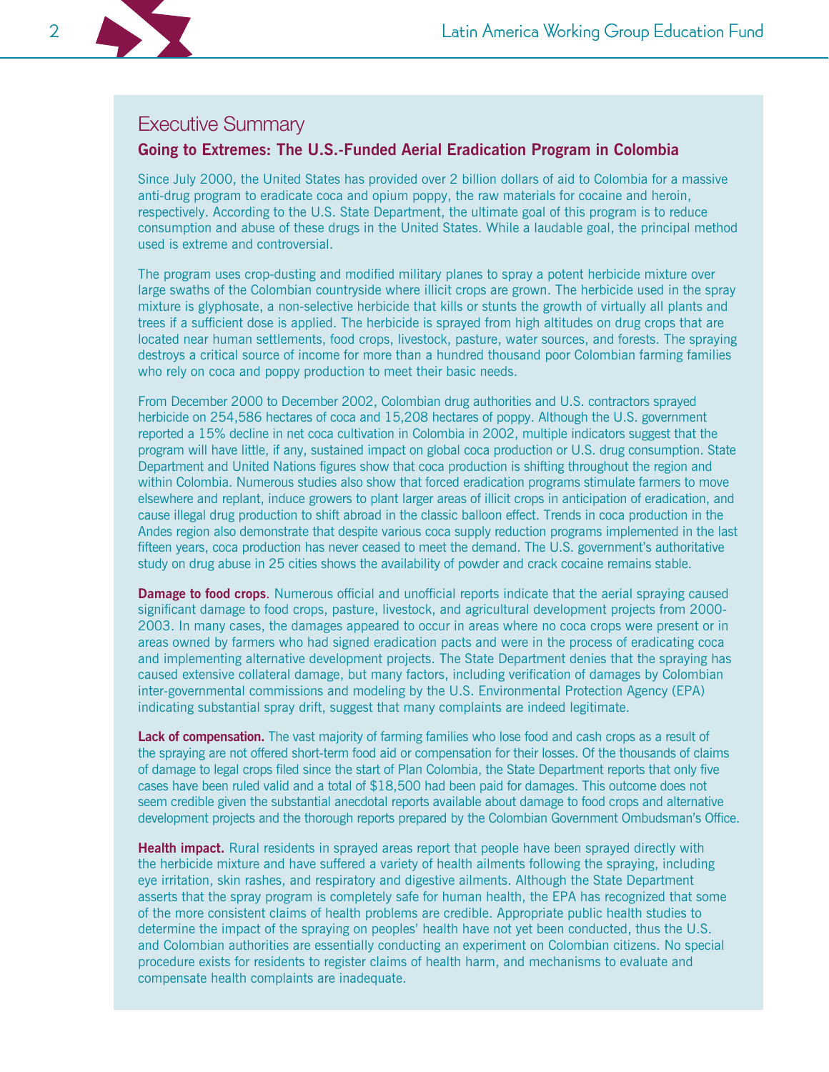# Executive Summary

## Going to Extremes: The U.S.-Funded Aerial Eradication Program in Colombia

Since July 2000, the United States has provided over 2 billion dollars of aid to Colombia for a massive anti-drug program to eradicate coca and opium poppy, the raw materials for cocaine and heroin, respectively. According to the U.S. State Department, the ultimate goal of this program is to reduce consumption and abuse of these drugs in the United States. While a laudable goal, the principal method used is extreme and controversial.

The program uses crop-dusting and modified military planes to spray a potent herbicide mixture over large swaths of the Colombian countryside where illicit crops are grown. The herbicide used in the spray mixture is glyphosate, a non-selective herbicide that kills or stunts the growth of virtually all plants and trees if a sufficient dose is applied. The herbicide is sprayed from high altitudes on drug crops that are located near human settlements, food crops, livestock, pasture, water sources, and forests. The spraying destroys a critical source of income for more than a hundred thousand poor Colombian farming families who rely on coca and poppy production to meet their basic needs.

From December 2000 to December 2002, Colombian drug authorities and U.S. contractors sprayed herbicide on 254,586 hectares of coca and 15,208 hectares of poppy. Although the U.S. government reported a 15% decline in net coca cultivation in Colombia in 2002, multiple indicators suggest that the program will have little, if any, sustained impact on global coca production or U.S. drug consumption. State Department and United Nations figures show that coca production is shifting throughout the region and within Colombia. Numerous studies also show that forced eradication programs stimulate farmers to move elsewhere and replant, induce growers to plant larger areas of illicit crops in anticipation of eradication, and cause illegal drug production to shift abroad in the classic balloon effect. Trends in coca production in the Andes region also demonstrate that despite various coca supply reduction programs implemented in the last fifteen years, coca production has never ceased to meet the demand. The U.S. government's authoritative study on drug abuse in 25 cities shows the availability of powder and crack cocaine remains stable.

**Damage to food crops**. Numerous official and unofficial reports indicate that the aerial spraying caused significant damage to food crops, pasture, livestock, and agricultural development projects from 2000-2003. In many cases, the damages appeared to occur in areas where no coca crops were present or in areas owned by farmers who had signed eradication pacts and were in the process of eradicating coca and implementing alternative development projects. The State Department denies that the spraying has caused extensive collateral damage, but many factors, including verification of damages by Colombian inter-governmental commissions and modeling by the U.S. Environmental Protection Agency (EPA) indicating substantial spray drift, suggest that many complaints are indeed legitimate.

**Lack of compensation.** The vast majority of farming families who lose food and cash crops as a result of the spraying are not offered short-term food aid or compensation for their losses. Of the thousands of claims of damage to legal crops filed since the start of Plan Colombia, the State Department reports that only five cases have been ruled valid and a total of $18,500 had been paid for damages. This outcome does not seem credible given the substantial anecdotal reports available about damage to food crops and alternative development projects and the thorough reports prepared by the Colombian Government Ombudsman's Office.

**Health impact.** Rural residents in sprayed areas report that people have been sprayed directly with the herbicide mixture and have suffered a variety of health ailments following the spraying, including eye irritation, skin rashes, and respiratory and digestive ailments. Although the State Department asserts that the spray program is completely safe for human health, the EPA has recognized that some of the more consistent claims of health problems are credible. Appropriate public health studies to determine the impact of the spraying on peoples' health have not yet been conducted, thus the U.S. and Colombian authorities are essentially conducting an experiment on Colombian citizens. No special procedure exists for residents to register claims of health harm, and mechanisms to evaluate and compensate health complaints are inadequate.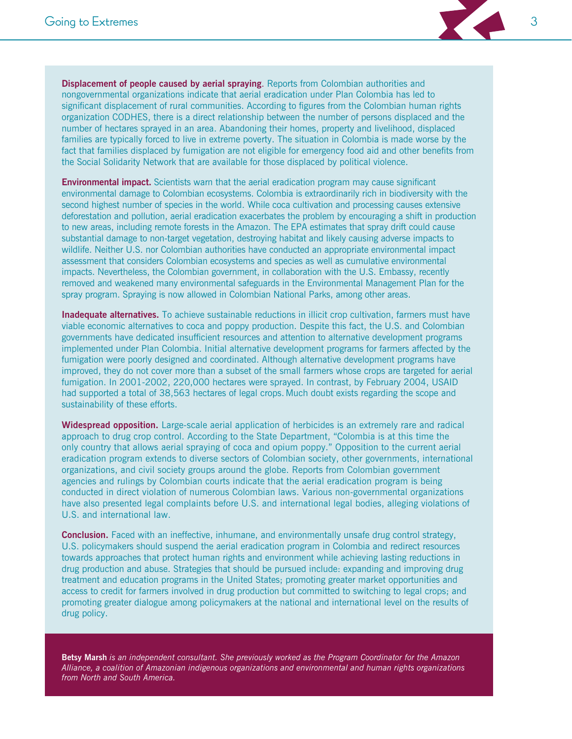**Displacement of people caused by aerial spraying**. Reports from Colombian authorities and nongovernmental organizations indicate that aerial eradication under Plan Colombia has led to significant displacement of rural communities. According to figures from the Colombian human rights organization CODHES, there is a direct relationship between the number of persons displaced and the number of hectares sprayed in an area. Abandoning their homes, property and livelihood, displaced families are typically forced to live in extreme poverty. The situation in Colombia is made worse by the fact that families displaced by fumigation are not eligible for emergency food aid and other benefits from the Social Solidarity Network that are available for those displaced by political violence.

**Environmental impact.** Scientists warn that the aerial eradication program may cause significant environmental damage to Colombian ecosystems. Colombia is extraordinarily rich in biodiversity with the second highest number of species in the world. While coca cultivation and processing causes extensive deforestation and pollution, aerial eradication exacerbates the problem by encouraging a shift in production to new areas, including remote forests in the Amazon. The EPA estimates that spray drift could cause substantial damage to non-target vegetation, destroying habitat and likely causing adverse impacts to wildlife. Neither U.S. nor Colombian authorities have conducted an appropriate environmental impact assessment that considers Colombian ecosystems and species as well as cumulative environmental impacts. Nevertheless, the Colombian government, in collaboration with the U.S. Embassy, recently removed and weakened many environmental safeguards in the Environmental Management Plan for the spray program. Spraying is now allowed in Colombian National Parks, among other areas.

**Inadequate alternatives.** To achieve sustainable reductions in illicit crop cultivation, farmers must have viable economic alternatives to coca and poppy production. Despite this fact, the U.S. and Colombian governments have dedicated insufficient resources and attention to alternative development programs implemented under Plan Colombia. Initial alternative development programs for farmers affected by the fumigation were poorly designed and coordinated. Although alternative development programs have improved, they do not cover more than a subset of the small farmers whose crops are targeted for aerial fumigation. In 2001-2002, 220,000 hectares were sprayed. In contrast, by February 2004, USAID had supported a total of 38,563 hectares of legal crops. Much doubt exists regarding the scope and sustainability of these efforts.

**Widespread opposition.** Large-scale aerial application of herbicides is an extremely rare and radical approach to drug crop control. According to the State Department, "Colombia is at this time the only country that allows aerial spraying of coca and opium poppy." Opposition to the current aerial eradication program extends to diverse sectors of Colombian society, other governments, international organizations, and civil society groups around the globe. Reports from Colombian government agencies and rulings by Colombian courts indicate that the aerial eradication program is being conducted in direct violation of numerous Colombian laws. Various non-governmental organizations have also presented legal complaints before U.S. and international legal bodies, alleging violations of U.S. and international law.

**Conclusion.** Faced with an ineffective, inhumane, and environmentally unsafe drug control strategy, U.S. policymakers should suspend the aerial eradication program in Colombia and redirect resources towards approaches that protect human rights and environment while achieving lasting reductions in drug production and abuse. Strategies that should be pursued include: expanding and improving drug treatment and education programs in the United States; promoting greater market opportunities and access to credit for farmers involved in drug production but committed to switching to legal crops; and promoting greater dialogue among policymakers at the national and international level on the results of drug policy.

**Betsy Marsh** *is an independent consultant. She previously worked as the Program Coordinator for the Amazon Alliance, a coalition of Amazonian indigenous organizations and environmental and human rights organizations from North and South America.*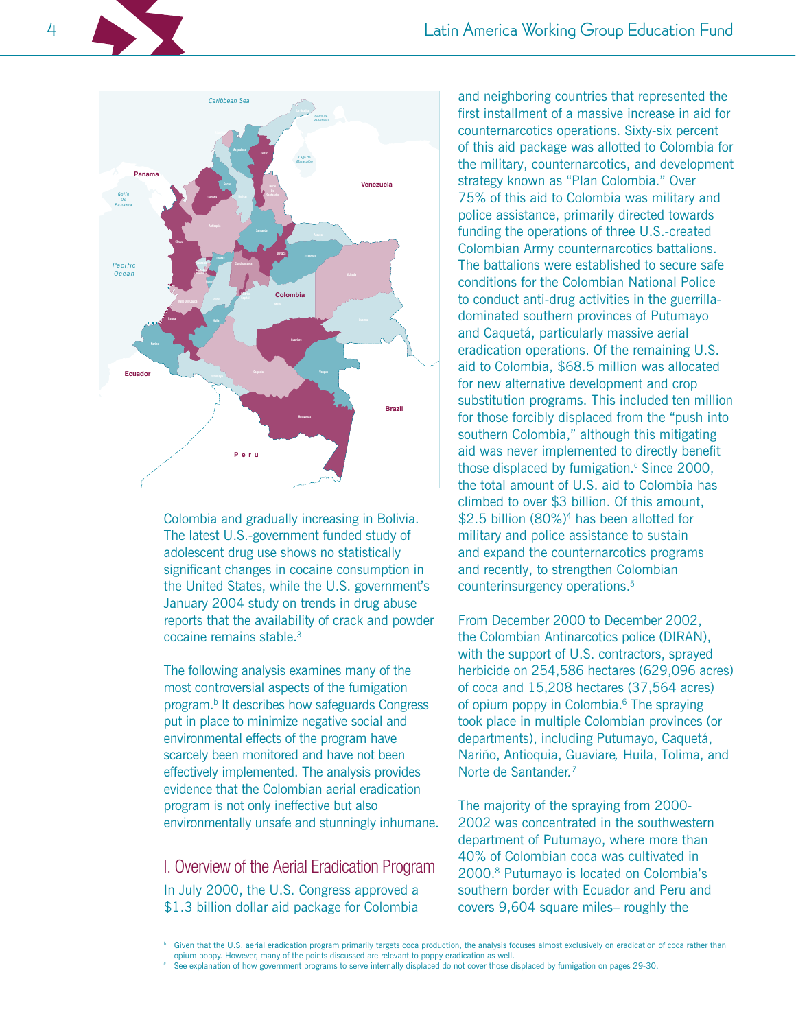Colombia and gradually increasing in Bolivia. The latest U.S.-government funded study of adolescent drug use shows no statistically significant changes in cocaine consumption in the United States, while the U.S. government's January 2004 study on trends in drug abuse reports that the availability of crack and powder cocaine remains stable.[3]

The following analysis examines many of the most controversial aspects of the fumigation program.[b] It describes how safeguards Congress put in place to minimize negative social and environmental effects of the program have scarcely been monitored and have not been effectively implemented. The analysis provides evidence that the Colombian aerial eradication program is not only ineffective but also environmentally unsafe and stunningly inhumane.

## I. Overview of the Aerial Eradication Program

In July 2000, the U.S. Congress approved a $1.3 billion dollar aid package for Colombia and neighboring countries that represented the first installment of a massive increase in aid for counternarcotics operations. Sixty-six percent of this aid package was allotted to Colombia for the military, counternarcotics, and development strategy known as "Plan Colombia." Over 75% of this aid to Colombia was military and police assistance, primarily directed towards funding the operations of three U.S.-created Colombian Army counternarcotics battalions. The battalions were established to secure safe conditions for the Colombian National Police to conduct anti-drug activities in the guerrilla-dominated southern provinces of Putumayo and Caquetá, particularly massive aerial eradication operations. Of the remaining U.S. aid to Colombia, $68.5 million was allocated for new alternative development and crop substitution programs. This included ten million for those forcibly displaced from the "push into southern Colombia," although this mitigating aid was never implemented to directly benefit those displaced by fumigation.[c] Since 2000, the total amount of U.S. aid to Colombia has climbed to over $3 billion. Of this amount, $2.5 billion (80%)[4] has been allotted for military and police assistance to sustain and expand the counternarcotics programs and recently, to strengthen Colombian counterinsurgency operations.[5]

From December 2000 to December 2002, the Colombian Antinarcotics police (DIRAN), with the support of U.S. contractors, sprayed herbicide on 254,586 hectares (629,096 acres) of coca and 15,208 hectares (37,564 acres) of opium poppy in Colombia.[6] The spraying took place in multiple Colombian provinces (or departments), including Putumayo, Caquetá, Nariño, Antioquia, Guaviare, Huila, Tolima, and Norte de Santander.[7]

The majority of the spraying from 2000-2002 was concentrated in the southwestern department of Putumayo, where more than 40% of Colombian coca was cultivated in 2000.[8] Putumayo is located on Colombia's southern border with Ecuador and Peru and covers 9,604 square miles– roughly the

---

[b] Given that the U.S. aerial eradication program primarily targets coca production, the analysis focuses almost exclusively on eradication of coca rather than opium poppy. However, many of the points discussed are relevant to poppy eradication as well.

[c] See explanation of how government programs to serve internally displaced do not cover those displaced by fumigation on pages 29-30.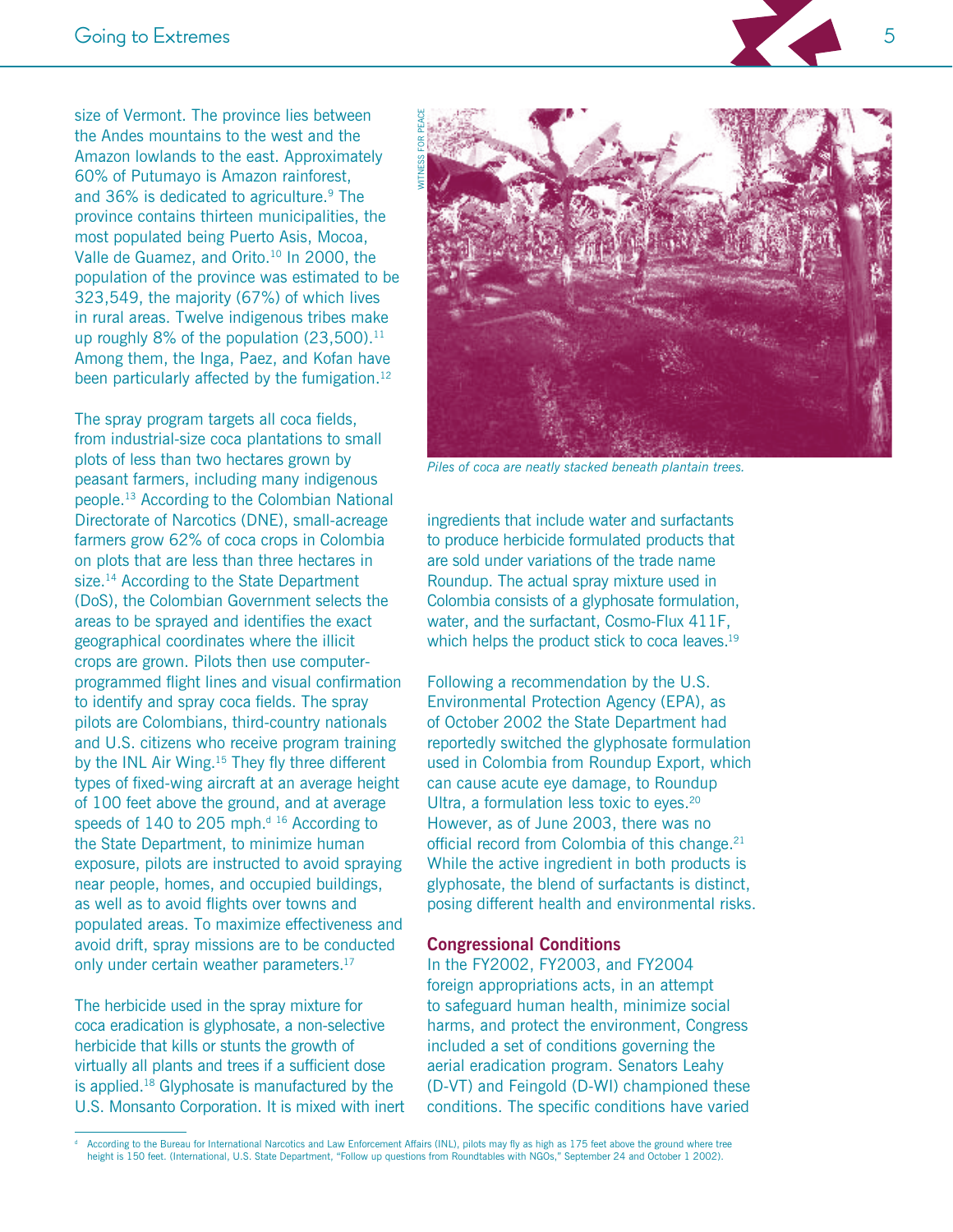size of Vermont. The province lies between the Andes mountains to the west and the Amazon lowlands to the east. Approximately 60% of Putumayo is Amazon rainforest, and 36% is dedicated to agriculture.[9] The province contains thirteen municipalities, the most populated being Puerto Asis, Mocoa, Valle de Guamez, and Orito.[10] In 2000, the population of the province was estimated to be 323,549, the majority (67%) of which lives in rural areas. Twelve indigenous tribes make up roughly 8% of the population (23,500).[11] Among them, the Inga, Paez, and Kofan have been particularly affected by the fumigation.[12]

The spray program targets all coca fields, from industrial-size coca plantations to small plots of less than two hectares grown by peasant farmers, including many indigenous people.[13] According to the Colombian National Directorate of Narcotics (DNE), small-acreage farmers grow 62% of coca crops in Colombia on plots that are less than three hectares in size.[14] According to the State Department (DoS), the Colombian Government selects the areas to be sprayed and identifies the exact geographical coordinates where the illicit crops are grown. Pilots then use computer-programmed flight lines and visual confirmation to identify and spray coca fields. The spray pilots are Colombians, third-country nationals and U.S. citizens who receive program training by the INL Air Wing.[15] They fly three different types of fixed-wing aircraft at an average height of 100 feet above the ground, and at average speeds of 140 to 205 mph.[d] [16] According to the State Department, to minimize human exposure, pilots are instructed to avoid spraying near people, homes, and occupied buildings, as well as to avoid flights over towns and populated areas. To maximize effectiveness and avoid drift, spray missions are to be conducted only under certain weather parameters.[17]

The herbicide used in the spray mixture for coca eradication is glyphosate, a non-selective herbicide that kills or stunts the growth of virtually all plants and trees if a sufficient dose is applied.[18] Glyphosate is manufactured by the U.S. Monsanto Corporation. It is mixed with inert ingredients that include water and surfactants to produce herbicide formulated products that are sold under variations of the trade name Roundup. The actual spray mixture used in Colombia consists of a glyphosate formulation, water, and the surfactant, Cosmo-Flux 411F, which helps the product stick to coca leaves.[19]

WITNESS FOR PEACE

*Piles of coca are neatly stacked beneath plantain trees.*

Following a recommendation by the U.S. Environmental Protection Agency (EPA), as of October 2002 the State Department had reportedly switched the glyphosate formulation used in Colombia from Roundup Export, which can cause acute eye damage, to Roundup Ultra, a formulation less toxic to eyes.[20] However, as of June 2003, there was no official record from Colombia of this change.[21] While the active ingredient in both products is glyphosate, the blend of surfactants is distinct, posing different health and environmental risks.

### Congressional Conditions

In the FY2002, FY2003, and FY2004 foreign appropriations acts, in an attempt to safeguard human health, minimize social harms, and protect the environment, Congress included a set of conditions governing the aerial eradication program. Senators Leahy (D-VT) and Feingold (D-WI) championed these conditions. The specific conditions have varied

---

[d] According to the Bureau for International Narcotics and Law Enforcement Affairs (INL), pilots may fly as high as 175 feet above the ground where tree height is 150 feet. (International, U.S. State Department, "Follow up questions from Roundtables with NGOs," September 24 and October 1 2002).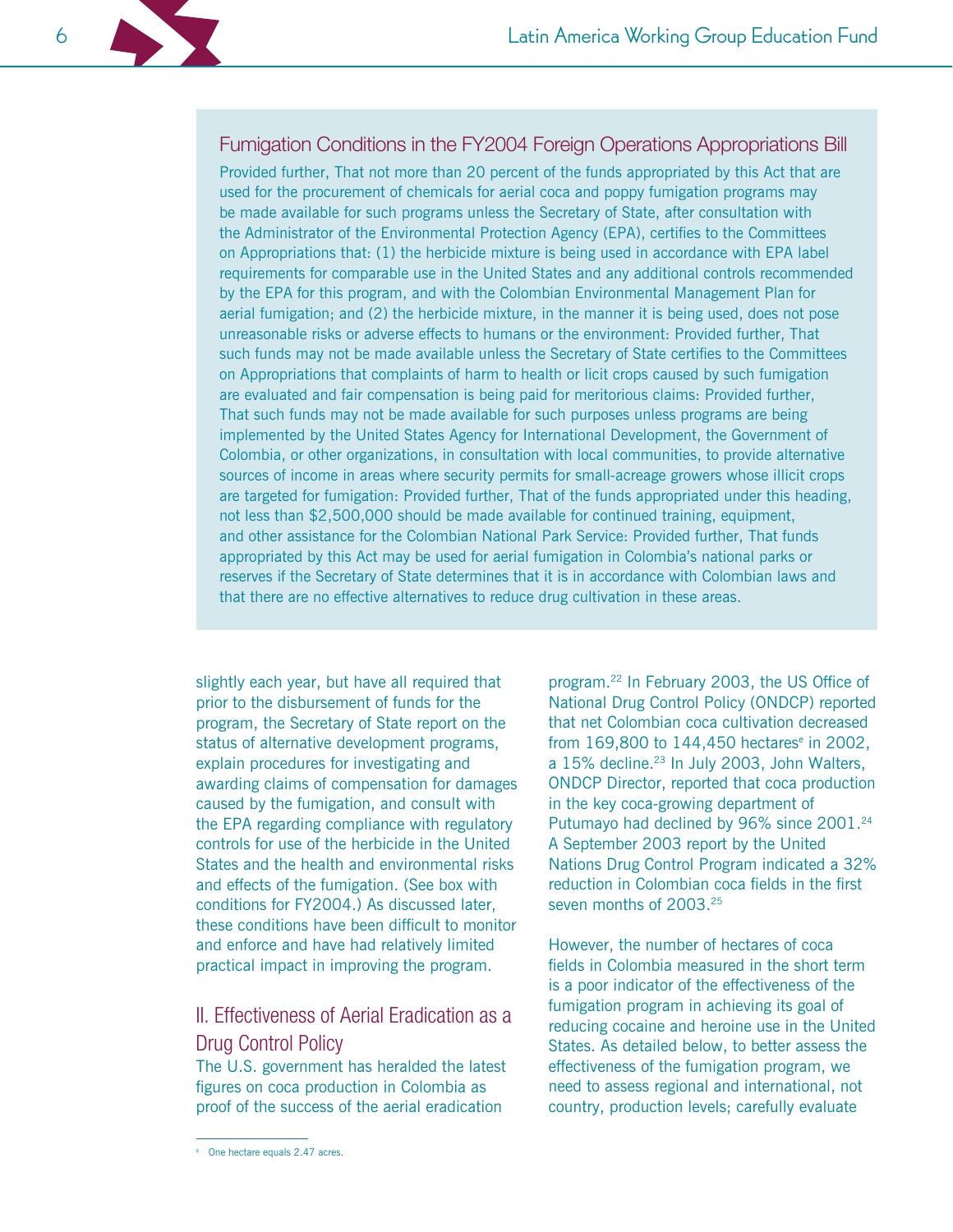### Fumigation Conditions in the FY2004 Foreign Operations Appropriations Bill

Provided further, That not more than 20 percent of the funds appropriated by this Act that are used for the procurement of chemicals for aerial coca and poppy fumigation programs may be made available for such programs unless the Secretary of State, after consultation with the Administrator of the Environmental Protection Agency (EPA), certifies to the Committees on Appropriations that: (1) the herbicide mixture is being used in accordance with EPA label requirements for comparable use in the United States and any additional controls recommended by the EPA for this program, and with the Colombian Environmental Management Plan for aerial fumigation; and (2) the herbicide mixture, in the manner it is being used, does not pose unreasonable risks or adverse effects to humans or the environment: Provided further, That such funds may not be made available unless the Secretary of State certifies to the Committees on Appropriations that complaints of harm to health or licit crops caused by such fumigation are evaluated and fair compensation is being paid for meritorious claims: Provided further, That such funds may not be made available for such purposes unless programs are being implemented by the United States Agency for International Development, the Government of Colombia, or other organizations, in consultation with local communities, to provide alternative sources of income in areas where security permits for small-acreage growers whose illicit crops are targeted for fumigation: Provided further, That of the funds appropriated under this heading, not less than $2,500,000 should be made available for continued training, equipment, and other assistance for the Colombian National Park Service: Provided further, That funds appropriated by this Act may be used for aerial fumigation in Colombia's national parks or reserves if the Secretary of State determines that it is in accordance with Colombian laws and that there are no effective alternatives to reduce drug cultivation in these areas.

slightly each year, but have all required that prior to the disbursement of funds for the program, the Secretary of State report on the status of alternative development programs, explain procedures for investigating and awarding claims of compensation for damages caused by the fumigation, and consult with the EPA regarding compliance with regulatory controls for use of the herbicide in the United States and the health and environmental risks and effects of the fumigation. (See box with conditions for FY2004.) As discussed later, these conditions have been difficult to monitor and enforce and have had relatively limited practical impact in improving the program.

## II. Effectiveness of Aerial Eradication as a Drug Control Policy

The U.S. government has heralded the latest figures on coca production in Colombia as proof of the success of the aerial eradication program.[22] In February 2003, the US Office of National Drug Control Policy (ONDCP) reported that net Colombian coca cultivation decreased from 169,800 to 144,450 hectares[e] in 2002, a 15% decline.[23] In July 2003, John Walters, ONDCP Director, reported that coca production in the key coca-growing department of Putumayo had declined by 96% since 2001.[24] A September 2003 report by the United Nations Drug Control Program indicated a 32% reduction in Colombian coca fields in the first seven months of 2003.[25]

However, the number of hectares of coca fields in Colombia measured in the short term is a poor indicator of the effectiveness of the fumigation program in achieving its goal of reducing cocaine and heroine use in the United States. As detailed below, to better assess the effectiveness of the fumigation program, we need to assess regional and international, not country, production levels; carefully evaluate

[e] One hectare equals 2.47 acres.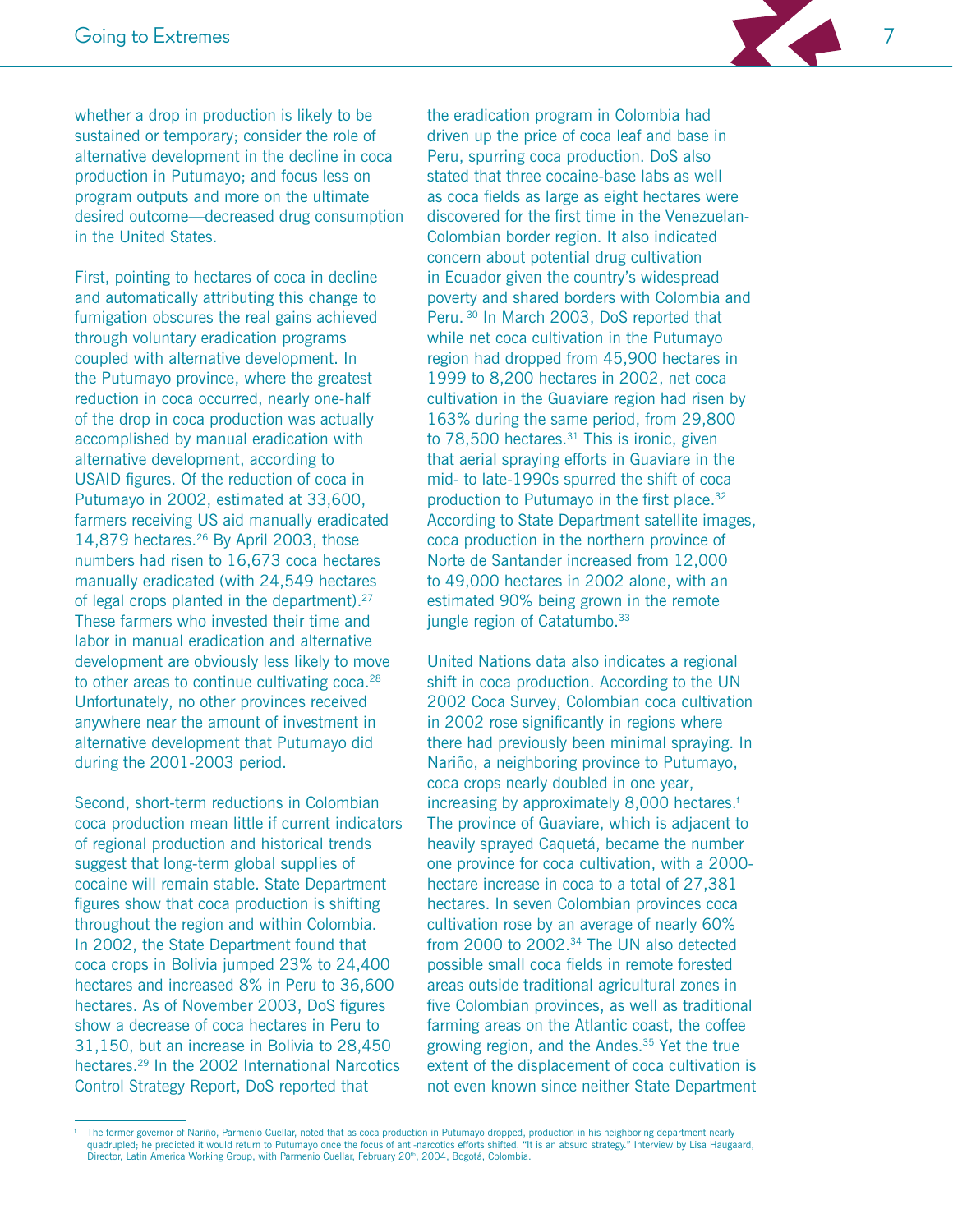whether a drop in production is likely to be sustained or temporary; consider the role of alternative development in the decline in coca production in Putumayo; and focus less on program outputs and more on the ultimate desired outcome—decreased drug consumption in the United States.

First, pointing to hectares of coca in decline and automatically attributing this change to fumigation obscures the real gains achieved through voluntary eradication programs coupled with alternative development. In the Putumayo province, where the greatest reduction in coca occurred, nearly one-half of the drop in coca production was actually accomplished by manual eradication with alternative development, according to USAID figures. Of the reduction of coca in Putumayo in 2002, estimated at 33,600, farmers receiving US aid manually eradicated 14,879 hectares.[26] By April 2003, those numbers had risen to 16,673 coca hectares manually eradicated (with 24,549 hectares of legal crops planted in the department).[27] These farmers who invested their time and labor in manual eradication and alternative development are obviously less likely to move to other areas to continue cultivating coca.[28] Unfortunately, no other provinces received anywhere near the amount of investment in alternative development that Putumayo did during the 2001-2003 period.

Second, short-term reductions in Colombian coca production mean little if current indicators of regional production and historical trends suggest that long-term global supplies of cocaine will remain stable. State Department figures show that coca production is shifting throughout the region and within Colombia. In 2002, the State Department found that coca crops in Bolivia jumped 23% to 24,400 hectares and increased 8% in Peru to 36,600 hectares. As of November 2003, DoS figures show a decrease of coca hectares in Peru to 31,150, but an increase in Bolivia to 28,450 hectares.[29] In the 2002 International Narcotics Control Strategy Report, DoS reported that the eradication program in Colombia had driven up the price of coca leaf and base in Peru, spurring coca production. DoS also stated that three cocaine-base labs as well as coca fields as large as eight hectares were discovered for the first time in the Venezuelan-Colombian border region. It also indicated concern about potential drug cultivation in Ecuador given the country's widespread poverty and shared borders with Colombia and Peru.[30] In March 2003, DoS reported that while net coca cultivation in the Putumayo region had dropped from 45,900 hectares in 1999 to 8,200 hectares in 2002, net coca cultivation in the Guaviare region had risen by 163% during the same period, from 29,800 to 78,500 hectares.[31] This is ironic, given that aerial spraying efforts in Guaviare in the mid- to late-1990s spurred the shift of coca production to Putumayo in the first place.[32] According to State Department satellite images, coca production in the northern province of Norte de Santander increased from 12,000 to 49,000 hectares in 2002 alone, with an estimated 90% being grown in the remote jungle region of Catatumbo.[33]

United Nations data also indicates a regional shift in coca production. According to the UN 2002 Coca Survey, Colombian coca cultivation in 2002 rose significantly in regions where there had previously been minimal spraying. In Nariño, a neighboring province to Putumayo, coca crops nearly doubled in one year, increasing by approximately 8,000 hectares.[f] The province of Guaviare, which is adjacent to heavily sprayed Caquetá, became the number one province for coca cultivation, with a 2000-hectare increase in coca to a total of 27,381 hectares. In seven Colombian provinces coca cultivation rose by an average of nearly 60% from 2000 to 2002.[34] The UN also detected possible small coca fields in remote forested areas outside traditional agricultural zones in five Colombian provinces, as well as traditional farming areas on the Atlantic coast, the coffee growing region, and the Andes.[35] Yet the true extent of the displacement of coca cultivation is not even known since neither State Department

---

[f] The former governor of Nariño, Parmenio Cuellar, noted that as coca production in Putumayo dropped, production in his neighboring department nearly quadrupled; he predicted it would return to Putumayo once the focus of anti-narcotics efforts shifted. "It is an absurd strategy." Interview by Lisa Haugaard, Director, Latin America Working Group, with Parmenio Cuellar, February 20th, 2004, Bogotá, Colombia.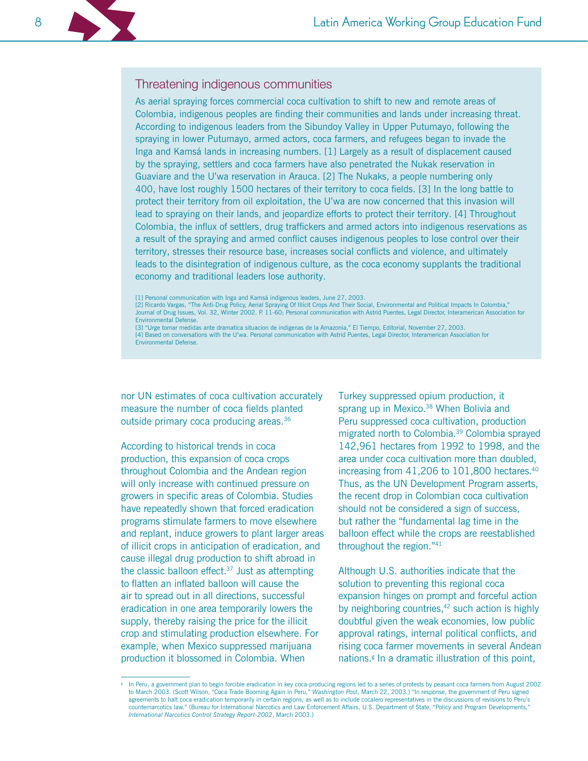## Threatening indigenous communities

As aerial spraying forces commercial coca cultivation to shift to new and remote areas of Colombia, indigenous peoples are finding their communities and lands under increasing threat. According to indigenous leaders from the Sibundoy Valley in Upper Putumayo, following the spraying in lower Putumayo, armed actors, coca farmers, and refugees began to invade the Inga and Kamsá lands in increasing numbers. [1] Largely as a result of displacement caused by the spraying, settlers and coca farmers have also penetrated the Nukak reservation in Guaviare and the U'wa reservation in Arauca. [2] The Nukaks, a people numbering only 400, have lost roughly 1500 hectares of their territory to coca fields. [3] In the long battle to protect their territory from oil exploitation, the U'wa are now concerned that this invasion will lead to spraying on their lands, and jeopardize efforts to protect their territory. [4] Throughout Colombia, the influx of settlers, drug traffickers and armed actors into indigenous reservations as a result of the spraying and armed conflict causes indigenous peoples to lose control over their territory, stresses their resource base, increases social conflicts and violence, and ultimately leads to the disintegration of indigenous culture, as the coca economy supplants the traditional economy and traditional leaders lose authority.

[1] Personal communication with Inga and Kamsá indigenous leaders, June 27, 2003.
[2] Ricardo Vargas, "The Anti-Drug Policy, Aerial Spraying Of Illicit Crops And Their Social, Environmental and Political Impacts In Colombia," Journal of Drug Issues, Vol. 32, Winter 2002. P. 11-60; Personal communication with Astrid Puentes, Legal Director, Interamerican Association for Environmental Defense.
[3] "Urge tomar medidas ante dramatica situacion de indigenas de la Amazonia," El Tiempo, Editorial, November 27, 2003.
[4] Based on conversations with the U'wa. Personal communication with Astrid Puentes, Legal Director, Interamerican Association for Environmental Defense.

nor UN estimates of coca cultivation accurately measure the number of coca fields planted outside primary coca producing areas.[36]

According to historical trends in coca production, this expansion of coca crops throughout Colombia and the Andean region will only increase with continued pressure on growers in specific areas of Colombia. Studies have repeatedly shown that forced eradication programs stimulate farmers to move elsewhere and replant, induce growers to plant larger areas of illicit crops in anticipation of eradication, and cause illegal drug production to shift abroad in the classic balloon effect.[37] Just as attempting to flatten an inflated balloon will cause the air to spread out in all directions, successful eradication in one area temporarily lowers the supply, thereby raising the price for the illicit crop and stimulating production elsewhere. For example, when Mexico suppressed marijuana production it blossomed in Colombia. When Turkey suppressed opium production, it sprang up in Mexico.[38] When Bolivia and Peru suppressed coca cultivation, production migrated north to Colombia.[39] Colombia sprayed 142,961 hectares from 1992 to 1998, and the area under coca cultivation more than doubled, increasing from 41,206 to 101,800 hectares.[40] Thus, as the UN Development Program asserts, the recent drop in Colombian coca cultivation should not be considered a sign of success, but rather the "fundamental lag time in the balloon effect while the crops are reestablished throughout the region."[41]

Although U.S. authorities indicate that the solution to preventing this regional coca expansion hinges on prompt and forceful action by neighboring countries,[42] such action is highly doubtful given the weak economies, low public approval ratings, internal political conflicts, and rising coca farmer movements in several Andean nations.[g] In a dramatic illustration of this point,

[g] In Peru, a government plan to begin forcible eradication in key coca-producing regions led to a series of protests by peasant coca farmers from August 2002 to March 2003. (Scott Wilson, "Coca Trade Booming Again in Peru," *Washington Post*, March 22, 2003.) "In response, the government of Peru signed agreements to halt coca eradication temporarily in certain regions, as well as to include cocalero representatives in the discussions of revisions to Peru's counternarcotics law." (Bureau for International Narcotics and Law Enforcement Affairs, U.S. Department of State, "Policy and Program Developments," *International Narcotics Control Strategy Report-2002*, March 2003.)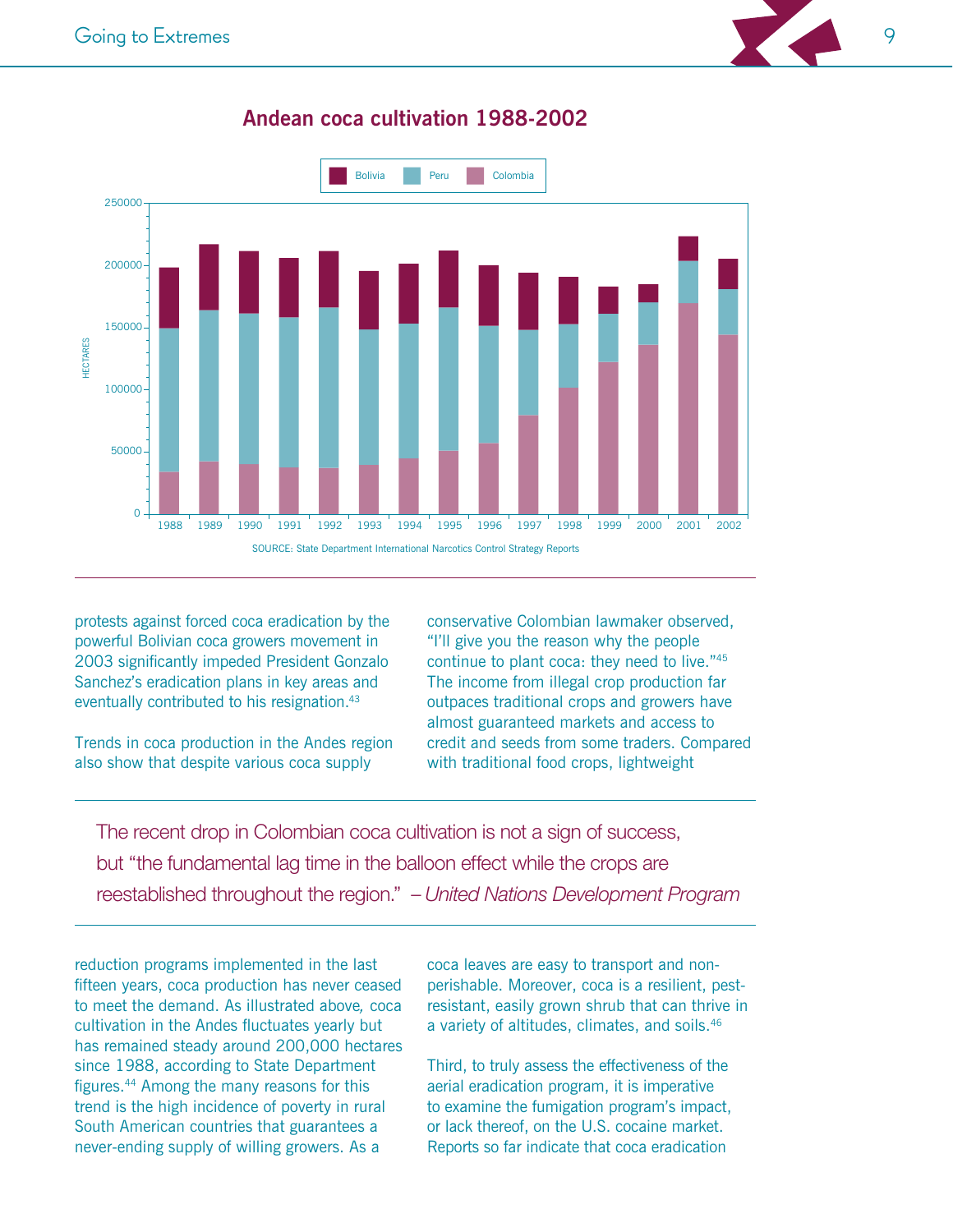## Andean coca cultivation 1988-2002

SOURCE: State Department International Narcotics Control Strategy Reports

protests against forced coca eradication by the powerful Bolivian coca growers movement in 2003 significantly impeded President Gonzalo Sanchez's eradication plans in key areas and eventually contributed to his resignation.[43]

Trends in coca production in the Andes region also show that despite various coca supply reduction programs implemented in the last fifteen years, coca production has never ceased to meet the demand. As illustrated above, coca cultivation in the Andes fluctuates yearly but has remained steady around 200,000 hectares since 1988, according to State Department figures.[44] Among the many reasons for this trend is the high incidence of poverty in rural South American countries that guarantees a never-ending supply of willing growers. As a conservative Colombian lawmaker observed, "I'll give you the reason why the people continue to plant coca: they need to live."[45] The income from illegal crop production far outpaces traditional crops and growers have almost guaranteed markets and access to credit and seeds from some traders. Compared with traditional food crops, lightweight coca leaves are easy to transport and non-perishable. Moreover, coca is a resilient, pest-resistant, easily grown shrub that can thrive in a variety of altitudes, climates, and soils.[46]

> The recent drop in Colombian coca cultivation is not a sign of success, but "the fundamental lag time in the balloon effect while the crops are reestablished throughout the region." *– United Nations Development Program*

Third, to truly assess the effectiveness of the aerial eradication program, it is imperative to examine the fumigation program's impact, or lack thereof, on the U.S. cocaine market. Reports so far indicate that coca eradication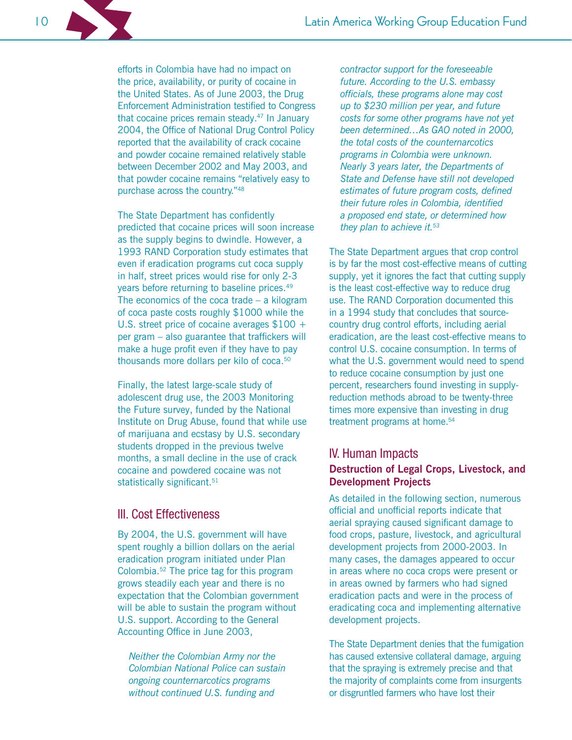efforts in Colombia have had no impact on the price, availability, or purity of cocaine in the United States. As of June 2003, the Drug Enforcement Administration testified to Congress that cocaine prices remain steady.[47] In January 2004, the Office of National Drug Control Policy reported that the availability of crack cocaine and powder cocaine remained relatively stable between December 2002 and May 2003, and that powder cocaine remains "relatively easy to purchase across the country."[48]

The State Department has confidently predicted that cocaine prices will soon increase as the supply begins to dwindle. However, a 1993 RAND Corporation study estimates that even if eradication programs cut coca supply in half, street prices would rise for only 2-3 years before returning to baseline prices.[49] The economics of the coca trade – a kilogram of coca paste costs roughly $1000 while the U.S. street price of cocaine averages $100 + per gram – also guarantee that traffickers will make a huge profit even if they have to pay thousands more dollars per kilo of coca.[50]

Finally, the latest large-scale study of adolescent drug use, the 2003 Monitoring the Future survey, funded by the National Institute on Drug Abuse, found that while use of marijuana and ecstasy by U.S. secondary students dropped in the previous twelve months, a small decline in the use of crack cocaine and powdered cocaine was not statistically significant.[51]

## III. Cost Effectiveness

By 2004, the U.S. government will have spent roughly a billion dollars on the aerial eradication program initiated under Plan Colombia.[52] The price tag for this program grows steadily each year and there is no expectation that the Colombian government will be able to sustain the program without U.S. support. According to the General Accounting Office in June 2003,

> *Neither the Colombian Army nor the Colombian National Police can sustain ongoing counternarcotics programs without continued U.S. funding and contractor support for the foreseeable future. According to the U.S. embassy officials, these programs alone may cost up to $230 million per year, and future costs for some other programs have not yet been determined…As GAO noted in 2000, the total costs of the counternarcotics programs in Colombia were unknown. Nearly 3 years later, the Departments of State and Defense have still not developed estimates of future program costs, defined their future roles in Colombia, identified a proposed end state, or determined how they plan to achieve it.*[53]

The State Department argues that crop control is by far the most cost-effective means of cutting supply, yet it ignores the fact that cutting supply is the least cost-effective way to reduce drug use. The RAND Corporation documented this in a 1994 study that concludes that source-country drug control efforts, including aerial eradication, are the least cost-effective means to control U.S. cocaine consumption. In terms of what the U.S. government would need to spend to reduce cocaine consumption by just one percent, researchers found investing in supply-reduction methods abroad to be twenty-three times more expensive than investing in drug treatment programs at home.[54]

## IV. Human Impacts

### Destruction of Legal Crops, Livestock, and Development Projects

As detailed in the following section, numerous official and unofficial reports indicate that aerial spraying caused significant damage to food crops, pasture, livestock, and agricultural development projects from 2000-2003. In many cases, the damages appeared to occur in areas where no coca crops were present or in areas owned by farmers who had signed eradication pacts and were in the process of eradicating coca and implementing alternative development projects.

The State Department denies that the fumigation has caused extensive collateral damage, arguing that the spraying is extremely precise and that the majority of complaints come from insurgents or disgruntled farmers who have lost their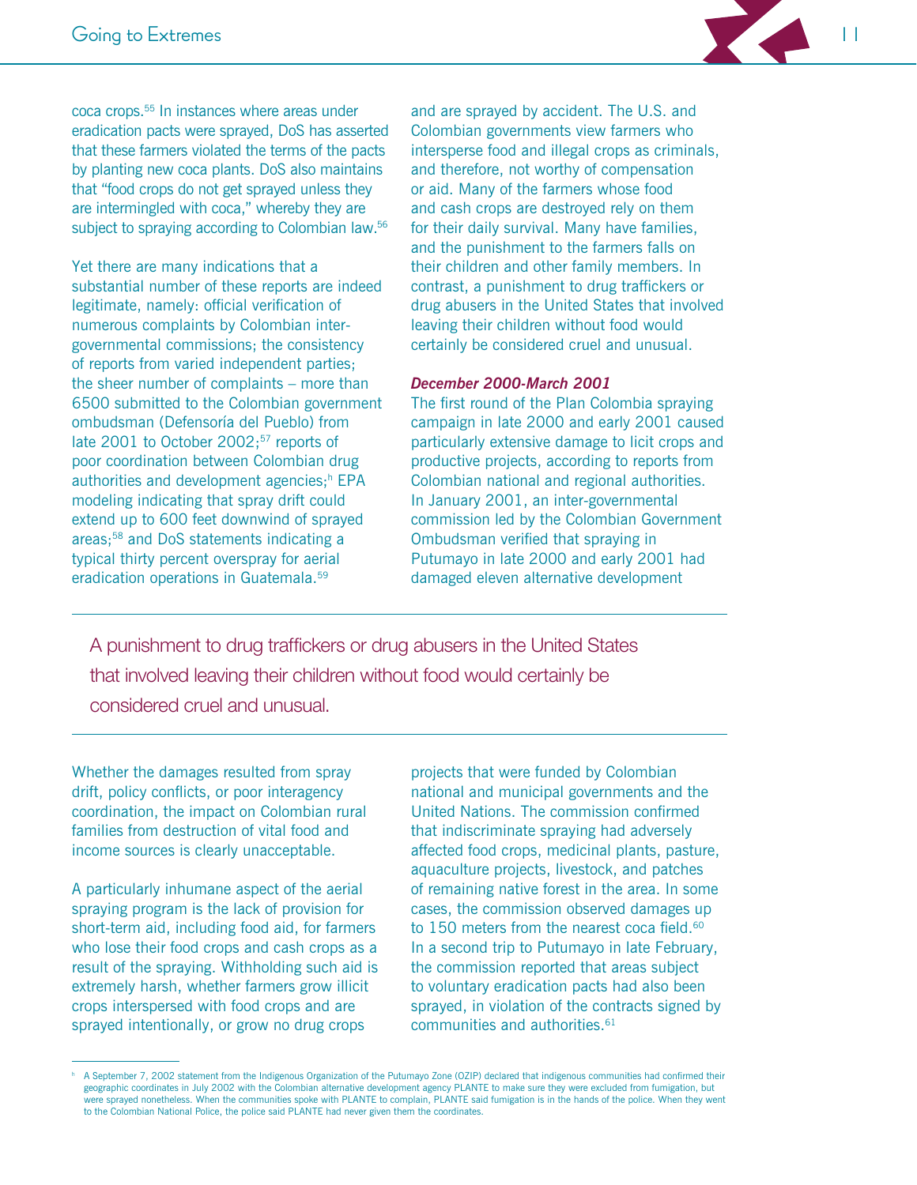coca crops.[55] In instances where areas under eradication pacts were sprayed, DoS has asserted that these farmers violated the terms of the pacts by planting new coca plants. DoS also maintains that "food crops do not get sprayed unless they are intermingled with coca," whereby they are subject to spraying according to Colombian law.[56]

Yet there are many indications that a substantial number of these reports are indeed legitimate, namely: official verification of numerous complaints by Colombian inter-governmental commissions; the consistency of reports from varied independent parties; the sheer number of complaints – more than 6500 submitted to the Colombian government ombudsman (Defensoría del Pueblo) from late 2001 to October 2002;[57] reports of poor coordination between Colombian drug authorities and development agencies;[h] EPA modeling indicating that spray drift could extend up to 600 feet downwind of sprayed areas;[58] and DoS statements indicating a typical thirty percent overspray for aerial eradication operations in Guatemala.[59]

Whether the damages resulted from spray drift, policy conflicts, or poor interagency coordination, the impact on Colombian rural families from destruction of vital food and income sources is clearly unacceptable.

A particularly inhumane aspect of the aerial spraying program is the lack of provision for short-term aid, including food aid, for farmers who lose their food crops and cash crops as a result of the spraying. Withholding such aid is extremely harsh, whether farmers grow illicit crops interspersed with food crops and are sprayed intentionally, or grow no drug crops and are sprayed by accident. The U.S. and Colombian governments view farmers who intersperse food and illegal crops as criminals, and therefore, not worthy of compensation or aid. Many of the farmers whose food and cash crops are destroyed rely on them for their daily survival. Many have families, and the punishment to the farmers falls on their children and other family members. In contrast, a punishment to drug traffickers or drug abusers in the United States that involved leaving their children without food would certainly be considered cruel and unusual.

> A punishment to drug traffickers or drug abusers in the United States that involved leaving their children without food would certainly be considered cruel and unusual.

***December 2000-March 2001***

The first round of the Plan Colombia spraying campaign in late 2000 and early 2001 caused particularly extensive damage to licit crops and productive projects, according to reports from Colombian national and regional authorities. In January 2001, an inter-governmental commission led by the Colombian Government Ombudsman verified that spraying in Putumayo in late 2000 and early 2001 had damaged eleven alternative development projects that were funded by Colombian national and municipal governments and the United Nations. The commission confirmed that indiscriminate spraying had adversely affected food crops, medicinal plants, pasture, aquaculture projects, livestock, and patches of remaining native forest in the area. In some cases, the commission observed damages up to 150 meters from the nearest coca field.[60] In a second trip to Putumayo in late February, the commission reported that areas subject to voluntary eradication pacts had also been sprayed, in violation of the contracts signed by communities and authorities.[61]

---

[h] A September 7, 2002 statement from the Indigenous Organization of the Putumayo Zone (OZIP) declared that indigenous communities had confirmed their geographic coordinates in July 2002 with the Colombian alternative development agency PLANTE to make sure they were excluded from fumigation, but were sprayed nonetheless. When the communities spoke with PLANTE to complain, PLANTE said fumigation is in the hands of the police. When they went to the Colombian National Police, the police said PLANTE had never given them the coordinates.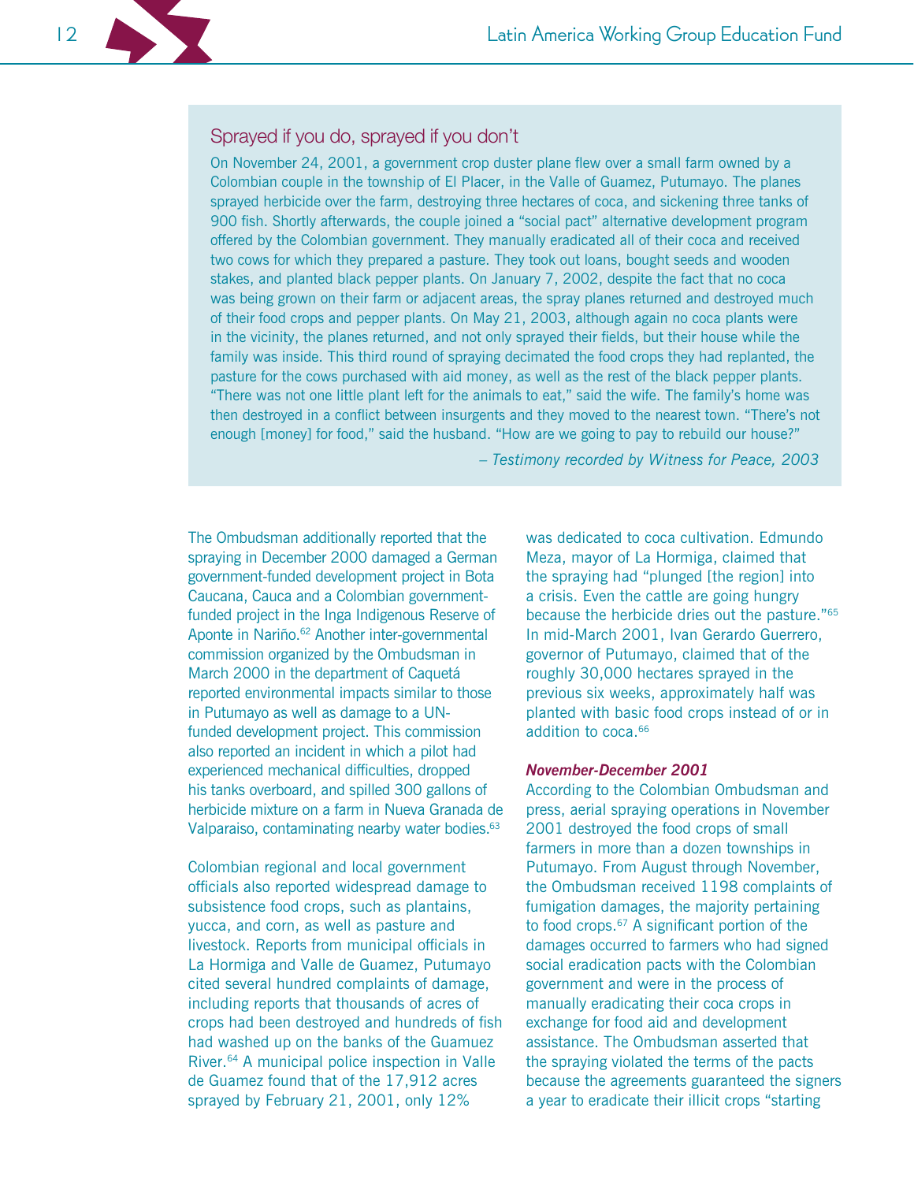## Sprayed if you do, sprayed if you don't

On November 24, 2001, a government crop duster plane flew over a small farm owned by a Colombian couple in the township of El Placer, in the Valle of Guamez, Putumayo. The planes sprayed herbicide over the farm, destroying three hectares of coca, and sickening three tanks of 900 fish. Shortly afterwards, the couple joined a "social pact" alternative development program offered by the Colombian government. They manually eradicated all of their coca and received two cows for which they prepared a pasture. They took out loans, bought seeds and wooden stakes, and planted black pepper plants. On January 7, 2002, despite the fact that no coca was being grown on their farm or adjacent areas, the spray planes returned and destroyed much of their food crops and pepper plants. On May 21, 2003, although again no coca plants were in the vicinity, the planes returned, and not only sprayed their fields, but their house while the family was inside. This third round of spraying decimated the food crops they had replanted, the pasture for the cows purchased with aid money, as well as the rest of the black pepper plants. "There was not one little plant left for the animals to eat," said the wife. The family's home was then destroyed in a conflict between insurgents and they moved to the nearest town. "There's not enough [money] for food," said the husband. "How are we going to pay to rebuild our house?"

*– Testimony recorded by Witness for Peace, 2003*

The Ombudsman additionally reported that the spraying in December 2000 damaged a German government-funded development project in Bota Caucana, Cauca and a Colombian government-funded project in the Inga Indigenous Reserve of Aponte in Nariño.[62] Another inter-governmental commission organized by the Ombudsman in March 2000 in the department of Caquetá reported environmental impacts similar to those in Putumayo as well as damage to a UN-funded development project. This commission also reported an incident in which a pilot had experienced mechanical difficulties, dropped his tanks overboard, and spilled 300 gallons of herbicide mixture on a farm in Nueva Granada de Valparaiso, contaminating nearby water bodies.[63]

Colombian regional and local government officials also reported widespread damage to subsistence food crops, such as plantains, yucca, and corn, as well as pasture and livestock. Reports from municipal officials in La Hormiga and Valle de Guamez, Putumayo cited several hundred complaints of damage, including reports that thousands of acres of crops had been destroyed and hundreds of fish had washed up on the banks of the Guamuez River.[64] A municipal police inspection in Valle de Guamez found that of the 17,912 acres sprayed by February 21, 2001, only 12% was dedicated to coca cultivation. Edmundo Meza, mayor of La Hormiga, claimed that the spraying had "plunged [the region] into a crisis. Even the cattle are going hungry because the herbicide dries out the pasture."[65] In mid-March 2001, Ivan Gerardo Guerrero, governor of Putumayo, claimed that of the roughly 30,000 hectares sprayed in the previous six weeks, approximately half was planted with basic food crops instead of or in addition to coca.[66]

***November-December 2001***

According to the Colombian Ombudsman and press, aerial spraying operations in November 2001 destroyed the food crops of small farmers in more than a dozen townships in Putumayo. From August through November, the Ombudsman received 1198 complaints of fumigation damages, the majority pertaining to food crops.[67] A significant portion of the damages occurred to farmers who had signed social eradication pacts with the Colombian government and were in the process of manually eradicating their coca crops in exchange for food aid and development assistance. The Ombudsman asserted that the spraying violated the terms of the pacts because the agreements guaranteed the signers a year to eradicate their illicit crops "starting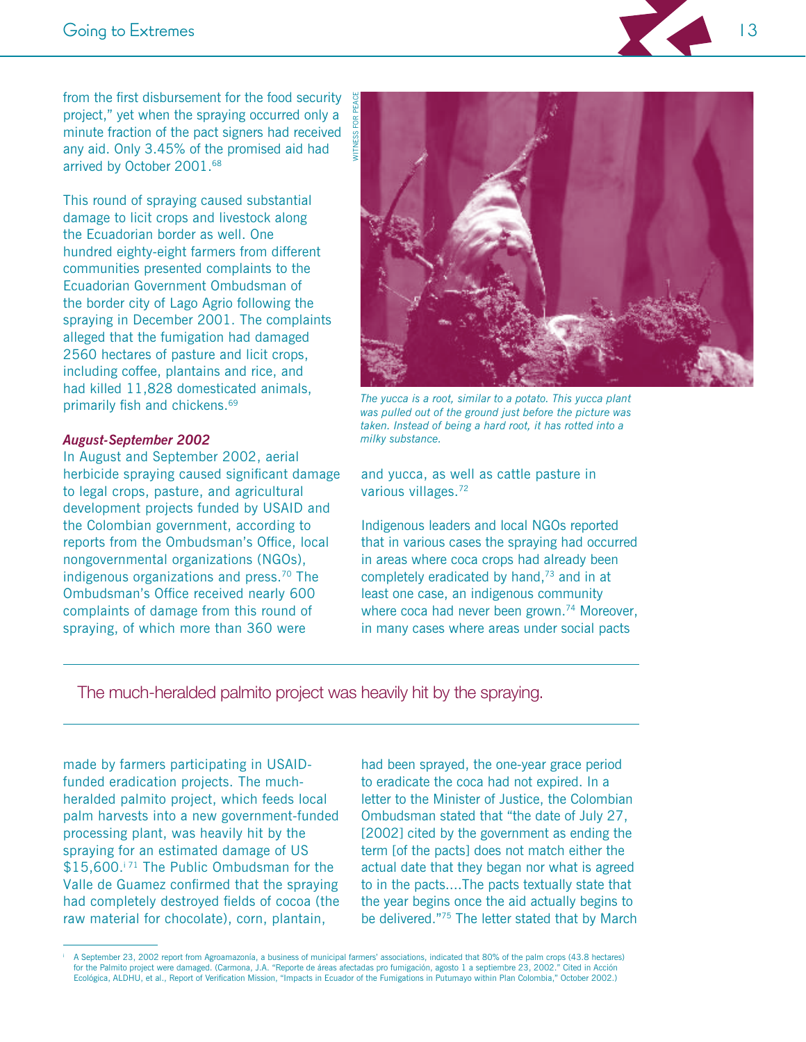from the first disbursement for the food security project," yet when the spraying occurred only a minute fraction of the pact signers had received any aid. Only 3.45% of the promised aid had arrived by October 2001.[68]

This round of spraying caused substantial damage to licit crops and livestock along the Ecuadorian border as well. One hundred eighty-eight farmers from different communities presented complaints to the Ecuadorian Government Ombudsman of the border city of Lago Agrio following the spraying in December 2001. The complaints alleged that the fumigation had damaged 2560 hectares of pasture and licit crops, including coffee, plantains and rice, and had killed 11,828 domesticated animals, primarily fish and chickens.[69]

### *August-September 2002*

In August and September 2002, aerial herbicide spraying caused significant damage to legal crops, pasture, and agricultural development projects funded by USAID and the Colombian government, according to reports from the Ombudsman's Office, local nongovernmental organizations (NGOs), indigenous organizations and press.[70] The Ombudsman's Office received nearly 600 complaints of damage from this round of spraying, of which more than 360 were made by farmers participating in USAID-funded eradication projects. The much-heralded palmito project, which feeds local palm harvests into a new government-funded processing plant, was heavily hit by the spraying for an estimated damage of US $15,600.[i][71] The Public Ombudsman for the Valle de Guamez confirmed that the spraying had completely destroyed fields of cocoa (the raw material for chocolate), corn, plantain, and yucca, as well as cattle pasture in various villages.[72]

WITNESS FOR PEACE

*The yucca is a root, similar to a potato. This yucca plant was pulled out of the ground just before the picture was taken. Instead of being a hard root, it has rotted into a milky substance.*

Indigenous leaders and local NGOs reported that in various cases the spraying had occurred in areas where coca crops had already been completely eradicated by hand,[73] and in at least one case, an indigenous community where coca had never been grown.[74] Moreover, in many cases where areas under social pacts had been sprayed, the one-year grace period to eradicate the coca had not expired. In a letter to the Minister of Justice, the Colombian Ombudsman stated that "the date of July 27, [2002] cited by the government as ending the term [of the pacts] does not match either the actual date that they began nor what is agreed to in the pacts....The pacts textually state that the year begins once the aid actually begins to be delivered."[75] The letter stated that by March

> The much-heralded palmito project was heavily hit by the spraying.

---

[i] A September 23, 2002 report from Agroamazonía, a business of municipal farmers' associations, indicated that 80% of the palm crops (43.8 hectares) for the Palmito project were damaged. (Carmona, J.A. "Reporte de áreas afectadas pro fumigación, agosto 1 a septiembre 23, 2002." Cited in Acción Ecológica, ALDHU, et al., Report of Verification Mission, "Impacts in Ecuador of the Fumigations in Putumayo within Plan Colombia," October 2002.)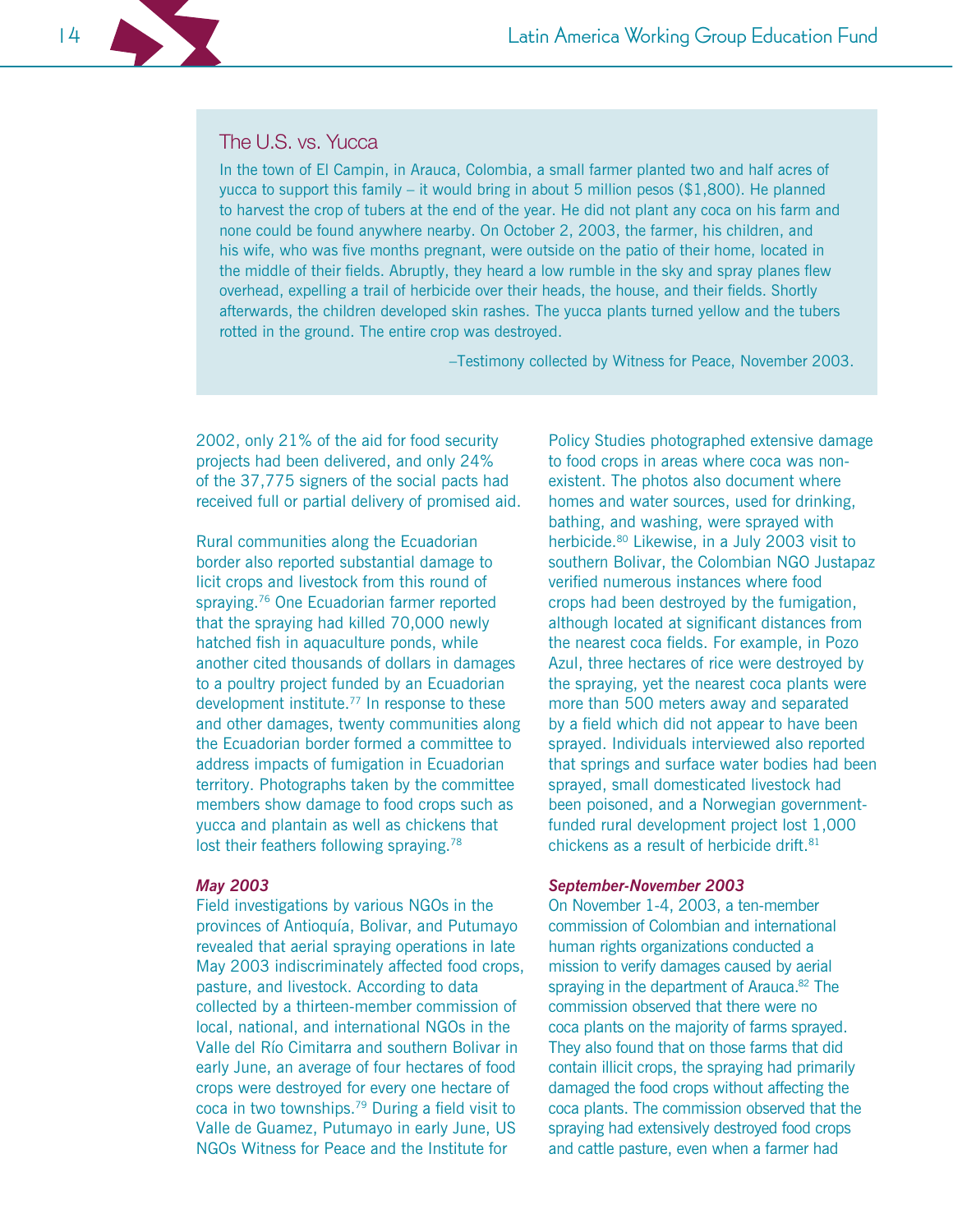## The U.S. vs. Yucca

In the town of El Campin, in Arauca, Colombia, a small farmer planted two and half acres of yucca to support this family – it would bring in about 5 million pesos ($1,800). He planned to harvest the crop of tubers at the end of the year. He did not plant any coca on his farm and none could be found anywhere nearby. On October 2, 2003, the farmer, his children, and his wife, who was five months pregnant, were outside on the patio of their home, located in the middle of their fields. Abruptly, they heard a low rumble in the sky and spray planes flew overhead, expelling a trail of herbicide over their heads, the house, and their fields. Shortly afterwards, the children developed skin rashes. The yucca plants turned yellow and the tubers rotted in the ground. The entire crop was destroyed.

–Testimony collected by Witness for Peace, November 2003.

2002, only 21% of the aid for food security projects had been delivered, and only 24% of the 37,775 signers of the social pacts had received full or partial delivery of promised aid.

Rural communities along the Ecuadorian border also reported substantial damage to licit crops and livestock from this round of spraying.[76] One Ecuadorian farmer reported that the spraying had killed 70,000 newly hatched fish in aquaculture ponds, while another cited thousands of dollars in damages to a poultry project funded by an Ecuadorian development institute.[77] In response to these and other damages, twenty communities along the Ecuadorian border formed a committee to address impacts of fumigation in Ecuadorian territory. Photographs taken by the committee members show damage to food crops such as yucca and plantain as well as chickens that lost their feathers following spraying.[78]

### *May 2003*

Field investigations by various NGOs in the provinces of Antioquía, Bolivar, and Putumayo revealed that aerial spraying operations in late May 2003 indiscriminately affected food crops, pasture, and livestock. According to data collected by a thirteen-member commission of local, national, and international NGOs in the Valle del Río Cimitarra and southern Bolivar in early June, an average of four hectares of food crops were destroyed for every one hectare of coca in two townships.[79] During a field visit to Valle de Guamez, Putumayo in early June, US NGOs Witness for Peace and the Institute for Policy Studies photographed extensive damage to food crops in areas where coca was non-existent. The photos also document where homes and water sources, used for drinking, bathing, and washing, were sprayed with herbicide.[80] Likewise, in a July 2003 visit to southern Bolivar, the Colombian NGO Justapaz verified numerous instances where food crops had been destroyed by the fumigation, although located at significant distances from the nearest coca fields. For example, in Pozo Azul, three hectares of rice were destroyed by the spraying, yet the nearest coca plants were more than 500 meters away and separated by a field which did not appear to have been sprayed. Individuals interviewed also reported that springs and surface water bodies had been sprayed, small domesticated livestock had been poisoned, and a Norwegian government-funded rural development project lost 1,000 chickens as a result of herbicide drift.[81]

### *September-November 2003*

On November 1-4, 2003, a ten-member commission of Colombian and international human rights organizations conducted a mission to verify damages caused by aerial spraying in the department of Arauca.[82] The commission observed that there were no coca plants on the majority of farms sprayed. They also found that on those farms that did contain illicit crops, the spraying had primarily damaged the food crops without affecting the coca plants. The commission observed that the spraying had extensively destroyed food crops and cattle pasture, even when a farmer had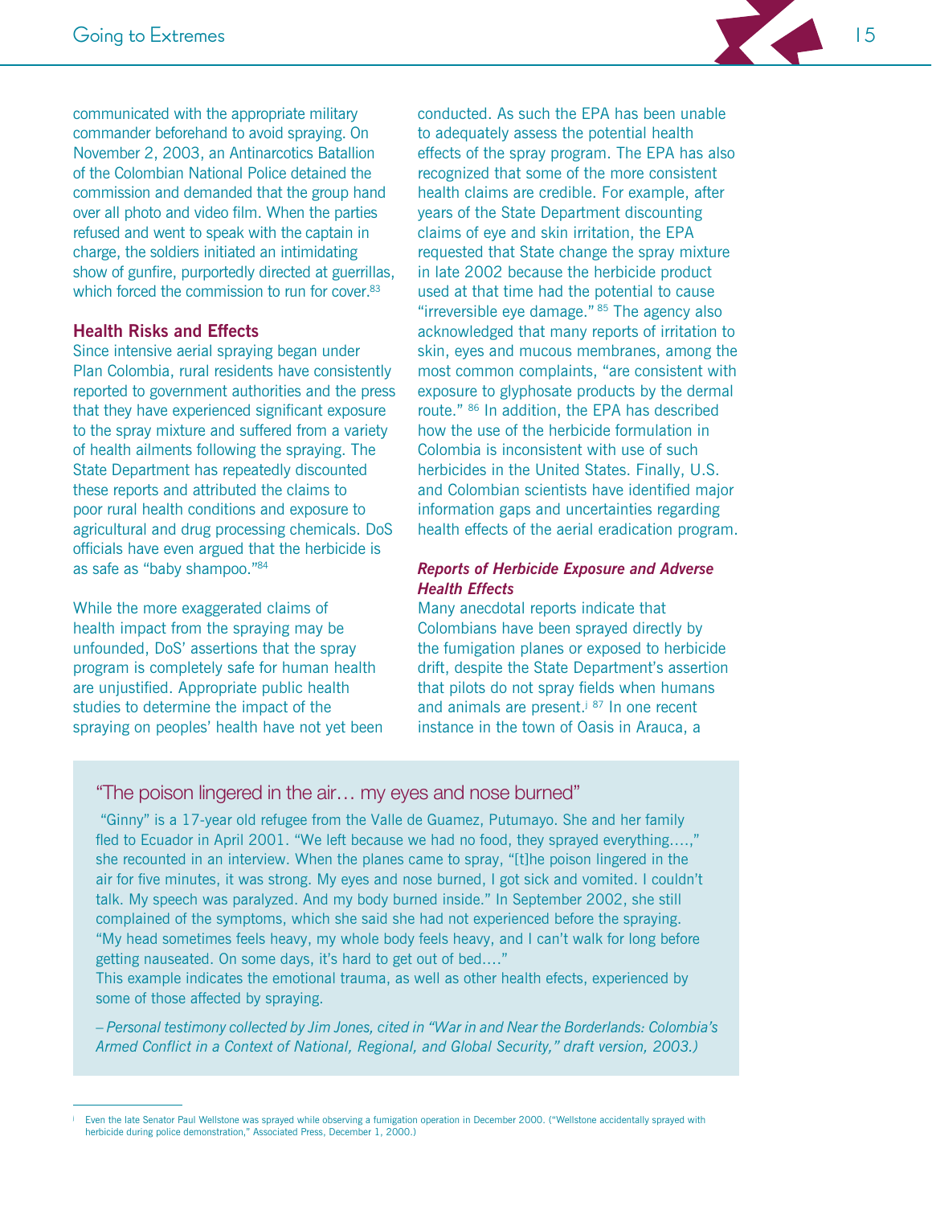communicated with the appropriate military commander beforehand to avoid spraying. On November 2, 2003, an Antinarcotics Batallion of the Colombian National Police detained the commission and demanded that the group hand over all photo and video film. When the parties refused and went to speak with the captain in charge, the soldiers initiated an intimidating show of gunfire, purportedly directed at guerrillas, which forced the commission to run for cover.[83]

## Health Risks and Effects

Since intensive aerial spraying began under Plan Colombia, rural residents have consistently reported to government authorities and the press that they have experienced significant exposure to the spray mixture and suffered from a variety of health ailments following the spraying. The State Department has repeatedly discounted these reports and attributed the claims to poor rural health conditions and exposure to agricultural and drug processing chemicals. DoS officials have even argued that the herbicide is as safe as "baby shampoo."[84]

While the more exaggerated claims of health impact from the spraying may be unfounded, DoS' assertions that the spray program is completely safe for human health are unjustified. Appropriate public health studies to determine the impact of the spraying on peoples' health have not yet been conducted. As such the EPA has been unable to adequately assess the potential health effects of the spray program. The EPA has also recognized that some of the more consistent health claims are credible. For example, after years of the State Department discounting claims of eye and skin irritation, the EPA requested that State change the spray mixture in late 2002 because the herbicide product used at that time had the potential to cause "irreversible eye damage."[85] The agency also acknowledged that many reports of irritation to skin, eyes and mucous membranes, among the most common complaints, "are consistent with exposure to glyphosate products by the dermal route."[86] In addition, the EPA has described how the use of the herbicide formulation in Colombia is inconsistent with use of such herbicides in the United States. Finally, U.S. and Colombian scientists have identified major information gaps and uncertainties regarding health effects of the aerial eradication program.

### *Reports of Herbicide Exposure and Adverse Health Effects*

Many anecdotal reports indicate that Colombians have been sprayed directly by the fumigation planes or exposed to herbicide drift, despite the State Department's assertion that pilots do not spray fields when humans and animals are present.[i] [87] In one recent instance in the town of Oasis in Arauca, a

> ### "The poison lingered in the air… my eyes and nose burned"
>
> "Ginny" is a 17-year old refugee from the Valle de Guamez, Putumayo. She and her family fled to Ecuador in April 2001. "We left because we had no food, they sprayed everything….," she recounted in an interview. When the planes came to spray, "[t]he poison lingered in the air for five minutes, it was strong. My eyes and nose burned, I got sick and vomited. I couldn't talk. My speech was paralyzed. And my body burned inside." In September 2002, she still complained of the symptoms, which she said she had not experienced before the spraying. "My head sometimes feels heavy, my whole body feels heavy, and I can't walk for long before getting nauseated. On some days, it's hard to get out of bed…."
> This example indicates the emotional trauma, as well as other health efects, experienced by some of those affected by spraying.
>
> *– Personal testimony collected by Jim Jones, cited in "War in and Near the Borderlands: Colombia's Armed Conflict in a Context of National, Regional, and Global Security," draft version, 2003.)*

---

[i] Even the late Senator Paul Wellstone was sprayed while observing a fumigation operation in December 2000. ("Wellstone accidentally sprayed with herbicide during police demonstration," Associated Press, December 1, 2000.)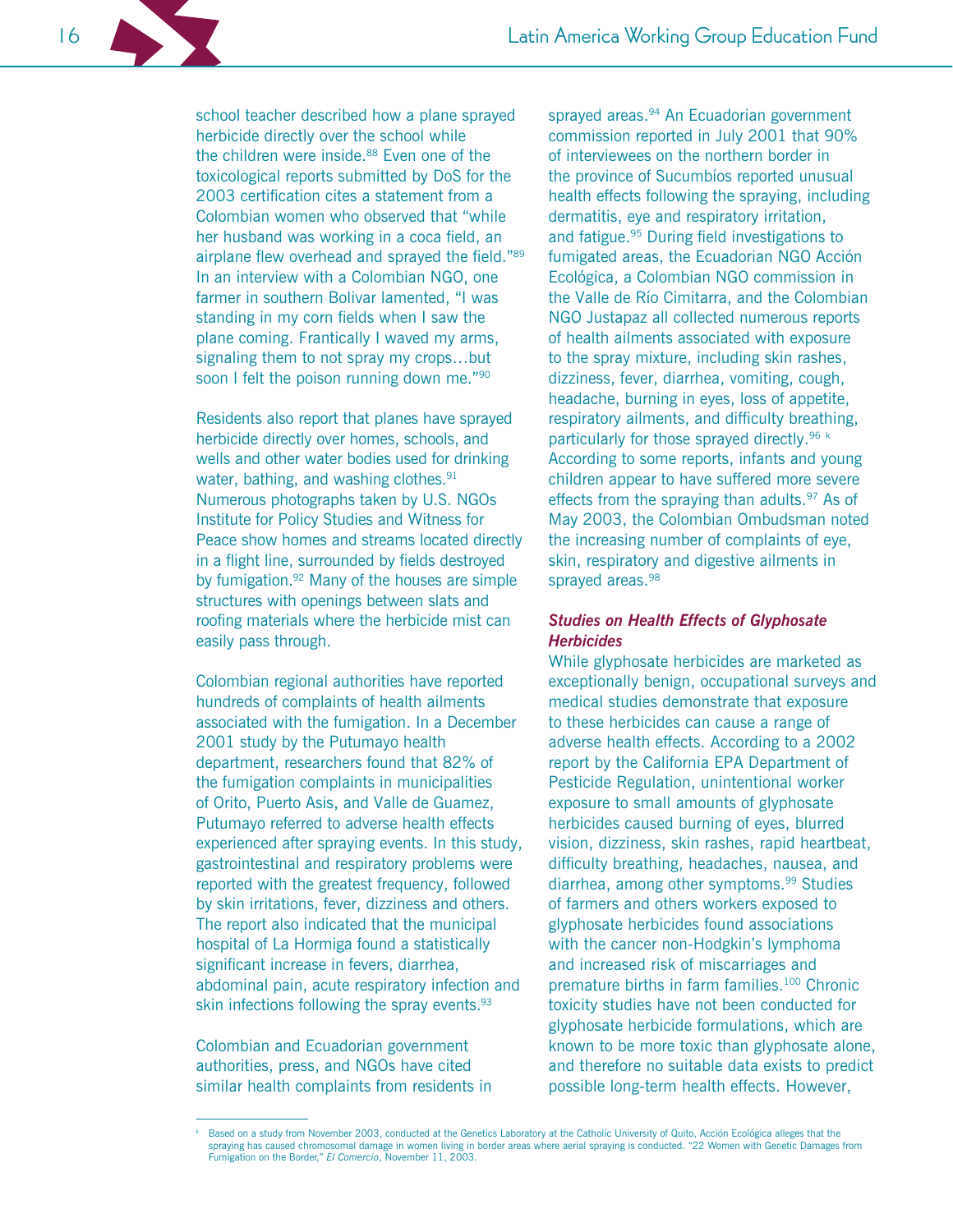school teacher described how a plane sprayed herbicide directly over the school while the children were inside.[88] Even one of the toxicological reports submitted by DoS for the 2003 certification cites a statement from a Colombian women who observed that "while her husband was working in a coca field, an airplane flew overhead and sprayed the field."[89] In an interview with a Colombian NGO, one farmer in southern Bolivar lamented, "I was standing in my corn fields when I saw the plane coming. Frantically I waved my arms, signaling them to not spray my crops…but soon I felt the poison running down me."[90]

Residents also report that planes have sprayed herbicide directly over homes, schools, and wells and other water bodies used for drinking water, bathing, and washing clothes.[91] Numerous photographs taken by U.S. NGOs Institute for Policy Studies and Witness for Peace show homes and streams located directly in a flight line, surrounded by fields destroyed by fumigation.[92] Many of the houses are simple structures with openings between slats and roofing materials where the herbicide mist can easily pass through.

Colombian regional authorities have reported hundreds of complaints of health ailments associated with the fumigation. In a December 2001 study by the Putumayo health department, researchers found that 82% of the fumigation complaints in municipalities of Orito, Puerto Asis, and Valle de Guamez, Putumayo referred to adverse health effects experienced after spraying events. In this study, gastrointestinal and respiratory problems were reported with the greatest frequency, followed by skin irritations, fever, dizziness and others. The report also indicated that the municipal hospital of La Hormiga found a statistically significant increase in fevers, diarrhea, abdominal pain, acute respiratory infection and skin infections following the spray events.[93]

Colombian and Ecuadorian government authorities, press, and NGOs have cited similar health complaints from residents in sprayed areas.[94] An Ecuadorian government commission reported in July 2001 that 90% of interviewees on the northern border in the province of Sucumbíos reported unusual health effects following the spraying, including dermatitis, eye and respiratory irritation, and fatigue.[95] During field investigations to fumigated areas, the Ecuadorian NGO Acción Ecológica, a Colombian NGO commission in the Valle de Río Cimitarra, and the Colombian NGO Justapaz all collected numerous reports of health ailments associated with exposure to the spray mixture, including skin rashes, dizziness, fever, diarrhea, vomiting, cough, headache, burning in eyes, loss of appetite, respiratory ailments, and difficulty breathing, particularly for those sprayed directly.[96] [k] According to some reports, infants and young children appear to have suffered more severe effects from the spraying than adults.[97] As of May 2003, the Colombian Ombudsman noted the increasing number of complaints of eye, skin, respiratory and digestive ailments in sprayed areas.[98]

### *Studies on Health Effects of Glyphosate Herbicides*

While glyphosate herbicides are marketed as exceptionally benign, occupational surveys and medical studies demonstrate that exposure to these herbicides can cause a range of adverse health effects. According to a 2002 report by the California EPA Department of Pesticide Regulation, unintentional worker exposure to small amounts of glyphosate herbicides caused burning of eyes, blurred vision, dizziness, skin rashes, rapid heartbeat, difficulty breathing, headaches, nausea, and diarrhea, among other symptoms.[99] Studies of farmers and others workers exposed to glyphosate herbicides found associations with the cancer non-Hodgkin's lymphoma and increased risk of miscarriages and premature births in farm families.[100] Chronic toxicity studies have not been conducted for glyphosate herbicide formulations, which are known to be more toxic than glyphosate alone, and therefore no suitable data exists to predict possible long-term health effects. However,

---

[k] Based on a study from November 2003, conducted at the Genetics Laboratory at the Catholic University of Quito, Acción Ecológica alleges that the spraying has caused chromosomal damage in women living in border areas where aerial spraying is conducted. "22 Women with Genetic Damages from Fumigation on the Border," *El Comercio*, November 11, 2003.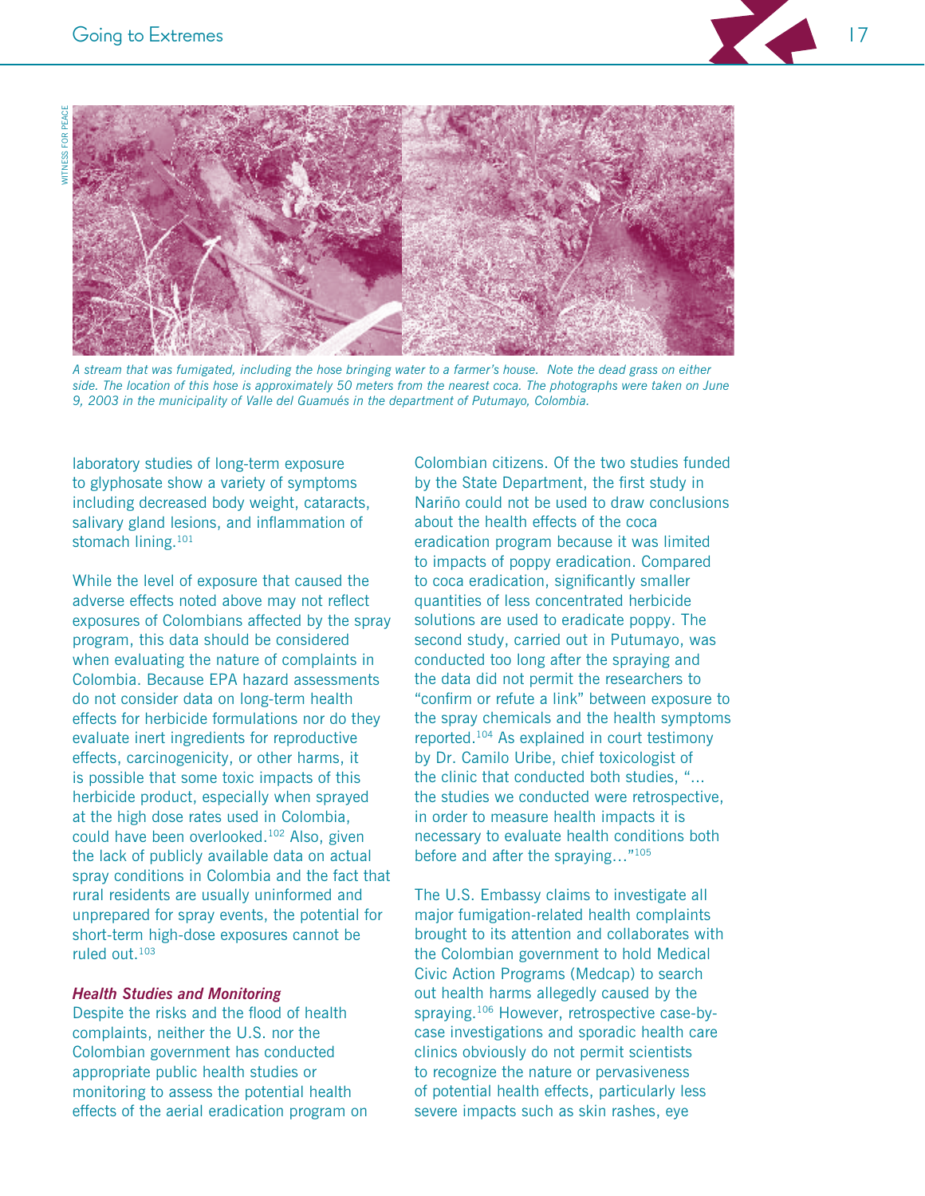A stream that was fumigated, including the hose bringing water to a farmer's house. Note the dead grass on either side. The location of this hose is approximately 50 meters from the nearest coca. The photographs were taken on June 9, 2003 in the municipality of Valle del Guamués in the department of Putumayo, Colombia.

laboratory studies of long-term exposure to glyphosate show a variety of symptoms including decreased body weight, cataracts, salivary gland lesions, and inflammation of stomach lining.[101]

While the level of exposure that caused the adverse effects noted above may not reflect exposures of Colombians affected by the spray program, this data should be considered when evaluating the nature of complaints in Colombia. Because EPA hazard assessments do not consider data on long-term health effects for herbicide formulations nor do they evaluate inert ingredients for reproductive effects, carcinogenicity, or other harms, it is possible that some toxic impacts of this herbicide product, especially when sprayed at the high dose rates used in Colombia, could have been overlooked.[102] Also, given the lack of publicly available data on actual spray conditions in Colombia and the fact that rural residents are usually uninformed and unprepared for spray events, the potential for short-term high-dose exposures cannot be ruled out.[103]

***Health Studies and Monitoring***

Despite the risks and the flood of health complaints, neither the U.S. nor the Colombian government has conducted appropriate public health studies or monitoring to assess the potential health effects of the aerial eradication program on Colombian citizens. Of the two studies funded by the State Department, the first study in Nariño could not be used to draw conclusions about the health effects of the coca eradication program because it was limited to impacts of poppy eradication. Compared to coca eradication, significantly smaller quantities of less concentrated herbicide solutions are used to eradicate poppy. The second study, carried out in Putumayo, was conducted too long after the spraying and the data did not permit the researchers to "confirm or refute a link" between exposure to the spray chemicals and the health symptoms reported.[104] As explained in court testimony by Dr. Camilo Uribe, chief toxicologist of the clinic that conducted both studies, "... the studies we conducted were retrospective, in order to measure health impacts it is necessary to evaluate health conditions both before and after the spraying..."[105]

The U.S. Embassy claims to investigate all major fumigation-related health complaints brought to its attention and collaborates with the Colombian government to hold Medical Civic Action Programs (Medcap) to search out health harms allegedly caused by the spraying.[106] However, retrospective case-by-case investigations and sporadic health care clinics obviously do not permit scientists to recognize the nature or pervasiveness of potential health effects, particularly less severe impacts such as skin rashes, eye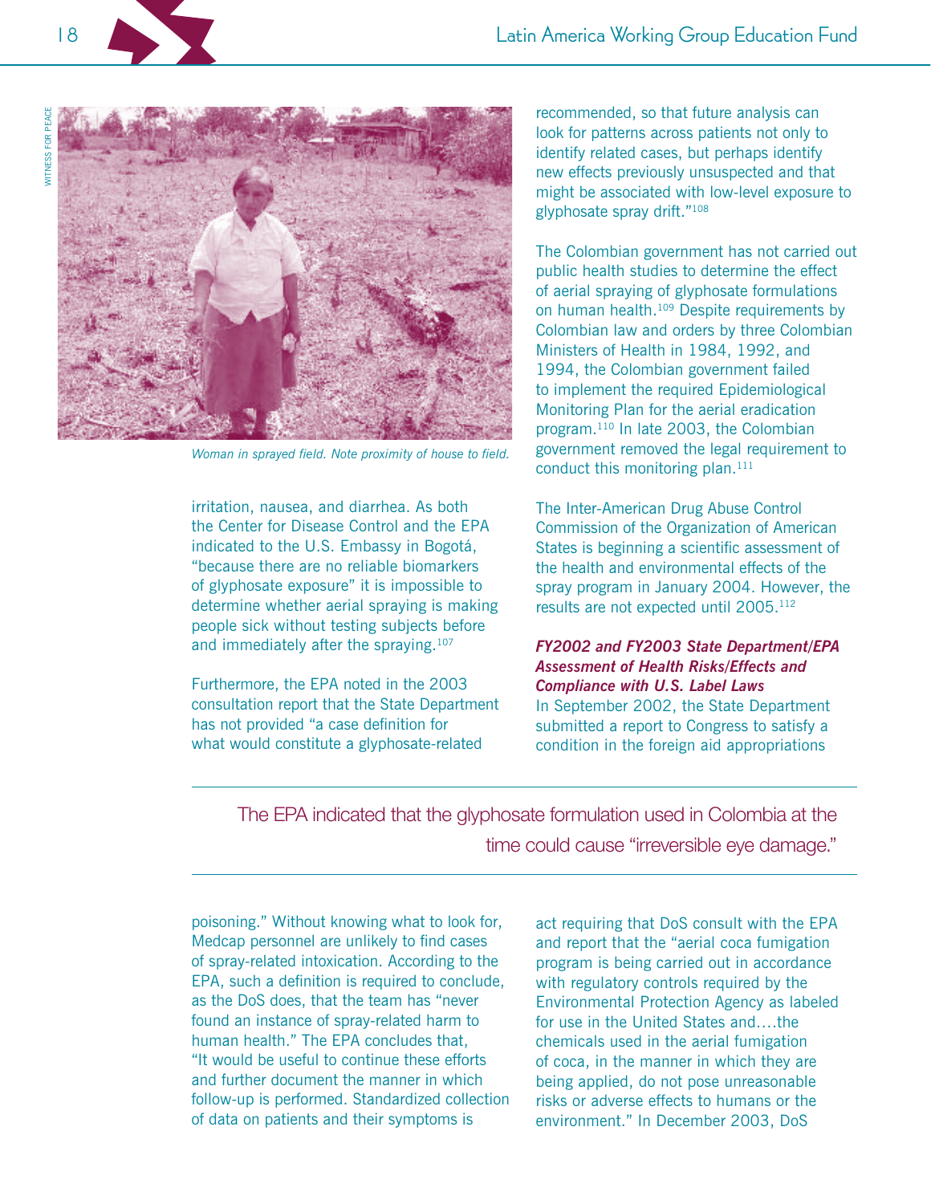Woman in sprayed field. Note proximity of house to field.

irritation, nausea, and diarrhea. As both the Center for Disease Control and the EPA indicated to the U.S. Embassy in Bogotá, "because there are no reliable biomarkers of glyphosate exposure" it is impossible to determine whether aerial spraying is making people sick without testing subjects before and immediately after the spraying.[107]

Furthermore, the EPA noted in the 2003 consultation report that the State Department has not provided "a case definition for what would constitute a glyphosate-related poisoning." Without knowing what to look for, Medcap personnel are unlikely to find cases of spray-related intoxication. According to the EPA, such a definition is required to conclude, as the DoS does, that the team has "never found an instance of spray-related harm to human health." The EPA concludes that, "It would be useful to continue these efforts and further document the manner in which follow-up is performed. Standardized collection of data on patients and their symptoms is recommended, so that future analysis can look for patterns across patients not only to identify related cases, but perhaps identify new effects previously unsuspected and that might be associated with low-level exposure to glyphosate spray drift."[108]

The Colombian government has not carried out public health studies to determine the effect of aerial spraying of glyphosate formulations on human health.[109] Despite requirements by Colombian law and orders by three Colombian Ministers of Health in 1984, 1992, and 1994, the Colombian government failed to implement the required Epidemiological Monitoring Plan for the aerial eradication program.[110] In late 2003, the Colombian government removed the legal requirement to conduct this monitoring plan.[111]

The Inter-American Drug Abuse Control Commission of the Organization of American States is beginning a scientific assessment of the health and environmental effects of the spray program in January 2004. However, the results are not expected until 2005.[112]

> The EPA indicated that the glyphosate formulation used in Colombia at the time could cause "irreversible eye damage."

### *FY2002 and FY2003 State Department/EPA Assessment of Health Risks/Effects and Compliance with U.S. Label Laws*

In September 2002, the State Department submitted a report to Congress to satisfy a condition in the foreign aid appropriations act requiring that DoS consult with the EPA and report that the "aerial coca fumigation program is being carried out in accordance with regulatory controls required by the Environmental Protection Agency as labeled for use in the United States and....the chemicals used in the aerial fumigation of coca, in the manner in which they are being applied, do not pose unreasonable risks or adverse effects to humans or the environment." In December 2003, DoS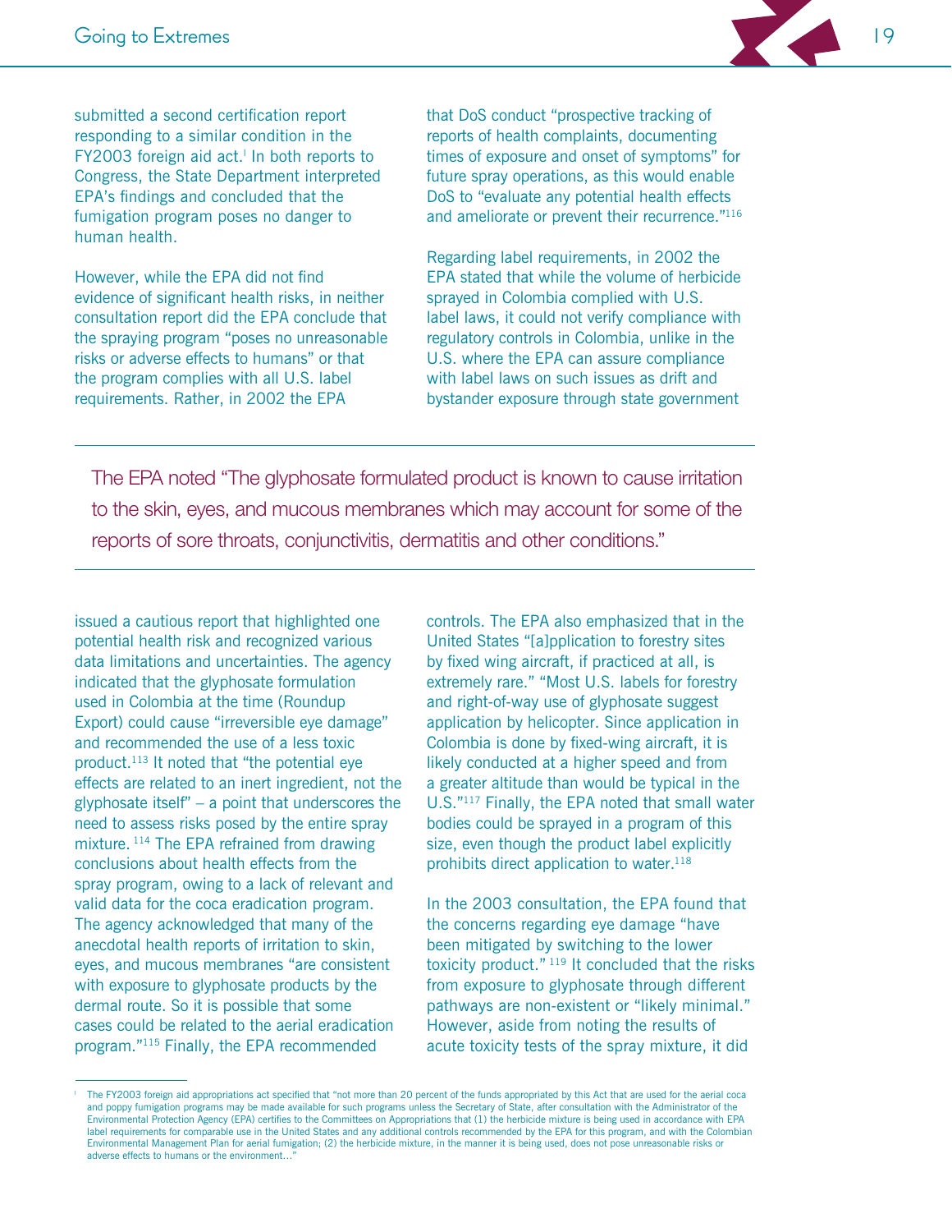submitted a second certification report responding to a similar condition in the FY2003 foreign aid act.[i] In both reports to Congress, the State Department interpreted EPA's findings and concluded that the fumigation program poses no danger to human health.

However, while the EPA did not find evidence of significant health risks, in neither consultation report did the EPA conclude that the spraying program "poses no unreasonable risks or adverse effects to humans" or that the program complies with all U.S. label requirements. Rather, in 2002 the EPA issued a cautious report that highlighted one potential health risk and recognized various data limitations and uncertainties. The agency indicated that the glyphosate formulation used in Colombia at the time (Roundup Export) could cause "irreversible eye damage" and recommended the use of a less toxic product.[113] It noted that "the potential eye effects are related to an inert ingredient, not the glyphosate itself" – a point that underscores the need to assess risks posed by the entire spray mixture.[114] The EPA refrained from drawing conclusions about health effects from the spray program, owing to a lack of relevant and valid data for the coca eradication program. The agency acknowledged that many of the anecdotal health reports of irritation to skin, eyes, and mucous membranes "are consistent with exposure to glyphosate products by the dermal route. So it is possible that some cases could be related to the aerial eradication program."[115] Finally, the EPA recommended that DoS conduct "prospective tracking of reports of health complaints, documenting times of exposure and onset of symptoms" for future spray operations, as this would enable DoS to "evaluate any potential health effects and ameliorate or prevent their recurrence."[116]

Regarding label requirements, in 2002 the EPA stated that while the volume of herbicide sprayed in Colombia complied with U.S. label laws, it could not verify compliance with regulatory controls in Colombia, unlike in the U.S. where the EPA can assure compliance with label laws on such issues as drift and bystander exposure through state government controls. The EPA also emphasized that in the United States "[a]pplication to forestry sites by fixed wing aircraft, if practiced at all, is extremely rare." "Most U.S. labels for forestry and right-of-way use of glyphosate suggest application by helicopter. Since application in Colombia is done by fixed-wing aircraft, it is likely conducted at a higher speed and from a greater altitude than would be typical in the U.S."[117] Finally, the EPA noted that small water bodies could be sprayed in a program of this size, even though the product label explicitly prohibits direct application to water.[118]

In the 2003 consultation, the EPA found that the concerns regarding eye damage "have been mitigated by switching to the lower toxicity product."[119] It concluded that the risks from exposure to glyphosate through different pathways are non-existent or "likely minimal." However, aside from noting the results of acute toxicity tests of the spray mixture, it did

> The EPA noted "The glyphosate formulated product is known to cause irritation to the skin, eyes, and mucous membranes which may account for some of the reports of sore throats, conjunctivitis, dermatitis and other conditions."

---

[i] The FY2003 foreign aid appropriations act specified that "not more than 20 percent of the funds appropriated by this Act that are used for the aerial coca and poppy fumigation programs may be made available for such programs unless the Secretary of State, after consultation with the Administrator of the Environmental Protection Agency (EPA) certifies to the Committees on Appropriations that (1) the herbicide mixture is being used in accordance with EPA label requirements for comparable use in the United States and any additional controls recommended by the EPA for this program, and with the Colombian Environmental Management Plan for aerial fumigation; (2) the herbicide mixture, in the manner it is being used, does not pose unreasonable risks or adverse effects to humans or the environment…"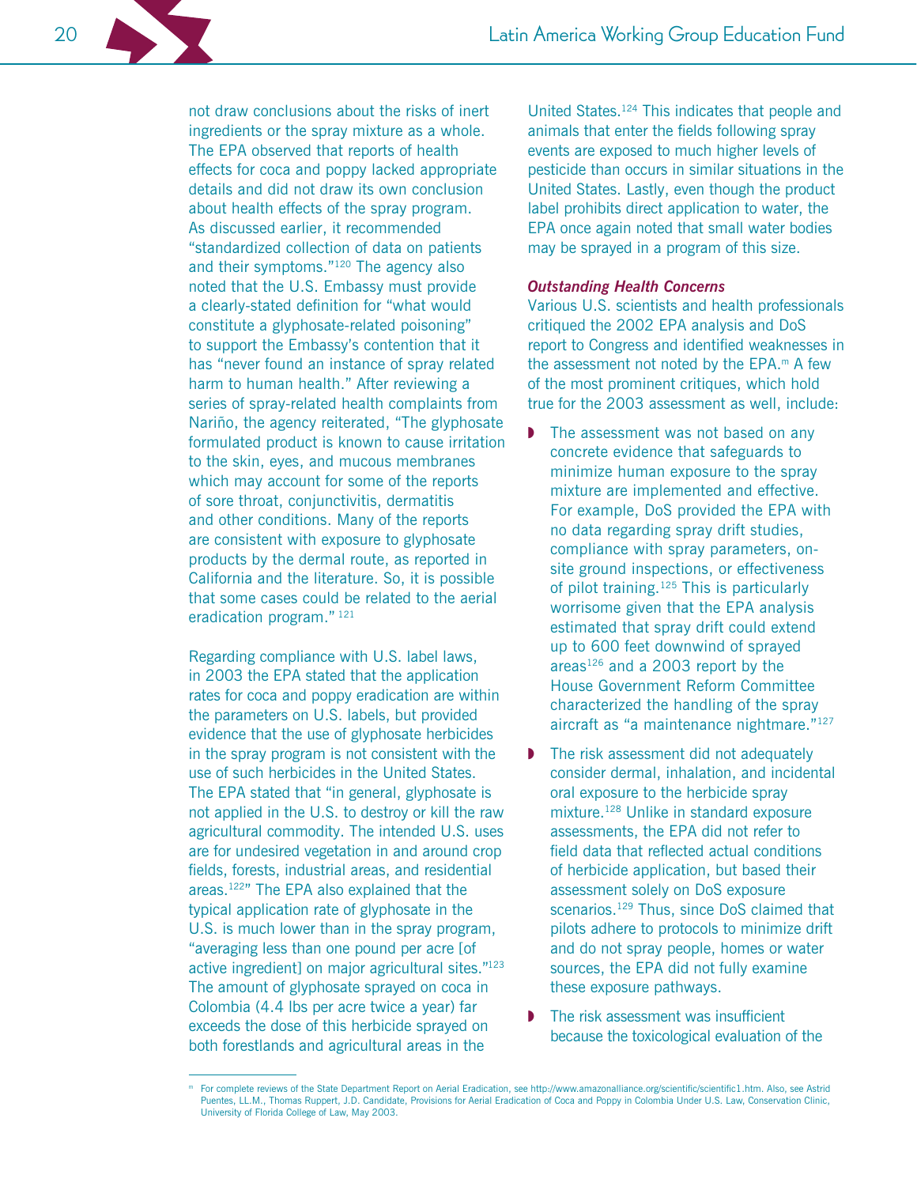not draw conclusions about the risks of inert ingredients or the spray mixture as a whole. The EPA observed that reports of health effects for coca and poppy lacked appropriate details and did not draw its own conclusion about health effects of the spray program. As discussed earlier, it recommended "standardized collection of data on patients and their symptoms."[120] The agency also noted that the U.S. Embassy must provide a clearly-stated definition for "what would constitute a glyphosate-related poisoning" to support the Embassy's contention that it has "never found an instance of spray related harm to human health." After reviewing a series of spray-related health complaints from Nariño, the agency reiterated, "The glyphosate formulated product is known to cause irritation to the skin, eyes, and mucous membranes which may account for some of the reports of sore throat, conjunctivitis, dermatitis and other conditions. Many of the reports are consistent with exposure to glyphosate products by the dermal route, as reported in California and the literature. So, it is possible that some cases could be related to the aerial eradication program." [121]

Regarding compliance with U.S. label laws, in 2003 the EPA stated that the application rates for coca and poppy eradication are within the parameters on U.S. labels, but provided evidence that the use of glyphosate herbicides in the spray program is not consistent with the use of such herbicides in the United States. The EPA stated that "in general, glyphosate is not applied in the U.S. to destroy or kill the raw agricultural commodity. The intended U.S. uses are for undesired vegetation in and around crop fields, forests, industrial areas, and residential areas.[122]" The EPA also explained that the typical application rate of glyphosate in the U.S. is much lower than in the spray program, "averaging less than one pound per acre [of active ingredient] on major agricultural sites."[123] The amount of glyphosate sprayed on coca in Colombia (4.4 lbs per acre twice a year) far exceeds the dose of this herbicide sprayed on both forestlands and agricultural areas in the United States.[124] This indicates that people and animals that enter the fields following spray events are exposed to much higher levels of pesticide than occurs in similar situations in the United States. Lastly, even though the product label prohibits direct application to water, the EPA once again noted that small water bodies may be sprayed in a program of this size.

### *Outstanding Health Concerns*

Various U.S. scientists and health professionals critiqued the 2002 EPA analysis and DoS report to Congress and identified weaknesses in the assessment not noted by the EPA.[m] A few of the most prominent critiques, which hold true for the 2003 assessment as well, include:

- The assessment was not based on any concrete evidence that safeguards to minimize human exposure to the spray mixture are implemented and effective. For example, DoS provided the EPA with no data regarding spray drift studies, compliance with spray parameters, on-site ground inspections, or effectiveness of pilot training.[125] This is particularly worrisome given that the EPA analysis estimated that spray drift could extend up to 600 feet downwind of sprayed areas[126] and a 2003 report by the House Government Reform Committee characterized the handling of the spray aircraft as "a maintenance nightmare."[127]
- The risk assessment did not adequately consider dermal, inhalation, and incidental oral exposure to the herbicide spray mixture.[128] Unlike in standard exposure assessments, the EPA did not refer to field data that reflected actual conditions of herbicide application, but based their assessment solely on DoS exposure scenarios.[129] Thus, since DoS claimed that pilots adhere to protocols to minimize drift and do not spray people, homes or water sources, the EPA did not fully examine these exposure pathways.
- The risk assessment was insufficient because the toxicological evaluation of the

---

[m] For complete reviews of the State Department Report on Aerial Eradication, see http://www.amazonalliance.org/scientific/scientific1.htm. Also, see Astrid Puentes, LL.M., Thomas Ruppert, J.D. Candidate, Provisions for Aerial Eradication of Coca and Poppy in Colombia Under U.S. Law, Conservation Clinic, University of Florida College of Law, May 2003.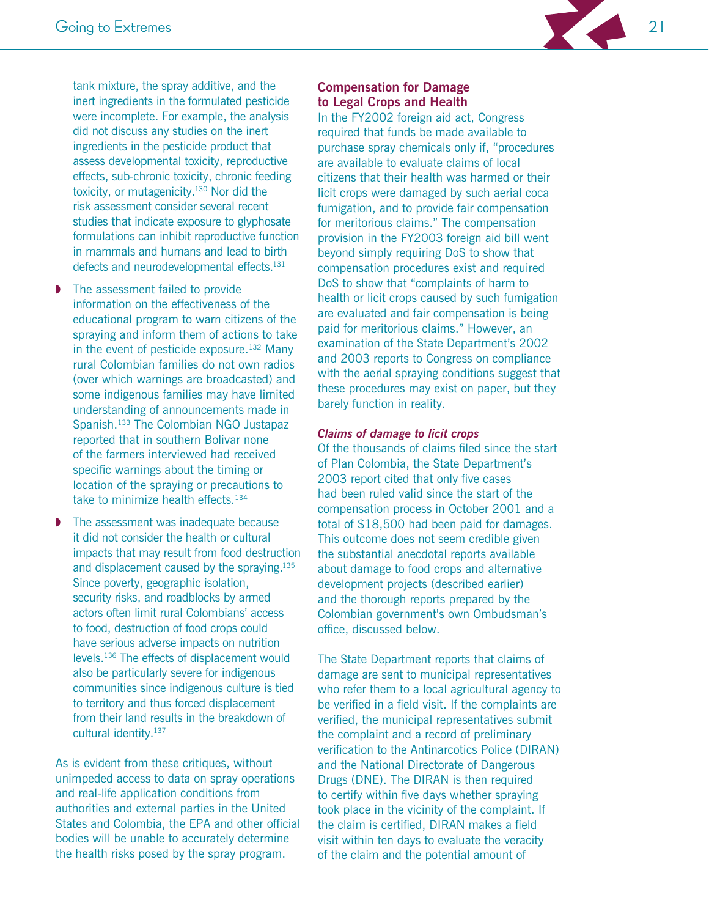tank mixture, the spray additive, and the inert ingredients in the formulated pesticide were incomplete. For example, the analysis did not discuss any studies on the inert ingredients in the pesticide product that assess developmental toxicity, reproductive effects, sub-chronic toxicity, chronic feeding toxicity, or mutagenicity.[130] Nor did the risk assessment consider several recent studies that indicate exposure to glyphosate formulations can inhibit reproductive function in mammals and humans and lead to birth defects and neurodevelopmental effects.[131]

- The assessment failed to provide information on the effectiveness of the educational program to warn citizens of the spraying and inform them of actions to take in the event of pesticide exposure.[132] Many rural Colombian families do not own radios (over which warnings are broadcasted) and some indigenous families may have limited understanding of announcements made in Spanish.[133] The Colombian NGO Justapaz reported that in southern Bolivar none of the farmers interviewed had received specific warnings about the timing or location of the spraying or precautions to take to minimize health effects.[134]
- The assessment was inadequate because it did not consider the health or cultural impacts that may result from food destruction and displacement caused by the spraying.[135] Since poverty, geographic isolation, security risks, and roadblocks by armed actors often limit rural Colombians' access to food, destruction of food crops could have serious adverse impacts on nutrition levels.[136] The effects of displacement would also be particularly severe for indigenous communities since indigenous culture is tied to territory and thus forced displacement from their land results in the breakdown of cultural identity.[137]

As is evident from these critiques, without unimpeded access to data on spray operations and real-life application conditions from authorities and external parties in the United States and Colombia, the EPA and other official bodies will be unable to accurately determine the health risks posed by the spray program.

## Compensation for Damage to Legal Crops and Health

In the FY2002 foreign aid act, Congress required that funds be made available to purchase spray chemicals only if, "procedures are available to evaluate claims of local citizens that their health was harmed or their licit crops were damaged by such aerial coca fumigation, and to provide fair compensation for meritorious claims." The compensation provision in the FY2003 foreign aid bill went beyond simply requiring DoS to show that compensation procedures exist and required DoS to show that "complaints of harm to health or licit crops caused by such fumigation are evaluated and fair compensation is being paid for meritorious claims." However, an examination of the State Department's 2002 and 2003 reports to Congress on compliance with the aerial spraying conditions suggest that these procedures may exist on paper, but they barely function in reality.

### *Claims of damage to licit crops*

Of the thousands of claims filed since the start of Plan Colombia, the State Department's 2003 report cited that only five cases had been ruled valid since the start of the compensation process in October 2001 and a total of $18,500 had been paid for damages. This outcome does not seem credible given the substantial anecdotal reports available about damage to food crops and alternative development projects (described earlier) and the thorough reports prepared by the Colombian government's own Ombudsman's office, discussed below.

The State Department reports that claims of damage are sent to municipal representatives who refer them to a local agricultural agency to be verified in a field visit. If the complaints are verified, the municipal representatives submit the complaint and a record of preliminary verification to the Antinarcotics Police (DIRAN) and the National Directorate of Dangerous Drugs (DNE). The DIRAN is then required to certify within five days whether spraying took place in the vicinity of the complaint. If the claim is certified, DIRAN makes a field visit within ten days to evaluate the veracity of the claim and the potential amount of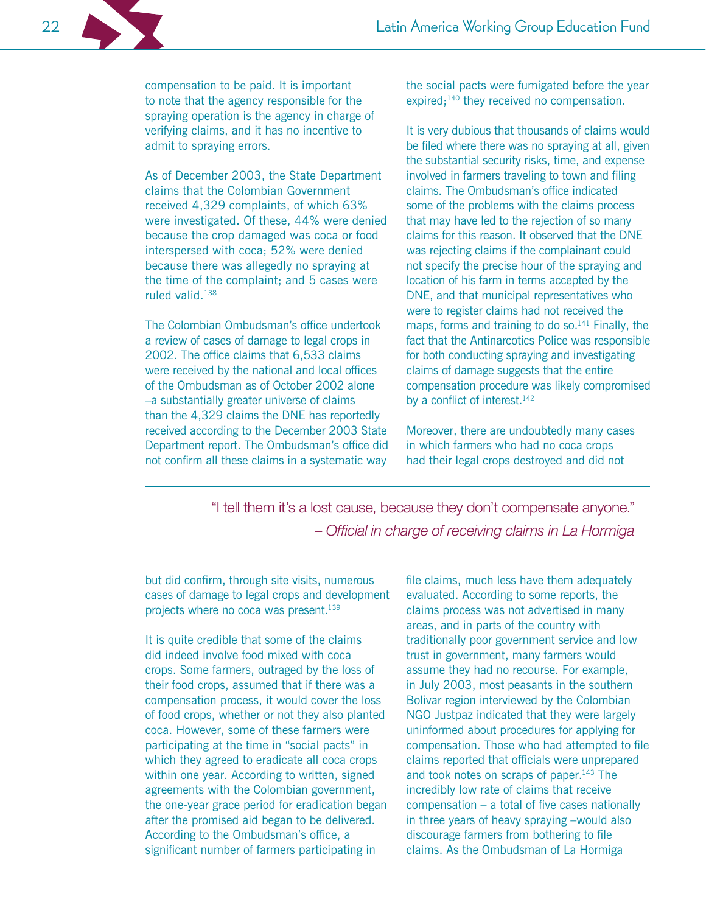compensation to be paid. It is important to note that the agency responsible for the spraying operation is the agency in charge of verifying claims, and it has no incentive to admit to spraying errors.

As of December 2003, the State Department claims that the Colombian Government received 4,329 complaints, of which 63% were investigated. Of these, 44% were denied because the crop damaged was coca or food interspersed with coca; 52% were denied because there was allegedly no spraying at the time of the complaint; and 5 cases were ruled valid.[138]

The Colombian Ombudsman's office undertook a review of cases of damage to legal crops in 2002. The office claims that 6,533 claims were received by the national and local offices of the Ombudsman as of October 2002 alone –a substantially greater universe of claims than the 4,329 claims the DNE has reportedly received according to the December 2003 State Department report. The Ombudsman's office did not confirm all these claims in a systematic way but did confirm, through site visits, numerous cases of damage to legal crops and development projects where no coca was present.[139]

It is quite credible that some of the claims did indeed involve food mixed with coca crops. Some farmers, outraged by the loss of their food crops, assumed that if there was a compensation process, it would cover the loss of food crops, whether or not they also planted coca. However, some of these farmers were participating at the time in "social pacts" in which they agreed to eradicate all coca crops within one year. According to written, signed agreements with the Colombian government, the one-year grace period for eradication began after the promised aid began to be delivered. According to the Ombudsman's office, a significant number of farmers participating in the social pacts were fumigated before the year expired;[140] they received no compensation.

It is very dubious that thousands of claims would be filed where there was no spraying at all, given the substantial security risks, time, and expense involved in farmers traveling to town and filing claims. The Ombudsman's office indicated some of the problems with the claims process that may have led to the rejection of so many claims for this reason. It observed that the DNE was rejecting claims if the complainant could not specify the precise hour of the spraying and location of his farm in terms accepted by the DNE, and that municipal representatives who were to register claims had not received the maps, forms and training to do so.[141] Finally, the fact that the Antinarcotics Police was responsible for both conducting spraying and investigating claims of damage suggests that the entire compensation procedure was likely compromised by a conflict of interest.[142]

Moreover, there are undoubtedly many cases in which farmers who had no coca crops had their legal crops destroyed and did not file claims, much less have them adequately evaluated. According to some reports, the claims process was not advertised in many areas, and in parts of the country with traditionally poor government service and low trust in government, many farmers would assume they had no recourse. For example, in July 2003, most peasants in the southern Bolivar region interviewed by the Colombian NGO Justpaz indicated that they were largely uninformed about procedures for applying for compensation. Those who had attempted to file claims reported that officials were unprepared and took notes on scraps of paper.[143] The incredibly low rate of claims that receive compensation – a total of five cases nationally in three years of heavy spraying –would also discourage farmers from bothering to file claims. As the Ombudsman of La Hormiga

> "I tell them it's a lost cause, because they don't compensate anyone."
> *– Official in charge of receiving claims in La Hormiga*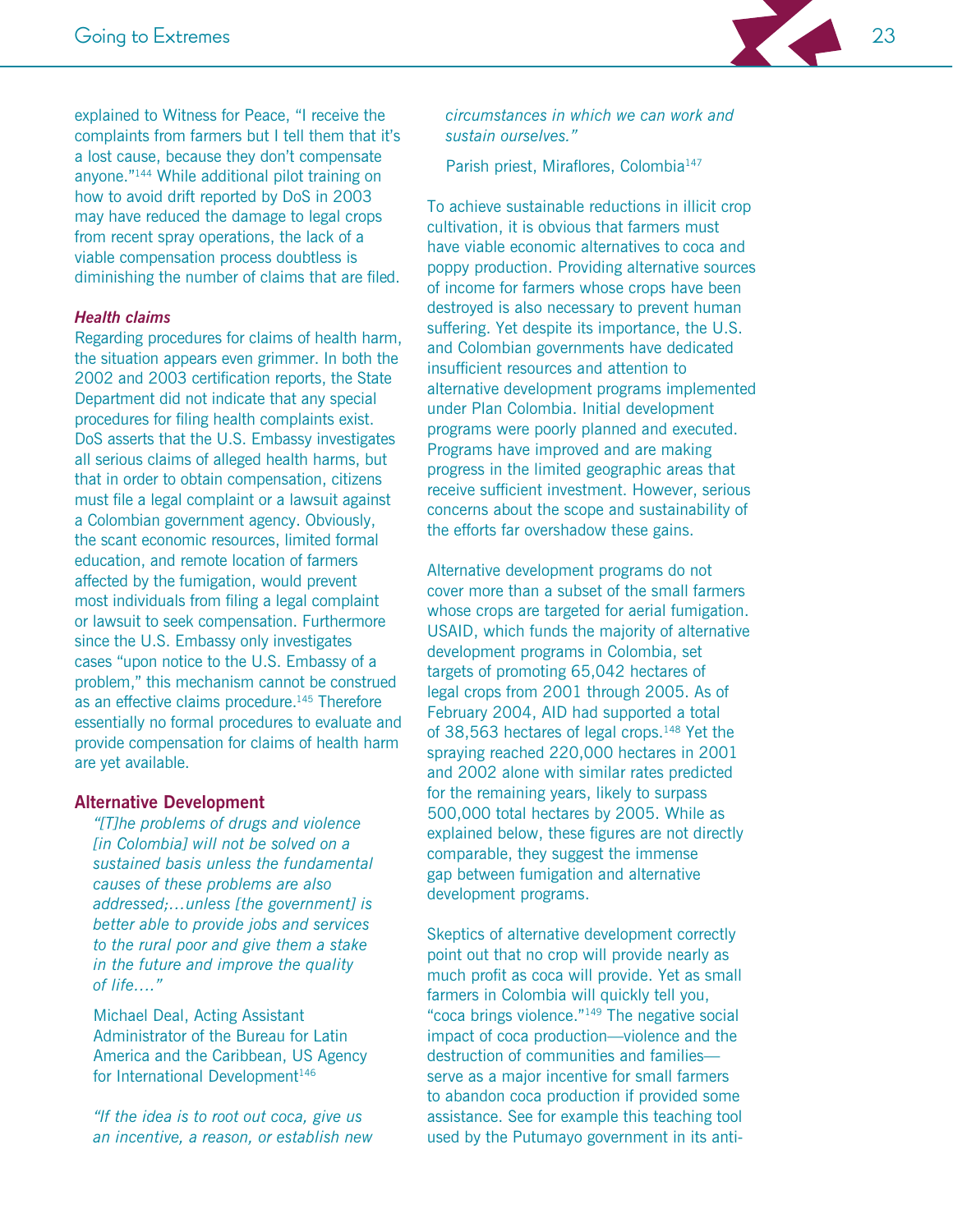explained to Witness for Peace, "I receive the complaints from farmers but I tell them that it's a lost cause, because they don't compensate anyone."[144] While additional pilot training on how to avoid drift reported by DoS in 2003 may have reduced the damage to legal crops from recent spray operations, the lack of a viable compensation process doubtless is diminishing the number of claims that are filed.

### *Health claims*

Regarding procedures for claims of health harm, the situation appears even grimmer. In both the 2002 and 2003 certification reports, the State Department did not indicate that any special procedures for filing health complaints exist. DoS asserts that the U.S. Embassy investigates all serious claims of alleged health harms, but that in order to obtain compensation, citizens must file a legal complaint or a lawsuit against a Colombian government agency. Obviously, the scant economic resources, limited formal education, and remote location of farmers affected by the fumigation, would prevent most individuals from filing a legal complaint or lawsuit to seek compensation. Furthermore since the U.S. Embassy only investigates cases "upon notice to the U.S. Embassy of a problem," this mechanism cannot be construed as an effective claims procedure.[145] Therefore essentially no formal procedures to evaluate and provide compensation for claims of health harm are yet available.

## Alternative Development

> *"[T]he problems of drugs and violence [in Colombia] will not be solved on a sustained basis unless the fundamental causes of these problems are also addressed;…unless [the government] is better able to provide jobs and services to the rural poor and give them a stake in the future and improve the quality of life…."*
>
> Michael Deal, Acting Assistant Administrator of the Bureau for Latin America and the Caribbean, US Agency for International Development[146]

> *"If the idea is to root out coca, give us an incentive, a reason, or establish new circumstances in which we can work and sustain ourselves."*
>
> Parish priest, Miraflores, Colombia[147]

To achieve sustainable reductions in illicit crop cultivation, it is obvious that farmers must have viable economic alternatives to coca and poppy production. Providing alternative sources of income for farmers whose crops have been destroyed is also necessary to prevent human suffering. Yet despite its importance, the U.S. and Colombian governments have dedicated insufficient resources and attention to alternative development programs implemented under Plan Colombia. Initial development programs were poorly planned and executed. Programs have improved and are making progress in the limited geographic areas that receive sufficient investment. However, serious concerns about the scope and sustainability of the efforts far overshadow these gains.

Alternative development programs do not cover more than a subset of the small farmers whose crops are targeted for aerial fumigation. USAID, which funds the majority of alternative development programs in Colombia, set targets of promoting 65,042 hectares of legal crops from 2001 through 2005. As of February 2004, AID had supported a total of 38,563 hectares of legal crops.[148] Yet the spraying reached 220,000 hectares in 2001 and 2002 alone with similar rates predicted for the remaining years, likely to surpass 500,000 total hectares by 2005. While as explained below, these figures are not directly comparable, they suggest the immense gap between fumigation and alternative development programs.

Skeptics of alternative development correctly point out that no crop will provide nearly as much profit as coca will provide. Yet as small farmers in Colombia will quickly tell you, "coca brings violence."[149] The negative social impact of coca production—violence and the destruction of communities and families—serve as a major incentive for small farmers to abandon coca production if provided some assistance. See for example this teaching tool used by the Putumayo government in its anti-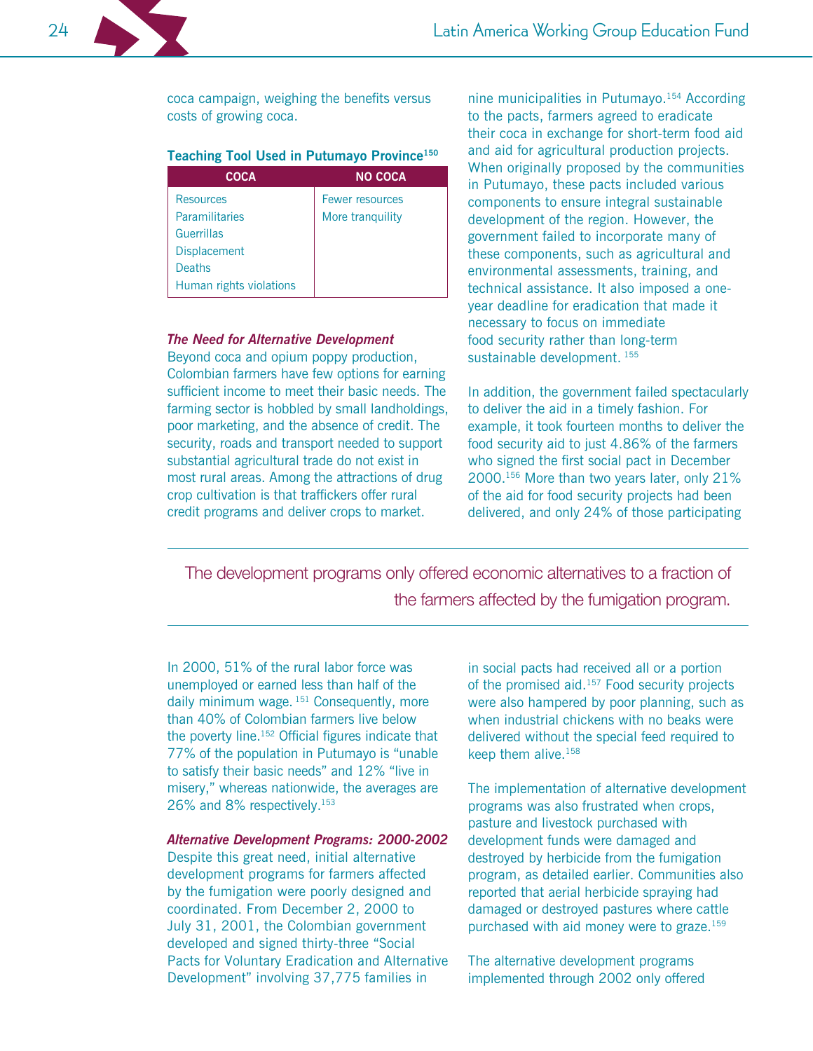coca campaign, weighing the benefits versus costs of growing coca.

**Teaching Tool Used in Putumayo Province[150]**

| COCA | NO COCA |
|---|---|
| Resources<br>Paramilitaries<br>Guerrillas<br>Displacement<br>Deaths<br>Human rights violations | Fewer resources<br>More tranquility |

***The Need for Alternative Development***

Beyond coca and opium poppy production, Colombian farmers have few options for earning sufficient income to meet their basic needs. The farming sector is hobbled by small landholdings, poor marketing, and the absence of credit. The security, roads and transport needed to support substantial agricultural trade do not exist in most rural areas. Among the attractions of drug crop cultivation is that traffickers offer rural credit programs and deliver crops to market.

In 2000, 51% of the rural labor force was unemployed or earned less than half of the daily minimum wage.[151] Consequently, more than 40% of Colombian farmers live below the poverty line.[152] Official figures indicate that 77% of the population in Putumayo is "unable to satisfy their basic needs" and 12% "live in misery," whereas nationwide, the averages are 26% and 8% respectively.[153]

***Alternative Development Programs: 2000-2002***

Despite this great need, initial alternative development programs for farmers affected by the fumigation were poorly designed and coordinated. From December 2, 2000 to July 31, 2001, the Colombian government developed and signed thirty-three "Social Pacts for Voluntary Eradication and Alternative Development" involving 37,775 families in nine municipalities in Putumayo.[154] According to the pacts, farmers agreed to eradicate their coca in exchange for short-term food aid and aid for agricultural production projects. When originally proposed by the communities in Putumayo, these pacts included various components to ensure integral sustainable development of the region. However, the government failed to incorporate many of these components, such as agricultural and environmental assessments, training, and technical assistance. It also imposed a one-year deadline for eradication that made it necessary to focus on immediate food security rather than long-term sustainable development.[155]

In addition, the government failed spectacularly to deliver the aid in a timely fashion. For example, it took fourteen months to deliver the food security aid to just 4.86% of the farmers who signed the first social pact in December 2000.[156] More than two years later, only 21% of the aid for food security projects had been delivered, and only 24% of those participating in social pacts had received all or a portion of the promised aid.[157] Food security projects were also hampered by poor planning, such as when industrial chickens with no beaks were delivered without the special feed required to keep them alive.[158]

The implementation of alternative development programs was also frustrated when crops, pasture and livestock purchased with development funds were damaged and destroyed by herbicide from the fumigation program, as detailed earlier. Communities also reported that aerial herbicide spraying had damaged or destroyed pastures where cattle purchased with aid money were to graze.[159]

> The development programs only offered economic alternatives to a fraction of the farmers affected by the fumigation program.

The alternative development programs implemented through 2002 only offered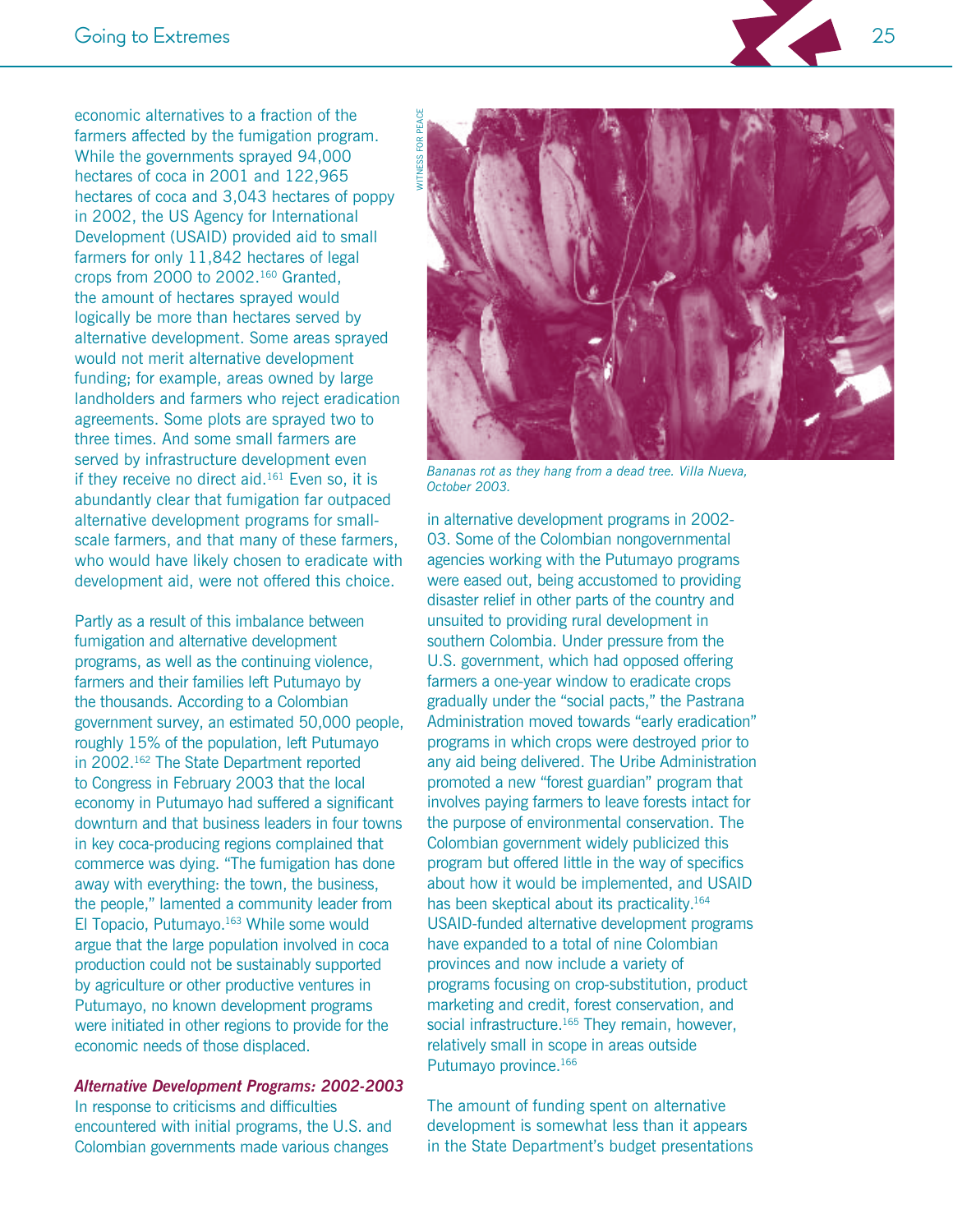economic alternatives to a fraction of the farmers affected by the fumigation program. While the governments sprayed 94,000 hectares of coca in 2001 and 122,965 hectares of coca and 3,043 hectares of poppy in 2002, the US Agency for International Development (USAID) provided aid to small farmers for only 11,842 hectares of legal crops from 2000 to 2002.[160] Granted, the amount of hectares sprayed would logically be more than hectares served by alternative development. Some areas sprayed would not merit alternative development funding; for example, areas owned by large landholders and farmers who reject eradication agreements. Some plots are sprayed two to three times. And some small farmers are served by infrastructure development even if they receive no direct aid.[161] Even so, it is abundantly clear that fumigation far outpaced alternative development programs for small-scale farmers, and that many of these farmers, who would have likely chosen to eradicate with development aid, were not offered this choice.

Partly as a result of this imbalance between fumigation and alternative development programs, as well as the continuing violence, farmers and their families left Putumayo by the thousands. According to a Colombian government survey, an estimated 50,000 people, roughly 15% of the population, left Putumayo in 2002.[162] The State Department reported to Congress in February 2003 that the local economy in Putumayo had suffered a significant downturn and that business leaders in four towns in key coca-producing regions complained that commerce was dying. "The fumigation has done away with everything: the town, the business, the people," lamented a community leader from El Topacio, Putumayo.[163] While some would argue that the large population involved in coca production could not be sustainably supported by agriculture or other productive ventures in Putumayo, no known development programs were initiated in other regions to provide for the economic needs of those displaced.

WITNESS FOR PEACE

*Bananas rot as they hang from a dead tree. Villa Nueva, October 2003.*

### *Alternative Development Programs: 2002-2003*

In response to criticisms and difficulties encountered with initial programs, the U.S. and Colombian governments made various changes in alternative development programs in 2002-03. Some of the Colombian nongovernmental agencies working with the Putumayo programs were eased out, being accustomed to providing disaster relief in other parts of the country and unsuited to providing rural development in southern Colombia. Under pressure from the U.S. government, which had opposed offering farmers a one-year window to eradicate crops gradually under the "social pacts," the Pastrana Administration moved towards "early eradication" programs in which crops were destroyed prior to any aid being delivered. The Uribe Administration promoted a new "forest guardian" program that involves paying farmers to leave forests intact for the purpose of environmental conservation. The Colombian government widely publicized this program but offered little in the way of specifics about how it would be implemented, and USAID has been skeptical about its practicality.[164] USAID-funded alternative development programs have expanded to a total of nine Colombian provinces and now include a variety of programs focusing on crop-substitution, product marketing and credit, forest conservation, and social infrastructure.[165] They remain, however, relatively small in scope in areas outside Putumayo province.[166]

The amount of funding spent on alternative development is somewhat less than it appears in the State Department's budget presentations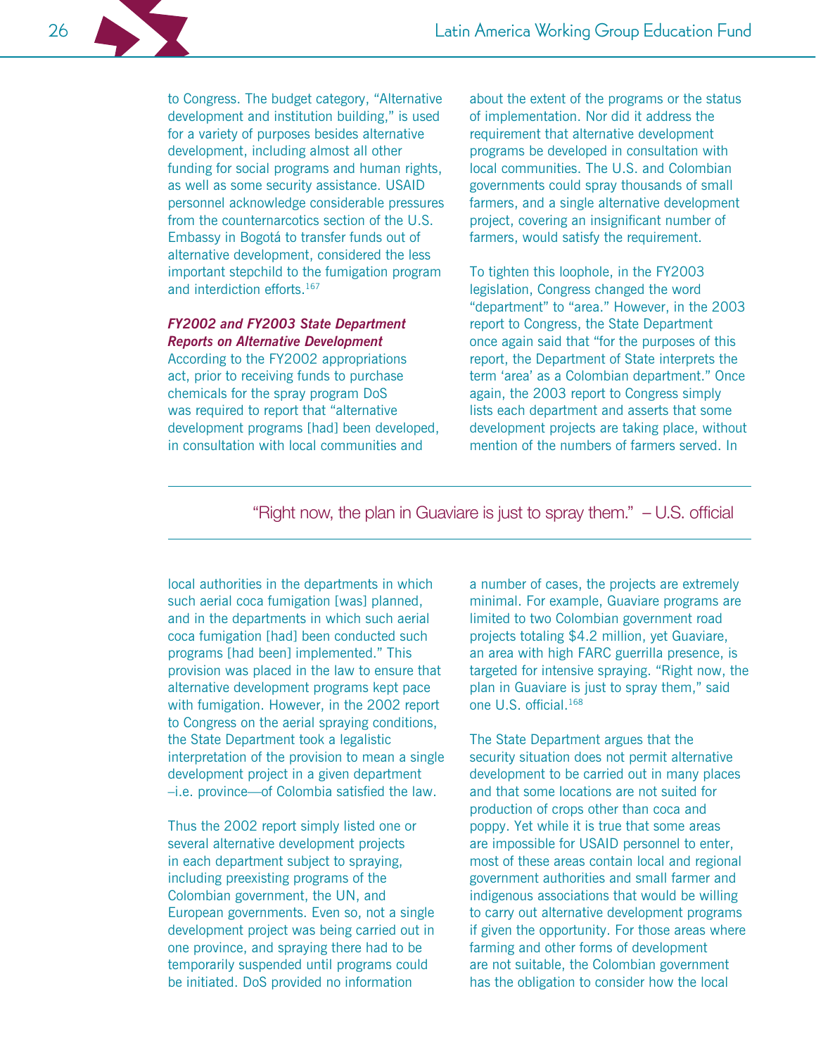to Congress. The budget category, "Alternative development and institution building," is used for a variety of purposes besides alternative development, including almost all other funding for social programs and human rights, as well as some security assistance. USAID personnel acknowledge considerable pressures from the counternarcotics section of the U.S. Embassy in Bogotá to transfer funds out of alternative development, considered the less important stepchild to the fumigation program and interdiction efforts.[167]

***FY2002 and FY2003 State Department Reports on Alternative Development***

According to the FY2002 appropriations act, prior to receiving funds to purchase chemicals for the spray program DoS was required to report that "alternative development programs [had] been developed, in consultation with local communities and local authorities in the departments in which such aerial coca fumigation [was] planned, and in the departments in which such aerial coca fumigation [had] been conducted such programs [had been] implemented." This provision was placed in the law to ensure that alternative development programs kept pace with fumigation. However, in the 2002 report to Congress on the aerial spraying conditions, the State Department took a legalistic interpretation of the provision to mean a single development project in a given department –i.e. province—of Colombia satisfied the law.

Thus the 2002 report simply listed one or several alternative development projects in each department subject to spraying, including preexisting programs of the Colombian government, the UN, and European governments. Even so, not a single development project was being carried out in one province, and spraying there had to be temporarily suspended until programs could be initiated. DoS provided no information about the extent of the programs or the status of implementation. Nor did it address the requirement that alternative development programs be developed in consultation with local communities. The U.S. and Colombian governments could spray thousands of small farmers, and a single alternative development project, covering an insignificant number of farmers, would satisfy the requirement.

To tighten this loophole, in the FY2003 legislation, Congress changed the word "department" to "area." However, in the 2003 report to Congress, the State Department once again said that "for the purposes of this report, the Department of State interprets the term 'area' as a Colombian department." Once again, the 2003 report to Congress simply lists each department and asserts that some development projects are taking place, without mention of the numbers of farmers served. In a number of cases, the projects are extremely minimal. For example, Guaviare programs are limited to two Colombian government road projects totaling $4.2 million, yet Guaviare, an area with high FARC guerrilla presence, is targeted for intensive spraying. "Right now, the plan in Guaviare is just to spray them," said one U.S. official.[168]

> "Right now, the plan in Guaviare is just to spray them." – U.S. official

The State Department argues that the security situation does not permit alternative development to be carried out in many places and that some locations are not suited for production of crops other than coca and poppy. Yet while it is true that some areas are impossible for USAID personnel to enter, most of these areas contain local and regional government authorities and small farmer and indigenous associations that would be willing to carry out alternative development programs if given the opportunity. For those areas where farming and other forms of development are not suitable, the Colombian government has the obligation to consider how the local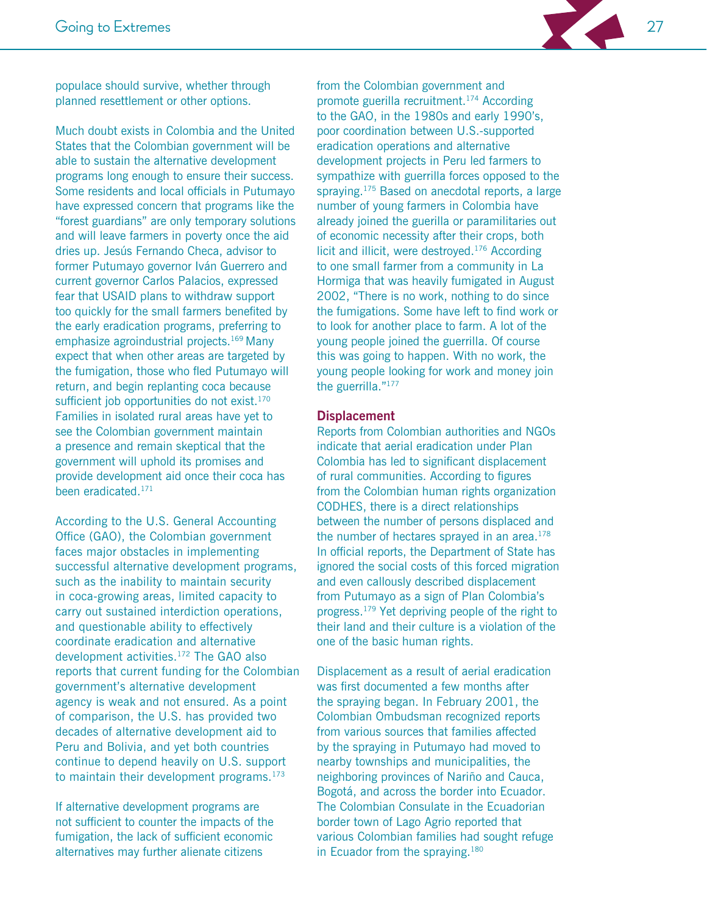populace should survive, whether through planned resettlement or other options.

Much doubt exists in Colombia and the United States that the Colombian government will be able to sustain the alternative development programs long enough to ensure their success. Some residents and local officials in Putumayo have expressed concern that programs like the "forest guardians" are only temporary solutions and will leave farmers in poverty once the aid dries up. Jesús Fernando Checa, advisor to former Putumayo governor Iván Guerrero and current governor Carlos Palacios, expressed fear that USAID plans to withdraw support too quickly for the small farmers benefited by the early eradication programs, preferring to emphasize agroindustrial projects.[169] Many expect that when other areas are targeted by the fumigation, those who fled Putumayo will return, and begin replanting coca because sufficient job opportunities do not exist.[170] Families in isolated rural areas have yet to see the Colombian government maintain a presence and remain skeptical that the government will uphold its promises and provide development aid once their coca has been eradicated.[171]

According to the U.S. General Accounting Office (GAO), the Colombian government faces major obstacles in implementing successful alternative development programs, such as the inability to maintain security in coca-growing areas, limited capacity to carry out sustained interdiction operations, and questionable ability to effectively coordinate eradication and alternative development activities.[172] The GAO also reports that current funding for the Colombian government's alternative development agency is weak and not ensured. As a point of comparison, the U.S. has provided two decades of alternative development aid to Peru and Bolivia, and yet both countries continue to depend heavily on U.S. support to maintain their development programs.[173]

If alternative development programs are not sufficient to counter the impacts of the fumigation, the lack of sufficient economic alternatives may further alienate citizens from the Colombian government and promote guerilla recruitment.[174] According to the GAO, in the 1980s and early 1990's, poor coordination between U.S.-supported eradication operations and alternative development projects in Peru led farmers to sympathize with guerrilla forces opposed to the spraying.[175] Based on anecdotal reports, a large number of young farmers in Colombia have already joined the guerilla or paramilitaries out of economic necessity after their crops, both licit and illicit, were destroyed.[176] According to one small farmer from a community in La Hormiga that was heavily fumigated in August 2002, "There is no work, nothing to do since the fumigations. Some have left to find work or to look for another place to farm. A lot of the young people joined the guerrilla. Of course this was going to happen. With no work, the young people looking for work and money join the guerrilla."[177]

### Displacement

Reports from Colombian authorities and NGOs indicate that aerial eradication under Plan Colombia has led to significant displacement of rural communities. According to figures from the Colombian human rights organization CODHES, there is a direct relationships between the number of persons displaced and the number of hectares sprayed in an area.[178] In official reports, the Department of State has ignored the social costs of this forced migration and even callously described displacement from Putumayo as a sign of Plan Colombia's progress.[179] Yet depriving people of the right to their land and their culture is a violation of the one of the basic human rights.

Displacement as a result of aerial eradication was first documented a few months after the spraying began. In February 2001, the Colombian Ombudsman recognized reports from various sources that families affected by the spraying in Putumayo had moved to nearby townships and municipalities, the neighboring provinces of Nariño and Cauca, Bogotá, and across the border into Ecuador. The Colombian Consulate in the Ecuadorian border town of Lago Agrio reported that various Colombian families had sought refuge in Ecuador from the spraying.[180]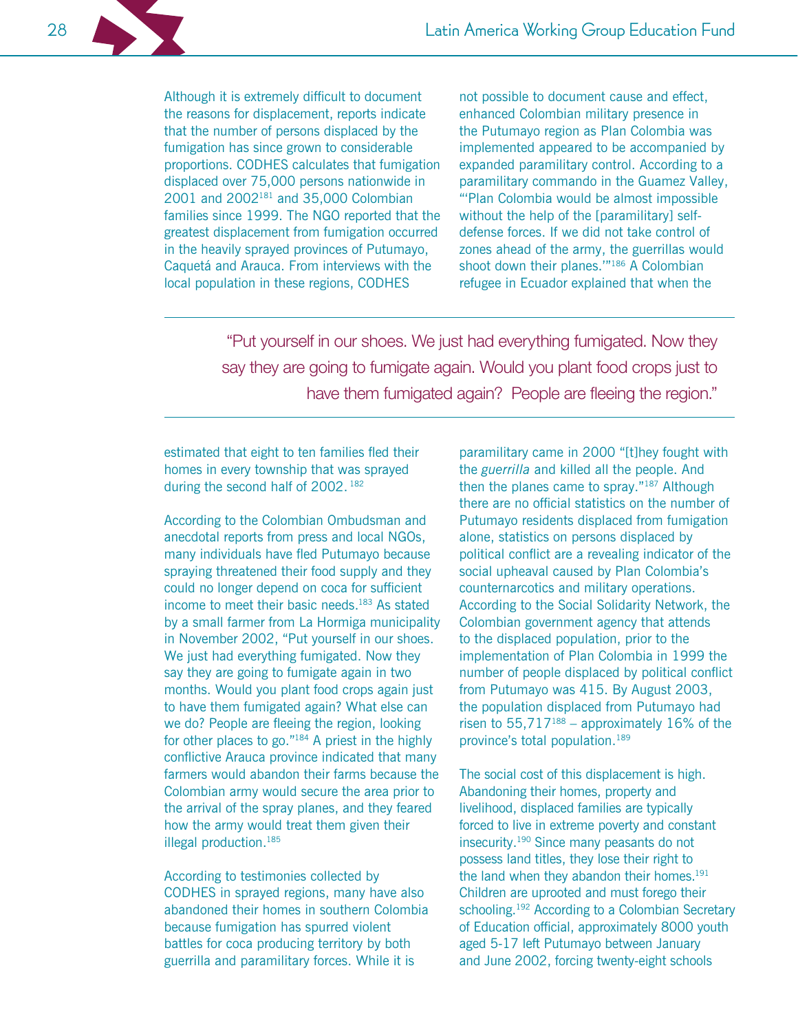Although it is extremely difficult to document the reasons for displacement, reports indicate that the number of persons displaced by the fumigation has since grown to considerable proportions. CODHES calculates that fumigation displaced over 75,000 persons nationwide in 2001 and 2002[181] and 35,000 Colombian families since 1999. The NGO reported that the greatest displacement from fumigation occurred in the heavily sprayed provinces of Putumayo, Caquetá and Arauca. From interviews with the local population in these regions, CODHES estimated that eight to ten families fled their homes in every township that was sprayed during the second half of 2002. [182]

> "Put yourself in our shoes. We just had everything fumigated. Now they say they are going to fumigate again. Would you plant food crops just to have them fumigated again? People are fleeing the region."

According to the Colombian Ombudsman and anecdotal reports from press and local NGOs, many individuals have fled Putumayo because spraying threatened their food supply and they could no longer depend on coca for sufficient income to meet their basic needs.[183] As stated by a small farmer from La Hormiga municipality in November 2002, "Put yourself in our shoes. We just had everything fumigated. Now they say they are going to fumigate again in two months. Would you plant food crops again just to have them fumigated again? What else can we do? People are fleeing the region, looking for other places to go."[184] A priest in the highly conflictive Arauca province indicated that many farmers would abandon their farms because the Colombian army would secure the area prior to the arrival of the spray planes, and they feared how the army would treat them given their illegal production.[185]

According to testimonies collected by CODHES in sprayed regions, many have also abandoned their homes in southern Colombia because fumigation has spurred violent battles for coca producing territory by both guerrilla and paramilitary forces. While it is not possible to document cause and effect, enhanced Colombian military presence in the Putumayo region as Plan Colombia was implemented appeared to be accompanied by expanded paramilitary control. According to a paramilitary commando in the Guamez Valley, "'Plan Colombia would be almost impossible without the help of the [paramilitary] self-defense forces. If we did not take control of zones ahead of the army, the guerrillas would shoot down their planes.'"[186] A Colombian refugee in Ecuador explained that when the paramilitary came in 2000 "[t]hey fought with the *guerrilla* and killed all the people. And then the planes came to spray."[187] Although there are no official statistics on the number of Putumayo residents displaced from fumigation alone, statistics on persons displaced by political conflict are a revealing indicator of the social upheaval caused by Plan Colombia's counternarcotics and military operations. According to the Social Solidarity Network, the Colombian government agency that attends to the displaced population, prior to the implementation of Plan Colombia in 1999 the number of people displaced by political conflict from Putumayo was 415. By August 2003, the population displaced from Putumayo had risen to 55,717[188] – approximately 16% of the province's total population.[189]

The social cost of this displacement is high. Abandoning their homes, property and livelihood, displaced families are typically forced to live in extreme poverty and constant insecurity.[190] Since many peasants do not possess land titles, they lose their right to the land when they abandon their homes.[191] Children are uprooted and must forego their schooling.[192] According to a Colombian Secretary of Education official, approximately 8000 youth aged 5-17 left Putumayo between January and June 2002, forcing twenty-eight schools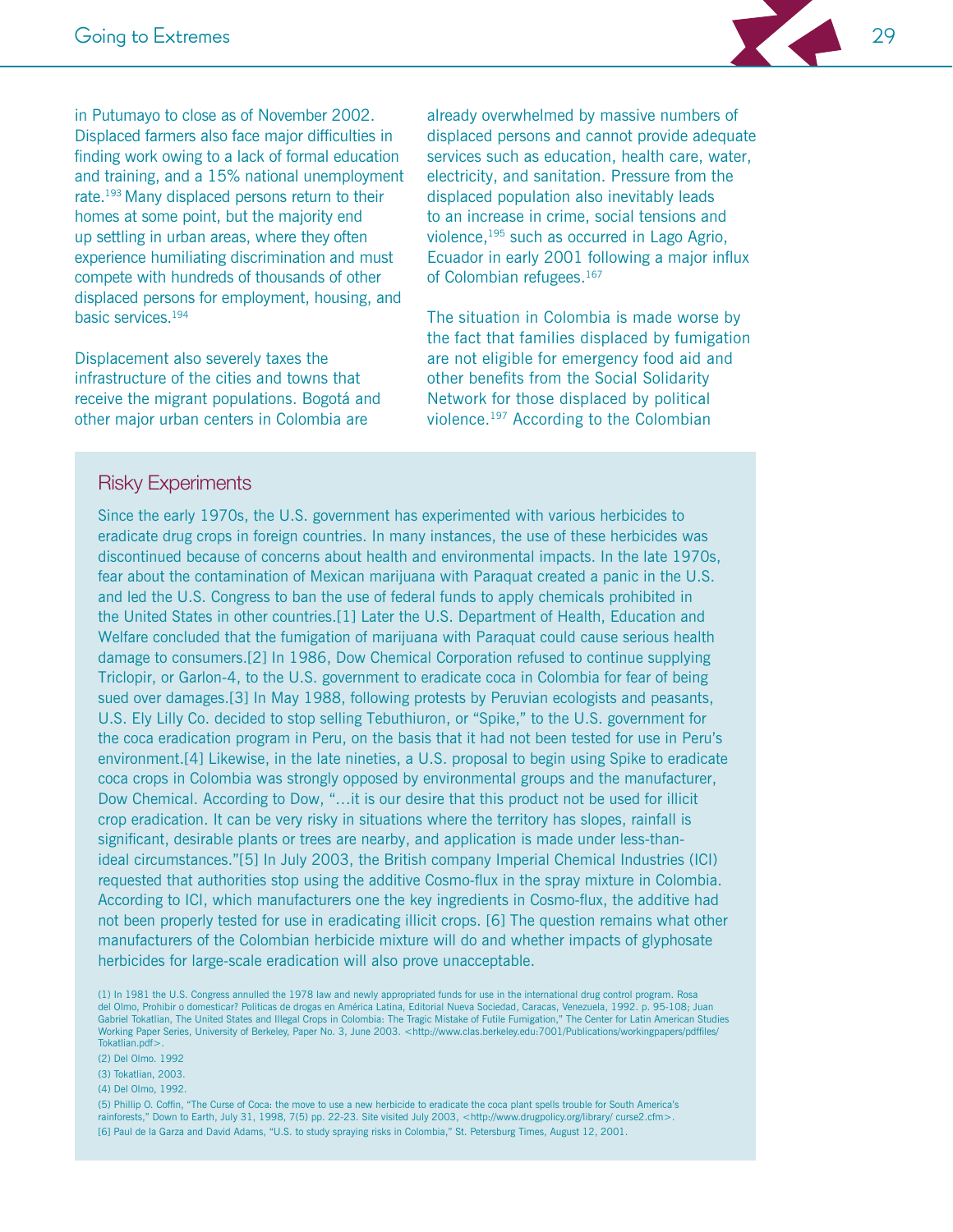in Putumayo to close as of November 2002. Displaced farmers also face major difficulties in finding work owing to a lack of formal education and training, and a 15% national unemployment rate.[193] Many displaced persons return to their homes at some point, but the majority end up settling in urban areas, where they often experience humiliating discrimination and must compete with hundreds of thousands of other displaced persons for employment, housing, and basic services.[194]

Displacement also severely taxes the infrastructure of the cities and towns that receive the migrant populations. Bogotá and other major urban centers in Colombia are already overwhelmed by massive numbers of displaced persons and cannot provide adequate services such as education, health care, water, electricity, and sanitation. Pressure from the displaced population also inevitably leads to an increase in crime, social tensions and violence,[195] such as occurred in Lago Agrio, Ecuador in early 2001 following a major influx of Colombian refugees.[167]

The situation in Colombia is made worse by the fact that families displaced by fumigation are not eligible for emergency food aid and other benefits from the Social Solidarity Network for those displaced by political violence.[197] According to the Colombian

## Risky Experiments

Since the early 1970s, the U.S. government has experimented with various herbicides to eradicate drug crops in foreign countries. In many instances, the use of these herbicides was discontinued because of concerns about health and environmental impacts. In the late 1970s, fear about the contamination of Mexican marijuana with Paraquat created a panic in the U.S. and led the U.S. Congress to ban the use of federal funds to apply chemicals prohibited in the United States in other countries.[1] Later the U.S. Department of Health, Education and Welfare concluded that the fumigation of marijuana with Paraquat could cause serious health damage to consumers.[2] In 1986, Dow Chemical Corporation refused to continue supplying Triclopir, or Garlon-4, to the U.S. government to eradicate coca in Colombia for fear of being sued over damages.[3] In May 1988, following protests by Peruvian ecologists and peasants, U.S. Ely Lilly Co. decided to stop selling Tebuthiuron, or "Spike," to the U.S. government for the coca eradication program in Peru, on the basis that it had not been tested for use in Peru's environment.[4] Likewise, in the late nineties, a U.S. proposal to begin using Spike to eradicate coca crops in Colombia was strongly opposed by environmental groups and the manufacturer, Dow Chemical. According to Dow, "…it is our desire that this product not be used for illicit crop eradication. It can be very risky in situations where the territory has slopes, rainfall is significant, desirable plants or trees are nearby, and application is made under less-than-ideal circumstances."[5] In July 2003, the British company Imperial Chemical Industries (ICI) requested that authorities stop using the additive Cosmo-flux in the spray mixture in Colombia. According to ICI, which manufacturers one the key ingredients in Cosmo-flux, the additive had not been properly tested for use in eradicating illicit crops. [6] The question remains what other manufacturers of the Colombian herbicide mixture will do and whether impacts of glyphosate herbicides for large-scale eradication will also prove unacceptable.

(1) In 1981 the U.S. Congress annulled the 1978 law and newly appropriated funds for use in the international drug control program. Rosa del Olmo, Prohibir o domesticar? Politicas de drogas en América Latina, Editorial Nueva Sociedad, Caracas, Venezuela, 1992. p. 95-108; Juan Gabriel Tokatlian, The United States and Illegal Crops in Colombia: The Tragic Mistake of Futile Fumigation," The Center for Latin American Studies Working Paper Series, University of Berkeley, Paper No. 3, June 2003. <http://www.clas.berkeley.edu:7001/Publications/workingpapers/pdffiles/Tokatlian.pdf>.

(2) Del Olmo. 1992

(3) Tokatlian, 2003.

(4) Del Olmo, 1992.

(5) Phillip O. Coffin, "The Curse of Coca: the move to use a new herbicide to eradicate the coca plant spells trouble for South America's rainforests," Down to Earth, July 31, 1998, 7(5) pp. 22-23. Site visited July 2003, <http://www.drugpolicy.org/library/ curse2.cfm>.

[6] Paul de la Garza and David Adams, "U.S. to study spraying risks in Colombia," St. Petersburg Times, August 12, 2001.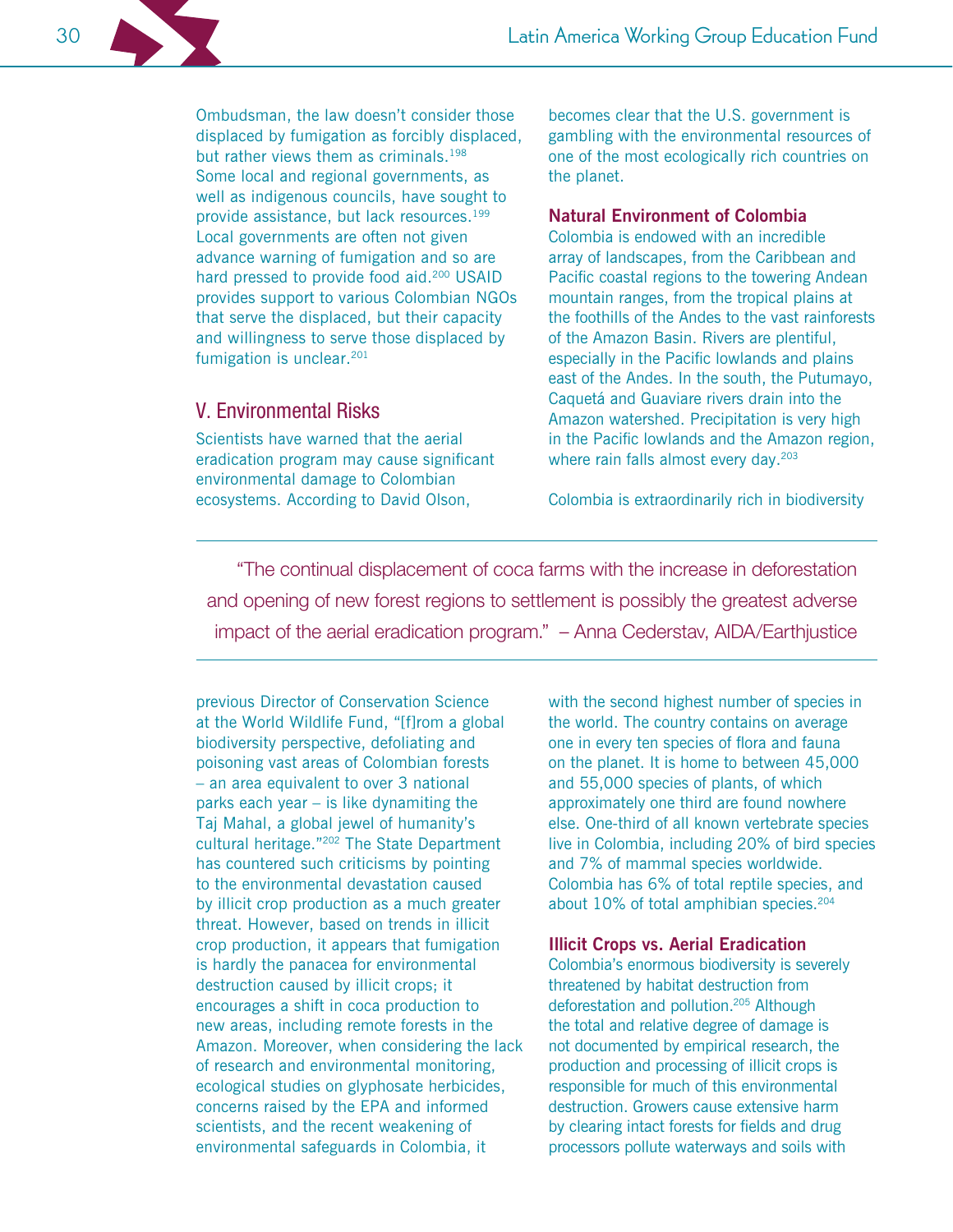Ombudsman, the law doesn't consider those displaced by fumigation as forcibly displaced, but rather views them as criminals.[198] Some local and regional governments, as well as indigenous councils, have sought to provide assistance, but lack resources.[199] Local governments are often not given advance warning of fumigation and so are hard pressed to provide food aid.[200] USAID provides support to various Colombian NGOs that serve the displaced, but their capacity and willingness to serve those displaced by fumigation is unclear.[201]

## V. Environmental Risks

Scientists have warned that the aerial eradication program may cause significant environmental damage to Colombian ecosystems. According to David Olson, previous Director of Conservation Science at the World Wildlife Fund, "[f]rom a global biodiversity perspective, defoliating and poisoning vast areas of Colombian forests – an area equivalent to over 3 national parks each year – is like dynamiting the Taj Mahal, a global jewel of humanity's cultural heritage."[202] The State Department has countered such criticisms by pointing to the environmental devastation caused by illicit crop production as a much greater threat. However, based on trends in illicit crop production, it appears that fumigation is hardly the panacea for environmental destruction caused by illicit crops; it encourages a shift in coca production to new areas, including remote forests in the Amazon. Moreover, when considering the lack of research and environmental monitoring, ecological studies on glyphosate herbicides, concerns raised by the EPA and informed scientists, and the recent weakening of environmental safeguards in Colombia, it becomes clear that the U.S. government is gambling with the environmental resources of one of the most ecologically rich countries on the planet.

> "The continual displacement of coca farms with the increase in deforestation and opening of new forest regions to settlement is possibly the greatest adverse impact of the aerial eradication program." – Anna Cederstav, AIDA/Earthjustice

### Natural Environment of Colombia

Colombia is endowed with an incredible array of landscapes, from the Caribbean and Pacific coastal regions to the towering Andean mountain ranges, from the tropical plains at the foothills of the Andes to the vast rainforests of the Amazon Basin. Rivers are plentiful, especially in the Pacific lowlands and plains east of the Andes. In the south, the Putumayo, Caquetá and Guaviare rivers drain into the Amazon watershed. Precipitation is very high in the Pacific lowlands and the Amazon region, where rain falls almost every day.[203]

Colombia is extraordinarily rich in biodiversity with the second highest number of species in the world. The country contains on average one in every ten species of flora and fauna on the planet. It is home to between 45,000 and 55,000 species of plants, of which approximately one third are found nowhere else. One-third of all known vertebrate species live in Colombia, including 20% of bird species and 7% of mammal species worldwide. Colombia has 6% of total reptile species, and about 10% of total amphibian species.[204]

### Illicit Crops vs. Aerial Eradication

Colombia's enormous biodiversity is severely threatened by habitat destruction from deforestation and pollution.[205] Although the total and relative degree of damage is not documented by empirical research, the production and processing of illicit crops is responsible for much of this environmental destruction. Growers cause extensive harm by clearing intact forests for fields and drug processors pollute waterways and soils with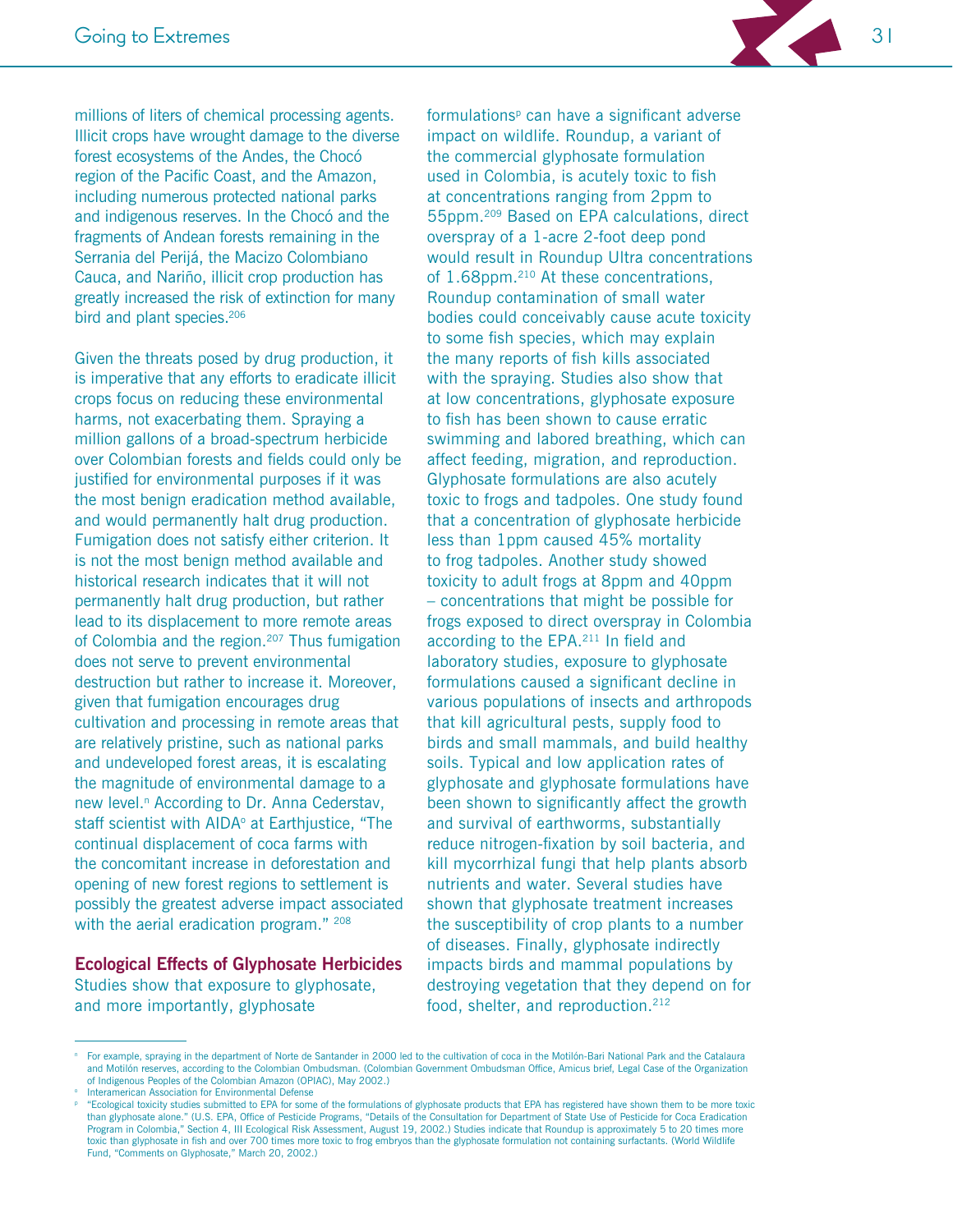millions of liters of chemical processing agents. Illicit crops have wrought damage to the diverse forest ecosystems of the Andes, the Chocó region of the Pacific Coast, and the Amazon, including numerous protected national parks and indigenous reserves. In the Chocó and the fragments of Andean forests remaining in the Serrania del Perijá, the Macizo Colombiano Cauca, and Nariño, illicit crop production has greatly increased the risk of extinction for many bird and plant species.[206]

Given the threats posed by drug production, it is imperative that any efforts to eradicate illicit crops focus on reducing these environmental harms, not exacerbating them. Spraying a million gallons of a broad-spectrum herbicide over Colombian forests and fields could only be justified for environmental purposes if it was the most benign eradication method available, and would permanently halt drug production. Fumigation does not satisfy either criterion. It is not the most benign method available and historical research indicates that it will not permanently halt drug production, but rather lead to its displacement to more remote areas of Colombia and the region.[207] Thus fumigation does not serve to prevent environmental destruction but rather to increase it. Moreover, given that fumigation encourages drug cultivation and processing in remote areas that are relatively pristine, such as national parks and undeveloped forest areas, it is escalating the magnitude of environmental damage to a new level.[n] According to Dr. Anna Cederstav, staff scientist with AIDA[o] at Earthjustice, "The continual displacement of coca farms with the concomitant increase in deforestation and opening of new forest regions to settlement is possibly the greatest adverse impact associated with the aerial eradication program." [208]

## Ecological Effects of Glyphosate Herbicides

Studies show that exposure to glyphosate, and more importantly, glyphosate formulations[p] can have a significant adverse impact on wildlife. Roundup, a variant of the commercial glyphosate formulation used in Colombia, is acutely toxic to fish at concentrations ranging from 2ppm to 55ppm.[209] Based on EPA calculations, direct overspray of a 1-acre 2-foot deep pond would result in Roundup Ultra concentrations of 1.68ppm.[210] At these concentrations, Roundup contamination of small water bodies could conceivably cause acute toxicity to some fish species, which may explain the many reports of fish kills associated with the spraying. Studies also show that at low concentrations, glyphosate exposure to fish has been shown to cause erratic swimming and labored breathing, which can affect feeding, migration, and reproduction. Glyphosate formulations are also acutely toxic to frogs and tadpoles. One study found that a concentration of glyphosate herbicide less than 1ppm caused 45% mortality to frog tadpoles. Another study showed toxicity to adult frogs at 8ppm and 40ppm – concentrations that might be possible for frogs exposed to direct overspray in Colombia according to the EPA.[211] In field and laboratory studies, exposure to glyphosate formulations caused a significant decline in various populations of insects and arthropods that kill agricultural pests, supply food to birds and small mammals, and build healthy soils. Typical and low application rates of glyphosate and glyphosate formulations have been shown to significantly affect the growth and survival of earthworms, substantially reduce nitrogen-fixation by soil bacteria, and kill mycorrhizal fungi that help plants absorb nutrients and water. Several studies have shown that glyphosate treatment increases the susceptibility of crop plants to a number of diseases. Finally, glyphosate indirectly impacts birds and mammal populations by destroying vegetation that they depend on for food, shelter, and reproduction.[212]

---

[n] For example, spraying in the department of Norte de Santander in 2000 led to the cultivation of coca in the Motilón-Bari National Park and the Catalaura and Motilón reserves, according to the Colombian Ombudsman. (Colombian Government Ombudsman Office, Amicus brief, Legal Case of the Organization of Indigenous Peoples of the Colombian Amazon (OPIAC), May 2002.)

[o] Interamerican Association for Environmental Defense

[p] "Ecological toxicity studies submitted to EPA for some of the formulations of glyphosate products that EPA has registered have shown them to be more toxic than glyphosate alone." (U.S. EPA, Office of Pesticide Programs, "Details of the Consultation for Department of State Use of Pesticide for Coca Eradication Program in Colombia," Section 4, III Ecological Risk Assessment, August 19, 2002.) Studies indicate that Roundup is approximately 5 to 20 times more toxic than glyphosate in fish and over 700 times more toxic to frog embryos than the glyphosate formulation not containing surfactants. (World Wildlife Fund, "Comments on Glyphosate," March 20, 2002.)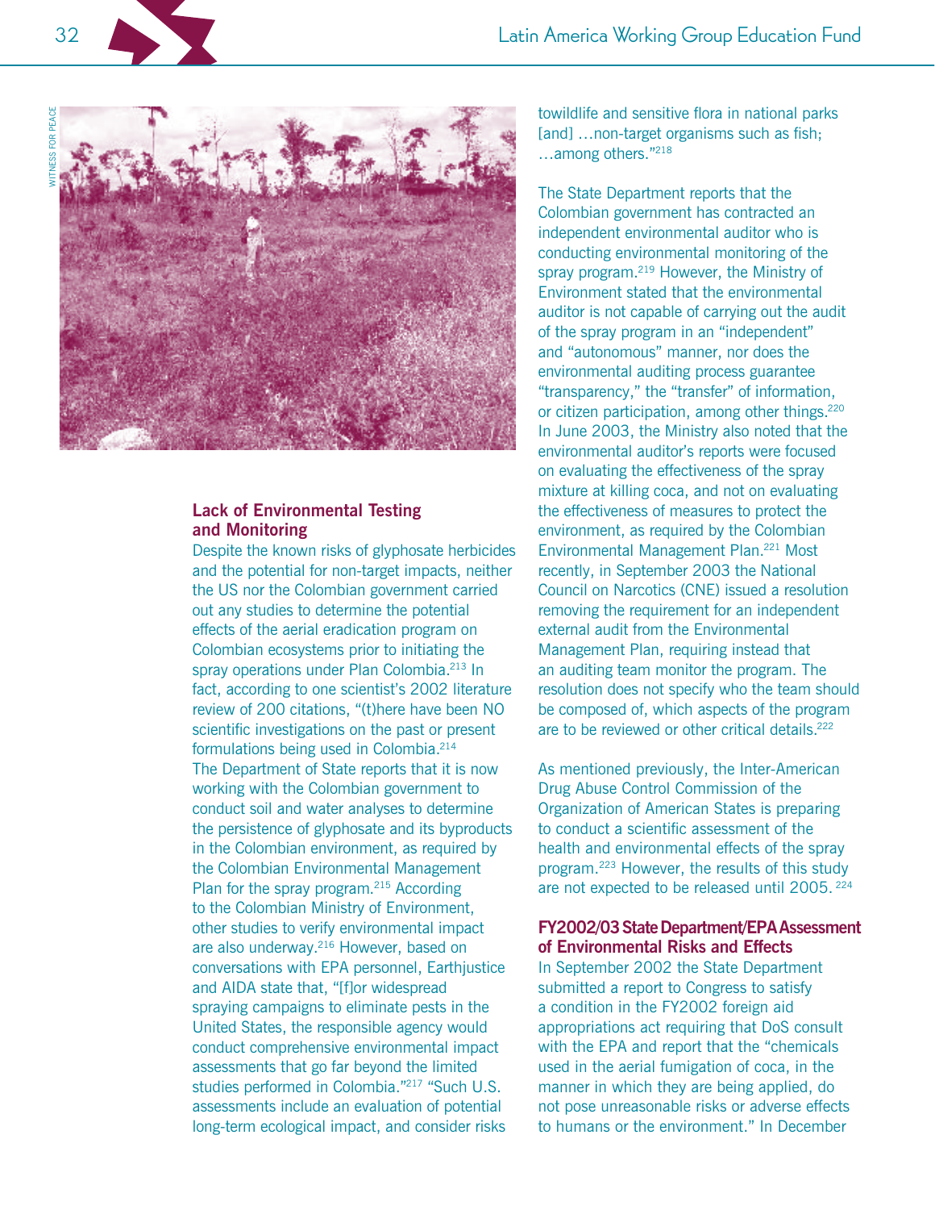## Lack of Environmental Testing and Monitoring

Despite the known risks of glyphosate herbicides and the potential for non-target impacts, neither the US nor the Colombian government carried out any studies to determine the potential effects of the aerial eradication program on Colombian ecosystems prior to initiating the spray operations under Plan Colombia.[213] In fact, according to one scientist's 2002 literature review of 200 citations, "(t)here have been NO scientific investigations on the past or present formulations being used in Colombia.[214] The Department of State reports that it is now working with the Colombian government to conduct soil and water analyses to determine the persistence of glyphosate and its byproducts in the Colombian environment, as required by the Colombian Environmental Management Plan for the spray program.[215] According to the Colombian Ministry of Environment, other studies to verify environmental impact are also underway.[216] However, based on conversations with EPA personnel, Earthjustice and AIDA state that, "[f]or widespread spraying campaigns to eliminate pests in the United States, the responsible agency would conduct comprehensive environmental impact assessments that go far beyond the limited studies performed in Colombia."[217] "Such U.S. assessments include an evaluation of potential long-term ecological impact, and consider risks towildlife and sensitive flora in national parks [and] …non-target organisms such as fish; …among others."[218]

The State Department reports that the Colombian government has contracted an independent environmental auditor who is conducting environmental monitoring of the spray program.[219] However, the Ministry of Environment stated that the environmental auditor is not capable of carrying out the audit of the spray program in an "independent" and "autonomous" manner, nor does the environmental auditing process guarantee "transparency," the "transfer" of information, or citizen participation, among other things.[220] In June 2003, the Ministry also noted that the environmental auditor's reports were focused on evaluating the effectiveness of the spray mixture at killing coca, and not on evaluating the effectiveness of measures to protect the environment, as required by the Colombian Environmental Management Plan.[221] Most recently, in September 2003 the National Council on Narcotics (CNE) issued a resolution removing the requirement for an independent external audit from the Environmental Management Plan, requiring instead that an auditing team monitor the program. The resolution does not specify who the team should be composed of, which aspects of the program are to be reviewed or other critical details.[222]

As mentioned previously, the Inter-American Drug Abuse Control Commission of the Organization of American States is preparing to conduct a scientific assessment of the health and environmental effects of the spray program.[223] However, the results of this study are not expected to be released until 2005.[224]

## FY2002/03 State Department/EPA Assessment of Environmental Risks and Effects

In September 2002 the State Department submitted a report to Congress to satisfy a condition in the FY2002 foreign aid appropriations act requiring that DoS consult with the EPA and report that the "chemicals used in the aerial fumigation of coca, in the manner in which they are being applied, do not pose unreasonable risks or adverse effects to humans or the environment." In December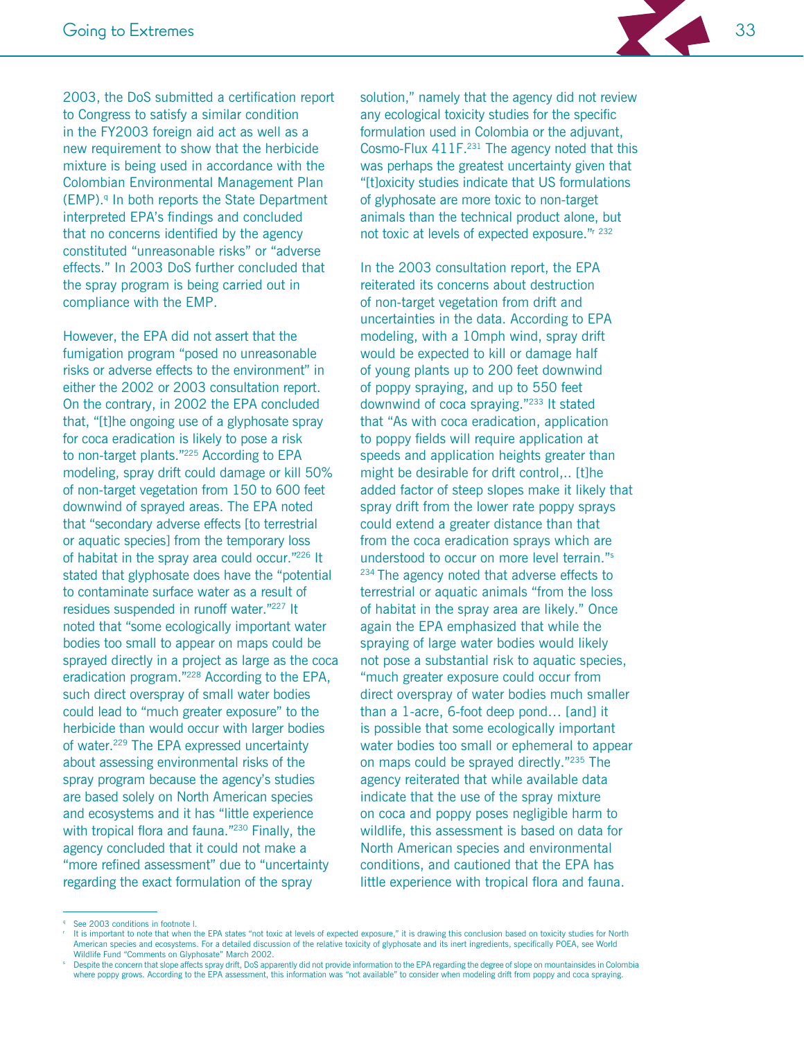2003, the DoS submitted a certification report to Congress to satisfy a similar condition in the FY2003 foreign aid act as well as a new requirement to show that the herbicide mixture is being used in accordance with the Colombian Environmental Management Plan (EMP).[q] In both reports the State Department interpreted EPA's findings and concluded that no concerns identified by the agency constituted "unreasonable risks" or "adverse effects." In 2003 DoS further concluded that the spray program is being carried out in compliance with the EMP.

However, the EPA did not assert that the fumigation program "posed no unreasonable risks or adverse effects to the environment" in either the 2002 or 2003 consultation report. On the contrary, in 2002 the EPA concluded that, "[t]he ongoing use of a glyphosate spray for coca eradication is likely to pose a risk to non-target plants."[225] According to EPA modeling, spray drift could damage or kill 50% of non-target vegetation from 150 to 600 feet downwind of sprayed areas. The EPA noted that "secondary adverse effects [to terrestrial or aquatic species] from the temporary loss of habitat in the spray area could occur."[226] It stated that glyphosate does have the "potential to contaminate surface water as a result of residues suspended in runoff water."[227] It noted that "some ecologically important water bodies too small to appear on maps could be sprayed directly in a project as large as the coca eradication program."[228] According to the EPA, such direct overspray of small water bodies could lead to "much greater exposure" to the herbicide than would occur with larger bodies of water.[229] The EPA expressed uncertainty about assessing environmental risks of the spray program because the agency's studies are based solely on North American species and ecosystems and it has "little experience with tropical flora and fauna."[230] Finally, the agency concluded that it could not make a "more refined assessment" due to "uncertainty regarding the exact formulation of the spray solution," namely that the agency did not review any ecological toxicity studies for the specific formulation used in Colombia or the adjuvant, Cosmo-Flux 411F.[231] The agency noted that this was perhaps the greatest uncertainty given that "[t]oxicity studies indicate that US formulations of glyphosate are more toxic to non-target animals than the technical product alone, but not toxic at levels of expected exposure."[r] [232]

In the 2003 consultation report, the EPA reiterated its concerns about destruction of non-target vegetation from drift and uncertainties in the data. According to EPA modeling, with a 10mph wind, spray drift would be expected to kill or damage half of young plants up to 200 feet downwind of poppy spraying, and up to 550 feet downwind of coca spraying."[233] It stated that "As with coca eradication, application to poppy fields will require application at speeds and application heights greater than might be desirable for drift control,.. [t]he added factor of steep slopes make it likely that spray drift from the lower rate poppy sprays could extend a greater distance than that from the coca eradication sprays which are understood to occur on more level terrain."[s] [234] The agency noted that adverse effects to terrestrial or aquatic animals "from the loss of habitat in the spray area are likely." Once again the EPA emphasized that while the spraying of large water bodies would likely not pose a substantial risk to aquatic species, "much greater exposure could occur from direct overspray of water bodies much smaller than a 1-acre, 6-foot deep pond… [and] it is possible that some ecologically important water bodies too small or ephemeral to appear on maps could be sprayed directly."[235] The agency reiterated that while available data indicate that the use of the spray mixture on coca and poppy poses negligible harm to wildlife, this assessment is based on data for North American species and environmental conditions, and cautioned that the EPA has little experience with tropical flora and fauna.

---

[q] See 2003 conditions in footnote l.

[r] It is important to note that when the EPA states "not toxic at levels of expected exposure," it is drawing this conclusion based on toxicity studies for North American species and ecosystems. For a detailed discussion of the relative toxicity of glyphosate and its inert ingredients, specifically POEA, see World Wildlife Fund "Comments on Glyphosate" March 2002.

[s] Despite the concern that slope affects spray drift, DoS apparently did not provide information to the EPA regarding the degree of slope on mountainsides in Colombia where poppy grows. According to the EPA assessment, this information was "not available" to consider when modeling drift from poppy and coca spraying.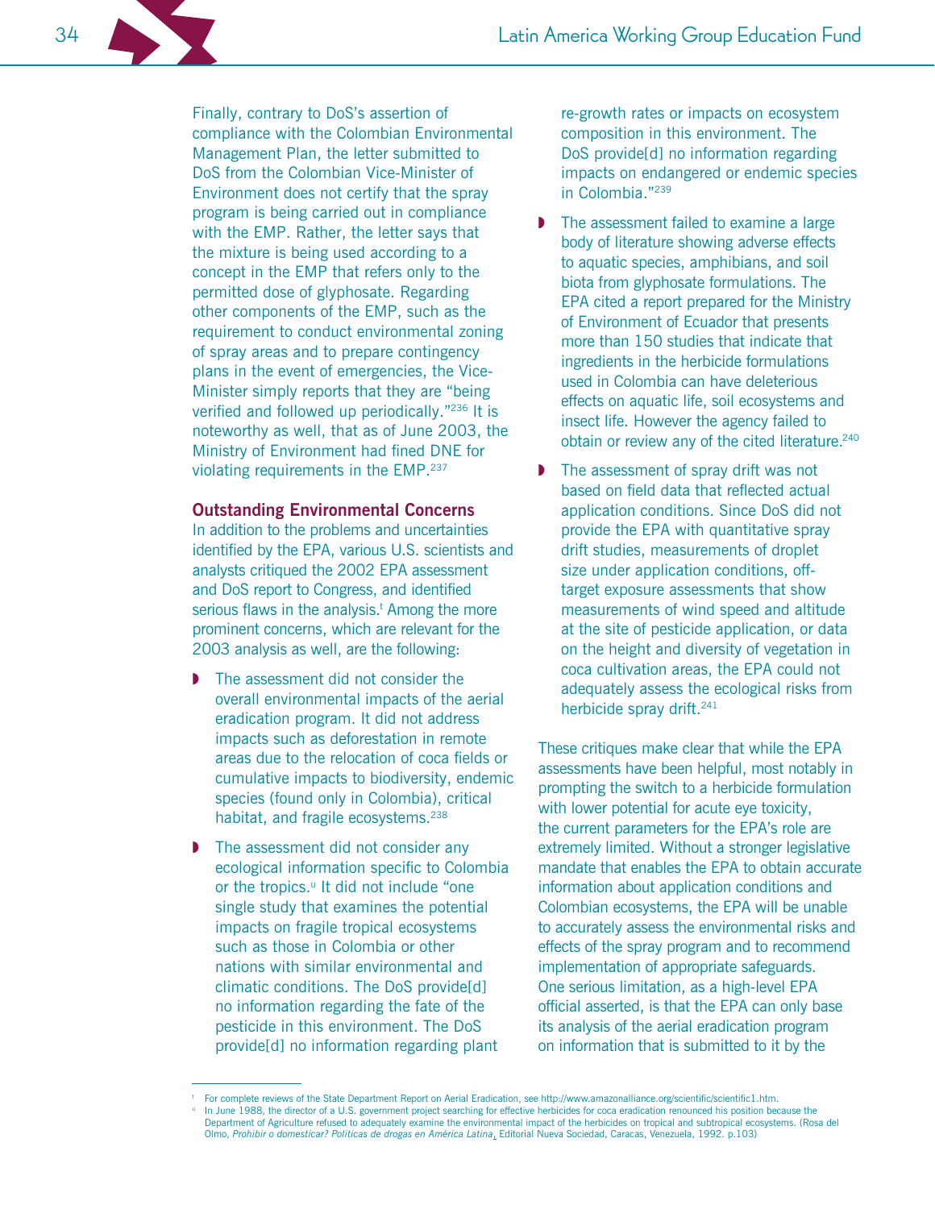Finally, contrary to DoS's assertion of compliance with the Colombian Environmental Management Plan, the letter submitted to DoS from the Colombian Vice-Minister of Environment does not certify that the spray program is being carried out in compliance with the EMP. Rather, the letter says that the mixture is being used according to a concept in the EMP that refers only to the permitted dose of glyphosate. Regarding other components of the EMP, such as the requirement to conduct environmental zoning of spray areas and to prepare contingency plans in the event of emergencies, the Vice-Minister simply reports that they are "being verified and followed up periodically."[236] It is noteworthy as well, that as of June 2003, the Ministry of Environment had fined DNE for violating requirements in the EMP.[237]

## Outstanding Environmental Concerns

In addition to the problems and uncertainties identified by the EPA, various U.S. scientists and analysts critiqued the 2002 EPA assessment and DoS report to Congress, and identified serious flaws in the analysis.[t] Among the more prominent concerns, which are relevant for the 2003 analysis as well, are the following:

- The assessment did not consider the overall environmental impacts of the aerial eradication program. It did not address impacts such as deforestation in remote areas due to the relocation of coca fields or cumulative impacts to biodiversity, endemic species (found only in Colombia), critical habitat, and fragile ecosystems.[238]
- The assessment did not consider any ecological information specific to Colombia or the tropics.[u] It did not include "one single study that examines the potential impacts on fragile tropical ecosystems such as those in Colombia or other nations with similar environmental and climatic conditions. The DoS provide[d] no information regarding the fate of the pesticide in this environment. The DoS provide[d] no information regarding plant re-growth rates or impacts on ecosystem composition in this environment. The DoS provide[d] no information regarding impacts on endangered or endemic species in Colombia."[239]
- The assessment failed to examine a large body of literature showing adverse effects to aquatic species, amphibians, and soil biota from glyphosate formulations. The EPA cited a report prepared for the Ministry of Environment of Ecuador that presents more than 150 studies that indicate that ingredients in the herbicide formulations used in Colombia can have deleterious effects on aquatic life, soil ecosystems and insect life. However the agency failed to obtain or review any of the cited literature.[240]
- The assessment of spray drift was not based on field data that reflected actual application conditions. Since DoS did not provide the EPA with quantitative spray drift studies, measurements of droplet size under application conditions, off-target exposure assessments that show measurements of wind speed and altitude at the site of pesticide application, or data on the height and diversity of vegetation in coca cultivation areas, the EPA could not adequately assess the ecological risks from herbicide spray drift.[241]

These critiques make clear that while the EPA assessments have been helpful, most notably in prompting the switch to a herbicide formulation with lower potential for acute eye toxicity, the current parameters for the EPA's role are extremely limited. Without a stronger legislative mandate that enables the EPA to obtain accurate information about application conditions and Colombian ecosystems, the EPA will be unable to accurately assess the environmental risks and effects of the spray program and to recommend implementation of appropriate safeguards. One serious limitation, as a high-level EPA official asserted, is that the EPA can only base its analysis of the aerial eradication program on information that is submitted to it by the

---

[t] For complete reviews of the State Department Report on Aerial Eradication, see http://www.amazonalliance.org/scientific/scientific1.htm.

[u] In June 1988, the director of a U.S. government project searching for effective herbicides for coca eradication renounced his position because the Department of Agriculture refused to adequately examine the environmental impact of the herbicides on tropical and subtropical ecosystems. (Rosa del Olmo, *Prohibir o domesticar? Políticas de drogas en América Latina*, Editorial Nueva Sociedad, Caracas, Venezuela, 1992. p.103)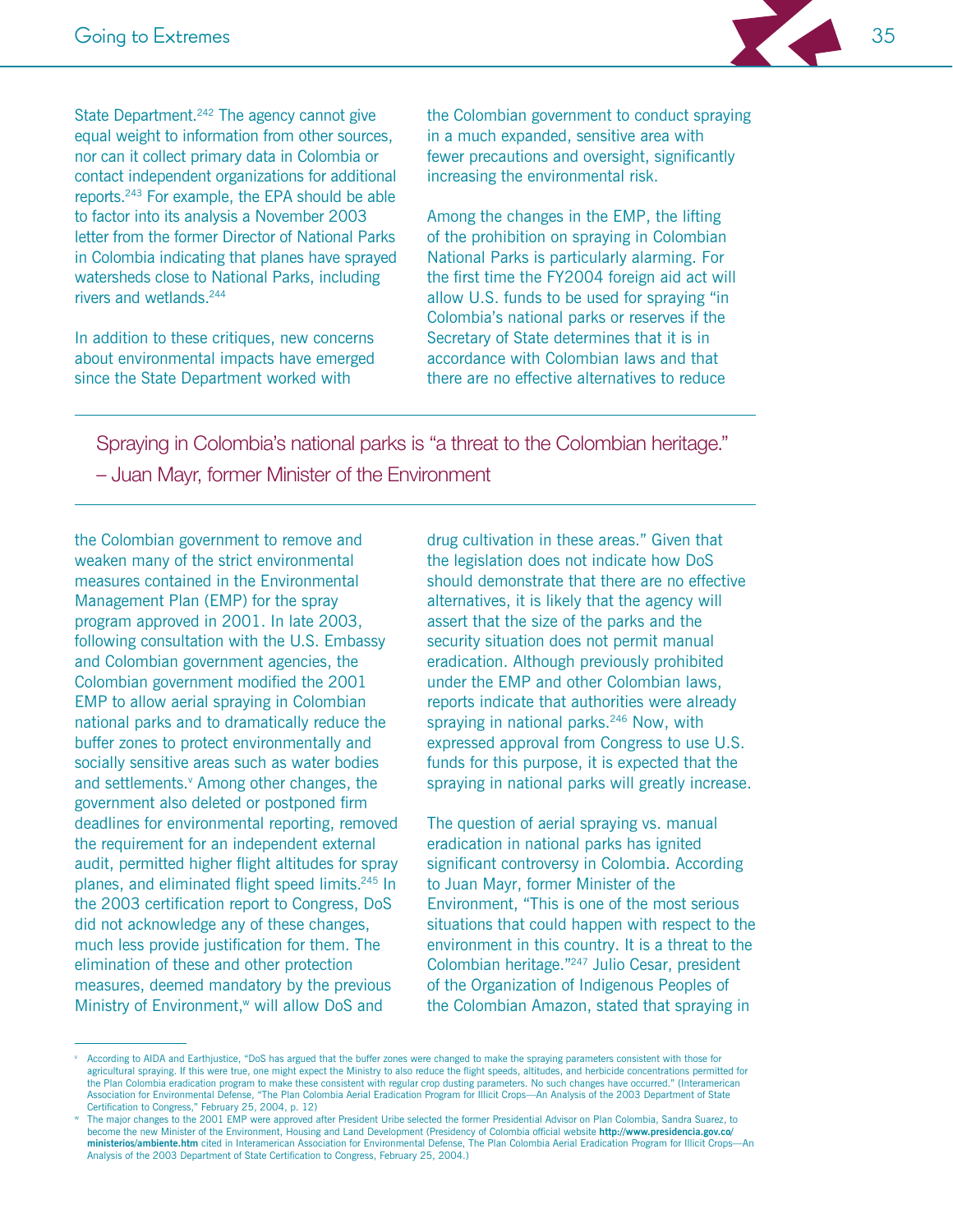State Department.[242] The agency cannot give equal weight to information from other sources, nor can it collect primary data in Colombia or contact independent organizations for additional reports.[243] For example, the EPA should be able to factor into its analysis a November 2003 letter from the former Director of National Parks in Colombia indicating that planes have sprayed watersheds close to National Parks, including rivers and wetlands.[244]

In addition to these critiques, new concerns about environmental impacts have emerged since the State Department worked with the Colombian government to remove and weaken many of the strict environmental measures contained in the Environmental Management Plan (EMP) for the spray program approved in 2001. In late 2003, following consultation with the U.S. Embassy and Colombian government agencies, the Colombian government modified the 2001 EMP to allow aerial spraying in Colombian national parks and to dramatically reduce the buffer zones to protect environmentally and socially sensitive areas such as water bodies and settlements.[v] Among other changes, the government also deleted or postponed firm deadlines for environmental reporting, removed the requirement for an independent external audit, permitted higher flight altitudes for spray planes, and eliminated flight speed limits.[245] In the 2003 certification report to Congress, DoS did not acknowledge any of these changes, much less provide justification for them. The elimination of these and other protection measures, deemed mandatory by the previous Ministry of Environment,[w] will allow DoS and the Colombian government to conduct spraying in a much expanded, sensitive area with fewer precautions and oversight, significantly increasing the environmental risk.

Among the changes in the EMP, the lifting of the prohibition on spraying in Colombian National Parks is particularly alarming. For the first time the FY2004 foreign aid act will allow U.S. funds to be used for spraying "in Colombia's national parks or reserves if the Secretary of State determines that it is in accordance with Colombian laws and that there are no effective alternatives to reduce drug cultivation in these areas." Given that the legislation does not indicate how DoS should demonstrate that there are no effective alternatives, it is likely that the agency will assert that the size of the parks and the security situation does not permit manual eradication. Although previously prohibited under the EMP and other Colombian laws, reports indicate that authorities were already spraying in national parks.[246] Now, with expressed approval from Congress to use U.S. funds for this purpose, it is expected that the spraying in national parks will greatly increase.

> Spraying in Colombia's national parks is "a threat to the Colombian heritage."
> – Juan Mayr, former Minister of the Environment

The question of aerial spraying vs. manual eradication in national parks has ignited significant controversy in Colombia. According to Juan Mayr, former Minister of the Environment, "This is one of the most serious situations that could happen with respect to the environment in this country. It is a threat to the Colombian heritage."[247] Julio Cesar, president of the Organization of Indigenous Peoples of the Colombian Amazon, stated that spraying in

---

[v] According to AIDA and Earthjustice, "DoS has argued that the buffer zones were changed to make the spraying parameters consistent with those for agricultural spraying. If this were true, one might expect the Ministry to also reduce the flight speeds, altitudes, and herbicide concentrations permitted for the Plan Colombia eradication program to make these consistent with regular crop dusting parameters. No such changes have occurred." (Interamerican Association for Environmental Defense, "The Plan Colombia Aerial Eradication Program for Illicit Crops—An Analysis of the 2003 Department of State Certification to Congress," February 25, 2004, p. 12)

[w] The major changes to the 2001 EMP were approved after President Uribe selected the former Presidential Advisor on Plan Colombia, Sandra Suarez, to become the new Minister of the Environment, Housing and Land Development (Presidency of Colombia official website **http://www.presidencia.gov.co/ministerios/ambiente.htm** cited in Interamerican Association for Environmental Defense, The Plan Colombia Aerial Eradication Program for Illicit Crops—An Analysis of the 2003 Department of State Certification to Congress, February 25, 2004.)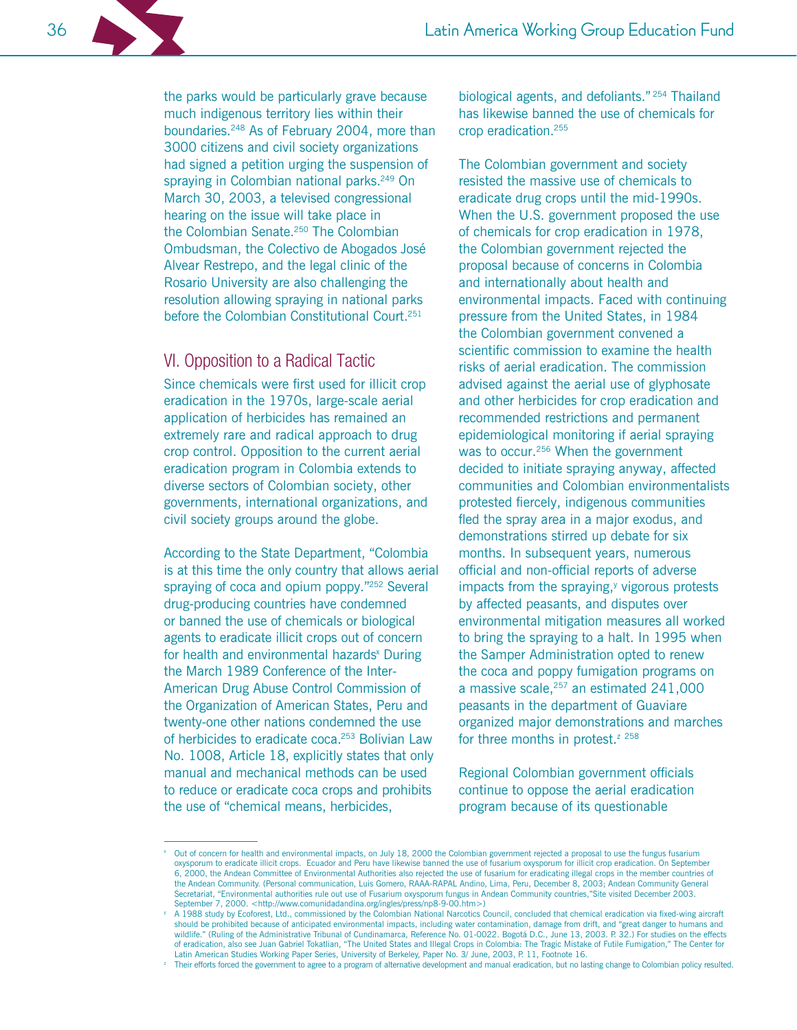the parks would be particularly grave because much indigenous territory lies within their boundaries.[248] As of February 2004, more than 3000 citizens and civil society organizations had signed a petition urging the suspension of spraying in Colombian national parks.[249] On March 30, 2003, a televised congressional hearing on the issue will take place in the Colombian Senate.[250] The Colombian Ombudsman, the Colectivo de Abogados José Alvear Restrepo, and the legal clinic of the Rosario University are also challenging the resolution allowing spraying in national parks before the Colombian Constitutional Court.[251]

## VI. Opposition to a Radical Tactic

Since chemicals were first used for illicit crop eradication in the 1970s, large-scale aerial application of herbicides has remained an extremely rare and radical approach to drug crop control. Opposition to the current aerial eradication program in Colombia extends to diverse sectors of Colombian society, other governments, international organizations, and civil society groups around the globe.

According to the State Department, "Colombia is at this time the only country that allows aerial spraying of coca and opium poppy."[252] Several drug-producing countries have condemned or banned the use of chemicals or biological agents to eradicate illicit crops out of concern for health and environmental hazards[x] During the March 1989 Conference of the Inter-American Drug Abuse Control Commission of the Organization of American States, Peru and twenty-one other nations condemned the use of herbicides to eradicate coca.[253] Bolivian Law No. 1008, Article 18, explicitly states that only manual and mechanical methods can be used to reduce or eradicate coca crops and prohibits the use of "chemical means, herbicides, biological agents, and defoliants."[254] Thailand has likewise banned the use of chemicals for crop eradication.[255]

The Colombian government and society resisted the massive use of chemicals to eradicate drug crops until the mid-1990s. When the U.S. government proposed the use of chemicals for crop eradication in 1978, the Colombian government rejected the proposal because of concerns in Colombia and internationally about health and environmental impacts. Faced with continuing pressure from the United States, in 1984 the Colombian government convened a scientific commission to examine the health risks of aerial eradication. The commission advised against the aerial use of glyphosate and other herbicides for crop eradication and recommended restrictions and permanent epidemiological monitoring if aerial spraying was to occur.[256] When the government decided to initiate spraying anyway, affected communities and Colombian environmentalists protested fiercely, indigenous communities fled the spray area in a major exodus, and demonstrations stirred up debate for six months. In subsequent years, numerous official and non-official reports of adverse impacts from the spraying,[y] vigorous protests by affected peasants, and disputes over environmental mitigation measures all worked to bring the spraying to a halt. In 1995 when the Samper Administration opted to renew the coca and poppy fumigation programs on a massive scale,[257] an estimated 241,000 peasants in the department of Guaviare organized major demonstrations and marches for three months in protest.[z] [258]

Regional Colombian government officials continue to oppose the aerial eradication program because of its questionable

---

[x] Out of concern for health and environmental impacts, on July 18, 2000 the Colombian government rejected a proposal to use the fungus fusarium oxysporum to eradicate illicit crops. Ecuador and Peru have likewise banned the use of fusarium oxysporum for illicit crop eradication. On September 6, 2000, the Andean Committee of Environmental Authorities also rejected the use of fusarium for eradicating illegal crops in the member countries of the Andean Community. (Personal communication, Luis Gomero, RAAA-RAPAL Andino, Lima, Peru, December 8, 2003; Andean Community General Secretariat, "Environmental authorities rule out use of Fusarium oxysporum fungus in Andean Community countries,"Site visited December 2003. September 7, 2000. <http://www.comunidadandina.org/ingles/press/np8-9-00.htm>)

[y] A 1988 study by Ecoforest, Ltd., commissioned by the Colombian National Narcotics Council, concluded that chemical eradication via fixed-wing aircraft should be prohibited because of anticipated environmental impacts, including water contamination, damage from drift, and "great danger to humans and wildlife." (Ruling of the Administrative Tribunal of Cundinamarca, Reference No. 01-0022. Bogotá D.C., June 13, 2003. P. 32.) For studies on the effects of eradication, also see Juan Gabriel Tokatlian, "The United States and Illegal Crops in Colombia: The Tragic Mistake of Futile Fumigation," The Center for Latin American Studies Working Paper Series, University of Berkeley, Paper No. 3/ June, 2003, P. 11, Footnote 16.

[z] Their efforts forced the government to agree to a program of alternative development and manual eradication, but no lasting change to Colombian policy resulted.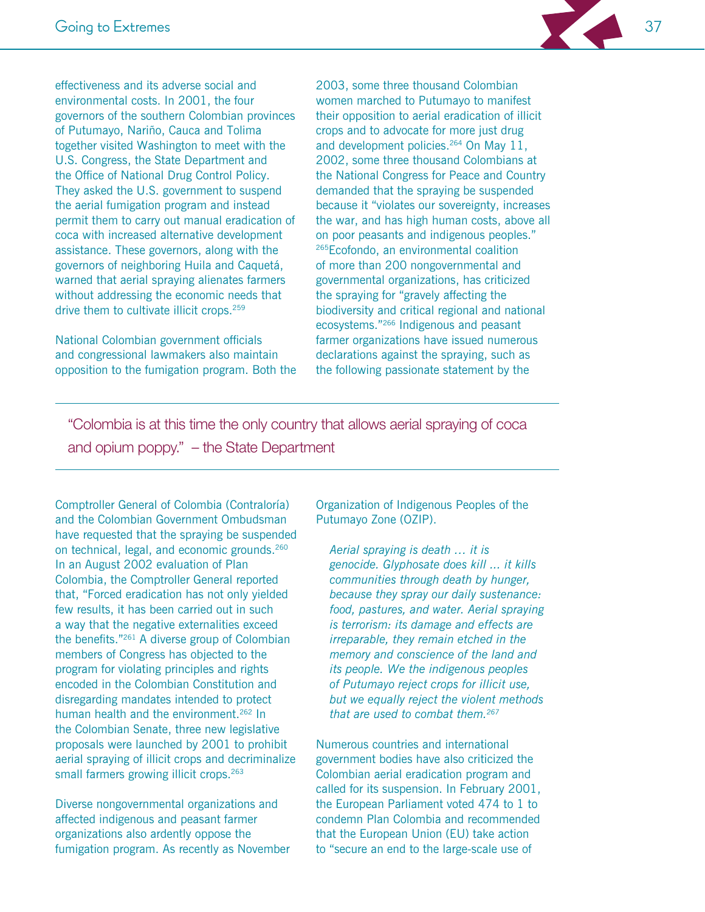effectiveness and its adverse social and environmental costs. In 2001, the four governors of the southern Colombian provinces of Putumayo, Nariño, Cauca and Tolima together visited Washington to meet with the U.S. Congress, the State Department and the Office of National Drug Control Policy. They asked the U.S. government to suspend the aerial fumigation program and instead permit them to carry out manual eradication of coca with increased alternative development assistance. These governors, along with the governors of neighboring Huila and Caquetá, warned that aerial spraying alienates farmers without addressing the economic needs that drive them to cultivate illicit crops.[259]

National Colombian government officials and congressional lawmakers also maintain opposition to the fumigation program. Both the Comptroller General of Colombia (Contraloría) and the Colombian Government Ombudsman have requested that the spraying be suspended on technical, legal, and economic grounds.[260] In an August 2002 evaluation of Plan Colombia, the Comptroller General reported that, "Forced eradication has not only yielded few results, it has been carried out in such a way that the negative externalities exceed the benefits."[261] A diverse group of Colombian members of Congress has objected to the program for violating principles and rights encoded in the Colombian Constitution and disregarding mandates intended to protect human health and the environment.[262] In the Colombian Senate, three new legislative proposals were launched by 2001 to prohibit aerial spraying of illicit crops and decriminalize small farmers growing illicit crops.[263]

Diverse nongovernmental organizations and affected indigenous and peasant farmer organizations also ardently oppose the fumigation program. As recently as November 2003, some three thousand Colombian women marched to Putumayo to manifest their opposition to aerial eradication of illicit crops and to advocate for more just drug and development policies.[264] On May 11, 2002, some three thousand Colombians at the National Congress for Peace and Country demanded that the spraying be suspended because it "violates our sovereignty, increases the war, and has high human costs, above all on poor peasants and indigenous peoples."[265] Ecofondo, an environmental coalition of more than 200 nongovernmental and governmental organizations, has criticized the spraying for "gravely affecting the biodiversity and critical regional and national ecosystems."[266] Indigenous and peasant farmer organizations have issued numerous declarations against the spraying, such as the following passionate statement by the Organization of Indigenous Peoples of the Putumayo Zone (OZIP).

> *Aerial spraying is death … it is genocide. Glyphosate does kill ... it kills communities through death by hunger, because they spray our daily sustenance: food, pastures, and water. Aerial spraying is terrorism: its damage and effects are irreparable, they remain etched in the memory and conscience of the land and its people. We the indigenous peoples of Putumayo reject crops for illicit use, but we equally reject the violent methods that are used to combat them.*[267]

Numerous countries and international government bodies have also criticized the Colombian aerial eradication program and called for its suspension. In February 2001, the European Parliament voted 474 to 1 to condemn Plan Colombia and recommended that the European Union (EU) take action to "secure an end to the large-scale use of

---

"Colombia is at this time the only country that allows aerial spraying of coca and opium poppy." – the State Department

---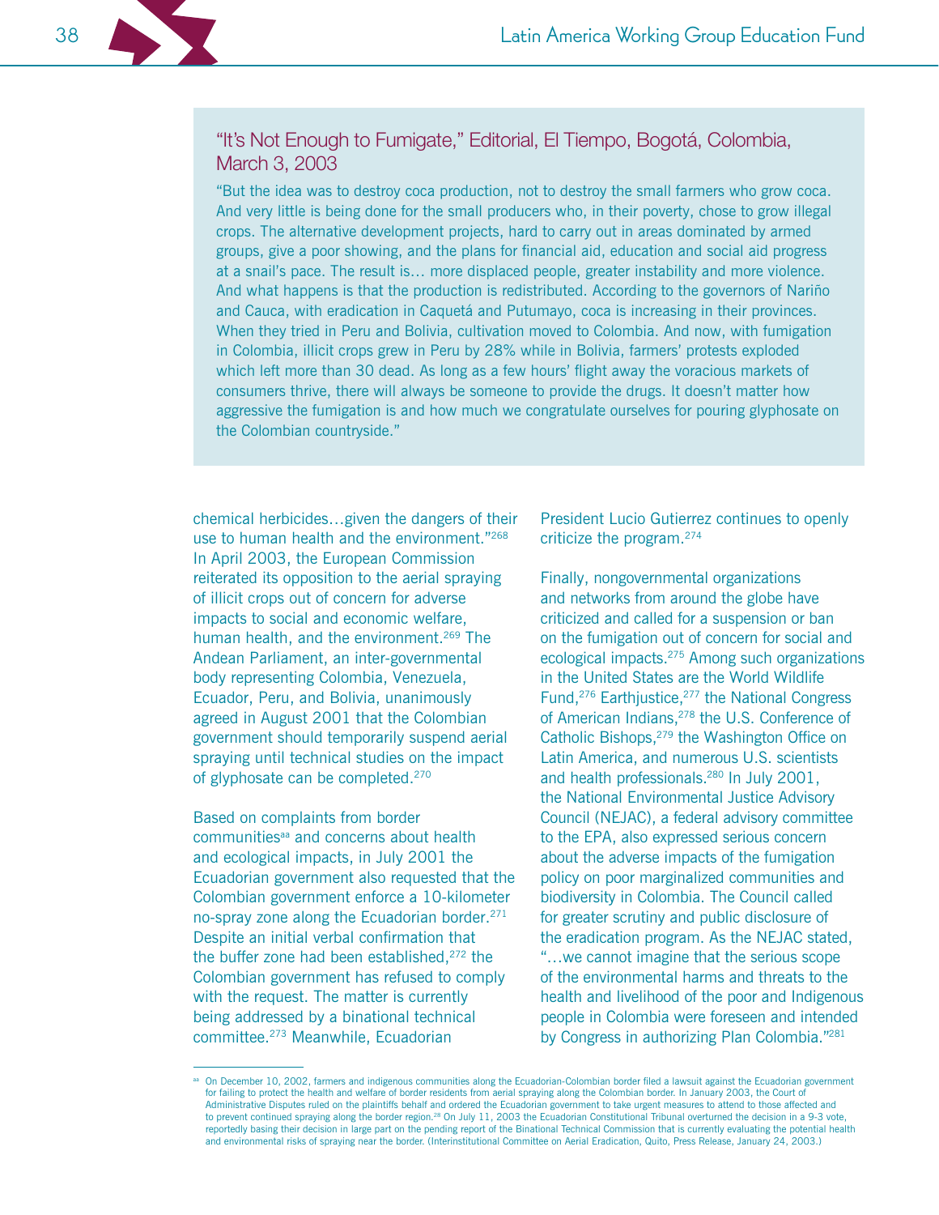### "It's Not Enough to Fumigate," Editorial, El Tiempo, Bogotá, Colombia, March 3, 2003

"But the idea was to destroy coca production, not to destroy the small farmers who grow coca. And very little is being done for the small producers who, in their poverty, chose to grow illegal crops. The alternative development projects, hard to carry out in areas dominated by armed groups, give a poor showing, and the plans for financial aid, education and social aid progress at a snail's pace. The result is… more displaced people, greater instability and more violence. And what happens is that the production is redistributed. According to the governors of Nariño and Cauca, with eradication in Caquetá and Putumayo, coca is increasing in their provinces. When they tried in Peru and Bolivia, cultivation moved to Colombia. And now, with fumigation in Colombia, illicit crops grew in Peru by 28% while in Bolivia, farmers' protests exploded which left more than 30 dead. As long as a few hours' flight away the voracious markets of consumers thrive, there will always be someone to provide the drugs. It doesn't matter how aggressive the fumigation is and how much we congratulate ourselves for pouring glyphosate on the Colombian countryside."

chemical herbicides…given the dangers of their use to human health and the environment."[268] In April 2003, the European Commission reiterated its opposition to the aerial spraying of illicit crops out of concern for adverse impacts to social and economic welfare, human health, and the environment.[269] The Andean Parliament, an inter-governmental body representing Colombia, Venezuela, Ecuador, Peru, and Bolivia, unanimously agreed in August 2001 that the Colombian government should temporarily suspend aerial spraying until technical studies on the impact of glyphosate can be completed.[270]

Based on complaints from border communities[aa] and concerns about health and ecological impacts, in July 2001 the Ecuadorian government also requested that the Colombian government enforce a 10-kilometer no-spray zone along the Ecuadorian border.[271] Despite an initial verbal confirmation that the buffer zone had been established,[272] the Colombian government has refused to comply with the request. The matter is currently being addressed by a binational technical committee.[273] Meanwhile, Ecuadorian President Lucio Gutierrez continues to openly criticize the program.[274]

Finally, nongovernmental organizations and networks from around the globe have criticized and called for a suspension or ban on the fumigation out of concern for social and ecological impacts.[275] Among such organizations in the United States are the World Wildlife Fund,[276] Earthjustice,[277] the National Congress of American Indians,[278] the U.S. Conference of Catholic Bishops,[279] the Washington Office on Latin America, and numerous U.S. scientists and health professionals.[280] In July 2001, the National Environmental Justice Advisory Council (NEJAC), a federal advisory committee to the EPA, also expressed serious concern about the adverse impacts of the fumigation policy on poor marginalized communities and biodiversity in Colombia. The Council called for greater scrutiny and public disclosure of the eradication program. As the NEJAC stated, "…we cannot imagine that the serious scope of the environmental harms and threats to the health and livelihood of the poor and Indigenous people in Colombia were foreseen and intended by Congress in authorizing Plan Colombia."[281]

---

[aa] On December 10, 2002, farmers and indigenous communities along the Ecuadorian-Colombian border filed a lawsuit against the Ecuadorian government for failing to protect the health and welfare of border residents from aerial spraying along the Colombian border. In January 2003, the Court of Administrative Disputes ruled on the plaintiffs behalf and ordered the Ecuadorian government to take urgent measures to attend to those affected and to prevent continued spraying along the border region.[28] On July 11, 2003 the Ecuadorian Constitutional Tribunal overturned the decision in a 9-3 vote, reportedly basing their decision in large part on the pending report of the Binational Technical Commission that is currently evaluating the potential health and environmental risks of spraying near the border. (Interinstitutional Committee on Aerial Eradication, Quito, Press Release, January 24, 2003.)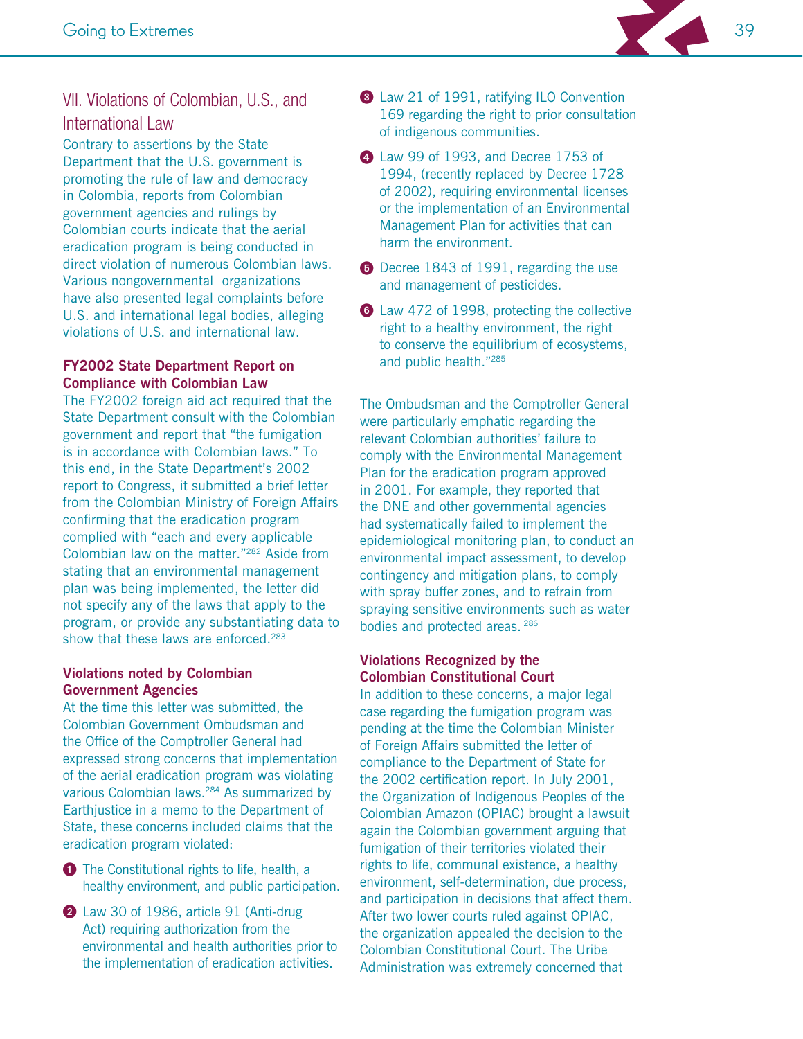## VII. Violations of Colombian, U.S., and International Law

Contrary to assertions by the State Department that the U.S. government is promoting the rule of law and democracy in Colombia, reports from Colombian government agencies and rulings by Colombian courts indicate that the aerial eradication program is being conducted in direct violation of numerous Colombian laws. Various nongovernmental organizations have also presented legal complaints before U.S. and international legal bodies, alleging violations of U.S. and international law.

### FY2002 State Department Report on Compliance with Colombian Law

The FY2002 foreign aid act required that the State Department consult with the Colombian government and report that "the fumigation is in accordance with Colombian laws." To this end, in the State Department's 2002 report to Congress, it submitted a brief letter from the Colombian Ministry of Foreign Affairs confirming that the eradication program complied with "each and every applicable Colombian law on the matter."[282] Aside from stating that an environmental management plan was being implemented, the letter did not specify any of the laws that apply to the program, or provide any substantiating data to show that these laws are enforced.[283]

### Violations noted by Colombian Government Agencies

At the time this letter was submitted, the Colombian Government Ombudsman and the Office of the Comptroller General had expressed strong concerns that implementation of the aerial eradication program was violating various Colombian laws.[284] As summarized by Earthjustice in a memo to the Department of State, these concerns included claims that the eradication program violated:

1. The Constitutional rights to life, health, a healthy environment, and public participation.
2. Law 30 of 1986, article 91 (Anti-drug Act) requiring authorization from the environmental and health authorities prior to the implementation of eradication activities.
3. Law 21 of 1991, ratifying ILO Convention 169 regarding the right to prior consultation of indigenous communities.
4. Law 99 of 1993, and Decree 1753 of 1994, (recently replaced by Decree 1728 of 2002), requiring environmental licenses or the implementation of an Environmental Management Plan for activities that can harm the environment.
5. Decree 1843 of 1991, regarding the use and management of pesticides.
6. Law 472 of 1998, protecting the collective right to a healthy environment, the right to conserve the equilibrium of ecosystems, and public health."[285]

The Ombudsman and the Comptroller General were particularly emphatic regarding the relevant Colombian authorities' failure to comply with the Environmental Management Plan for the eradication program approved in 2001. For example, they reported that the DNE and other governmental agencies had systematically failed to implement the epidemiological monitoring plan, to conduct an environmental impact assessment, to develop contingency and mitigation plans, to comply with spray buffer zones, and to refrain from spraying sensitive environments such as water bodies and protected areas. [286]

### Violations Recognized by the Colombian Constitutional Court

In addition to these concerns, a major legal case regarding the fumigation program was pending at the time the Colombian Minister of Foreign Affairs submitted the letter of compliance to the Department of State for the 2002 certification report. In July 2001, the Organization of Indigenous Peoples of the Colombian Amazon (OPIAC) brought a lawsuit again the Colombian government arguing that fumigation of their territories violated their rights to life, communal existence, a healthy environment, self-determination, due process, and participation in decisions that affect them. After two lower courts ruled against OPIAC, the organization appealed the decision to the Colombian Constitutional Court. The Uribe Administration was extremely concerned that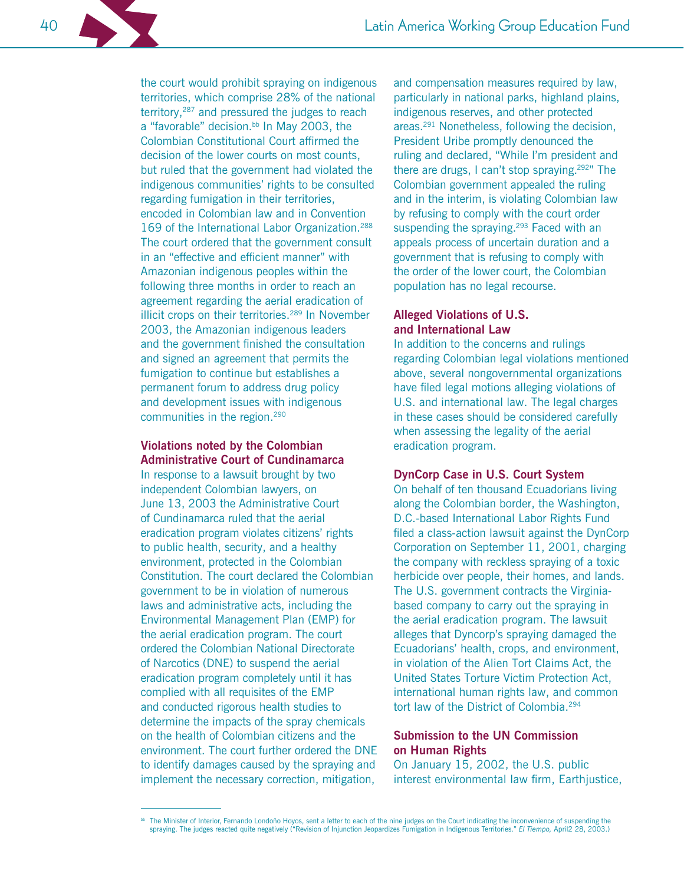the court would prohibit spraying on indigenous territories, which comprise 28% of the national territory,[287] and pressured the judges to reach a "favorable" decision.[bb] In May 2003, the Colombian Constitutional Court affirmed the decision of the lower courts on most counts, but ruled that the government had violated the indigenous communities' rights to be consulted regarding fumigation in their territories, encoded in Colombian law and in Convention 169 of the International Labor Organization.[288] The court ordered that the government consult in an "effective and efficient manner" with Amazonian indigenous peoples within the following three months in order to reach an agreement regarding the aerial eradication of illicit crops on their territories.[289] In November 2003, the Amazonian indigenous leaders and the government finished the consultation and signed an agreement that permits the fumigation to continue but establishes a permanent forum to address drug policy and development issues with indigenous communities in the region.[290]

### Violations noted by the Colombian Administrative Court of Cundinamarca

In response to a lawsuit brought by two independent Colombian lawyers, on June 13, 2003 the Administrative Court of Cundinamarca ruled that the aerial eradication program violates citizens' rights to public health, security, and a healthy environment, protected in the Colombian Constitution. The court declared the Colombian government to be in violation of numerous laws and administrative acts, including the Environmental Management Plan (EMP) for the aerial eradication program. The court ordered the Colombian National Directorate of Narcotics (DNE) to suspend the aerial eradication program completely until it has complied with all requisites of the EMP and conducted rigorous health studies to determine the impacts of the spray chemicals on the health of Colombian citizens and the environment. The court further ordered the DNE to identify damages caused by the spraying and implement the necessary correction, mitigation, and compensation measures required by law, particularly in national parks, highland plains, indigenous reserves, and other protected areas.[291] Nonetheless, following the decision, President Uribe promptly denounced the ruling and declared, "While I'm president and there are drugs, I can't stop spraying.[292]" The Colombian government appealed the ruling and in the interim, is violating Colombian law by refusing to comply with the court order suspending the spraying.[293] Faced with an appeals process of uncertain duration and a government that is refusing to comply with the order of the lower court, the Colombian population has no legal recourse.

### Alleged Violations of U.S. and International Law

In addition to the concerns and rulings regarding Colombian legal violations mentioned above, several nongovernmental organizations have filed legal motions alleging violations of U.S. and international law. The legal charges in these cases should be considered carefully when assessing the legality of the aerial eradication program.

### DynCorp Case in U.S. Court System

On behalf of ten thousand Ecuadorians living along the Colombian border, the Washington, D.C.-based International Labor Rights Fund filed a class-action lawsuit against the DynCorp Corporation on September 11, 2001, charging the company with reckless spraying of a toxic herbicide over people, their homes, and lands. The U.S. government contracts the Virginia-based company to carry out the spraying in the aerial eradication program. The lawsuit alleges that Dyncorp's spraying damaged the Ecuadorians' health, crops, and environment, in violation of the Alien Tort Claims Act, the United States Torture Victim Protection Act, international human rights law, and common tort law of the District of Colombia.[294]

### Submission to the UN Commission on Human Rights

On January 15, 2002, the U.S. public interest environmental law firm, Earthjustice,

---

[bb] The Minister of Interior, Fernando Londoño Hoyos, sent a letter to each of the nine judges on the Court indicating the inconvenience of suspending the spraying. The judges reacted quite negatively ("Revision of Injunction Jeopardizes Fumigation in Indigenous Territories." *El Tiempo,* April2 28, 2003.)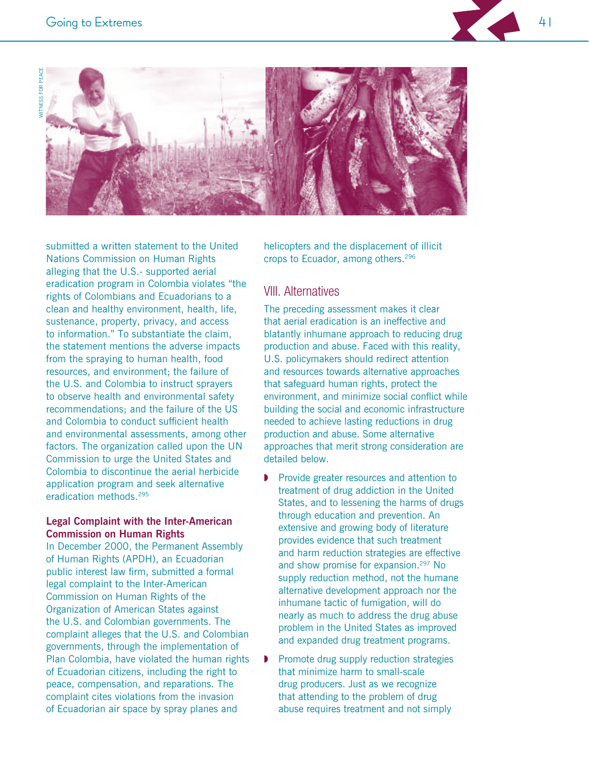WITNESS FOR PEACE

submitted a written statement to the United Nations Commission on Human Rights alleging that the U.S.- supported aerial eradication program in Colombia violates "the rights of Colombians and Ecuadorians to a clean and healthy environment, health, life, sustenance, property, privacy, and access to information." To substantiate the claim, the statement mentions the adverse impacts from the spraying to human health, food resources, and environment; the failure of the U.S. and Colombia to instruct sprayers to observe health and environmental safety recommendations; and the failure of the US and Colombia to conduct sufficient health and environmental assessments, among other factors. The organization called upon the UN Commission to urge the United States and Colombia to discontinue the aerial herbicide application program and seek alternative eradication methods.[295]

**Legal Complaint with the Inter-American Commission on Human Rights**

In December 2000, the Permanent Assembly of Human Rights (APDH), an Ecuadorian public interest law firm, submitted a formal legal complaint to the Inter-American Commission on Human Rights of the Organization of American States against the U.S. and Colombian governments. The complaint alleges that the U.S. and Colombian governments, through the implementation of Plan Colombia, have violated the human rights of Ecuadorian citizens, including the right to peace, compensation, and reparations. The complaint cites violations from the invasion of Ecuadorian air space by spray planes and helicopters and the displacement of illicit crops to Ecuador, among others.[296]

## VIII. Alternatives

The preceding assessment makes it clear that aerial eradication is an ineffective and blatantly inhumane approach to reducing drug production and abuse. Faced with this reality, U.S. policymakers should redirect attention and resources towards alternative approaches that safeguard human rights, protect the environment, and minimize social conflict while building the social and economic infrastructure needed to achieve lasting reductions in drug production and abuse. Some alternative approaches that merit strong consideration are detailed below.

- Provide greater resources and attention to treatment of drug addiction in the United States, and to lessening the harms of drugs through education and prevention. An extensive and growing body of literature provides evidence that such treatment and harm reduction strategies are effective and show promise for expansion.[297] No supply reduction method, not the humane alternative development approach nor the inhumane tactic of fumigation, will do nearly as much to address the drug abuse problem in the United States as improved and expanded drug treatment programs.
- Promote drug supply reduction strategies that minimize harm to small-scale drug producers. Just as we recognize that attending to the problem of drug abuse requires treatment and not simply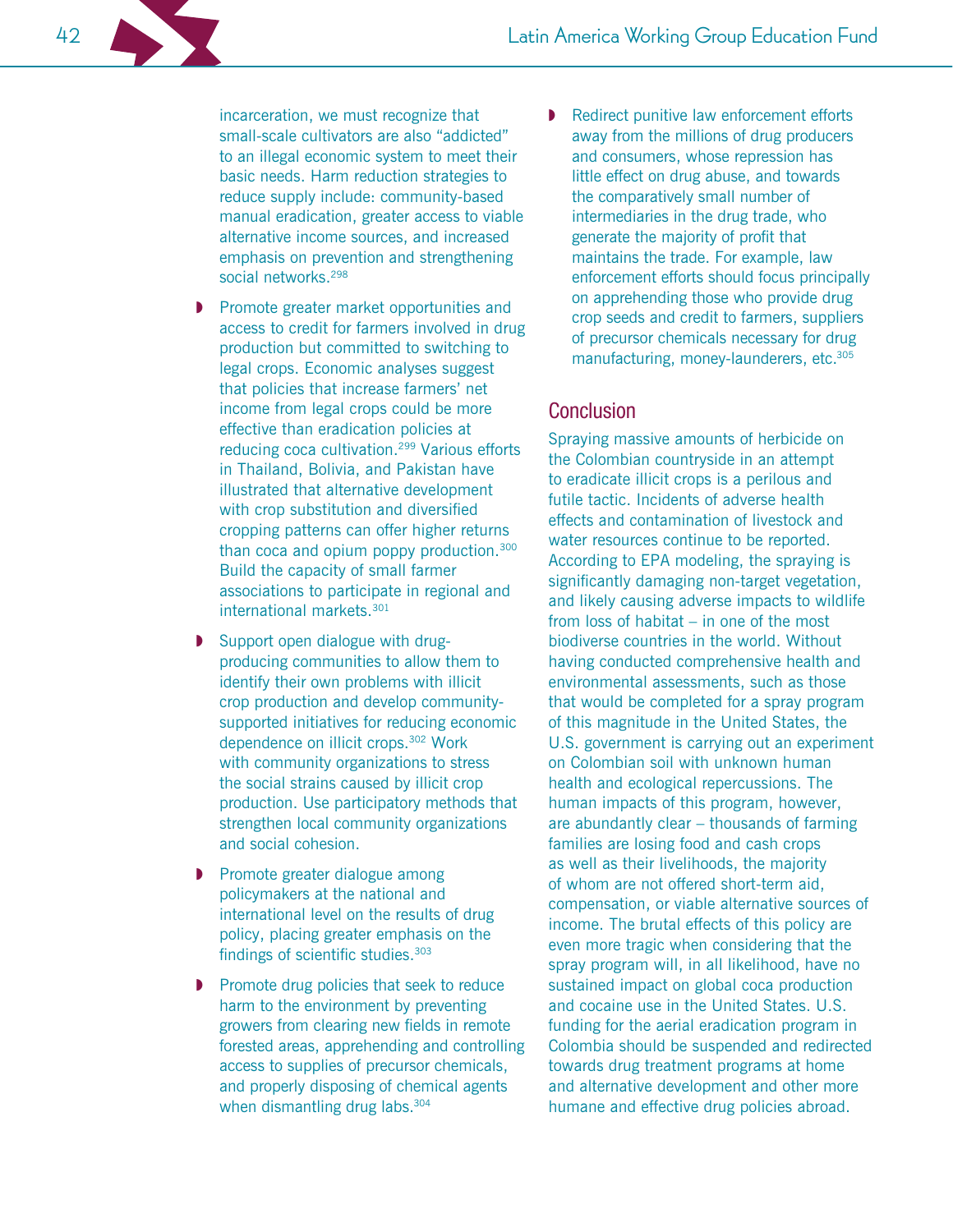incarceration, we must recognize that small-scale cultivators are also "addicted" to an illegal economic system to meet their basic needs. Harm reduction strategies to reduce supply include: community-based manual eradication, greater access to viable alternative income sources, and increased emphasis on prevention and strengthening social networks.[298]

- Promote greater market opportunities and access to credit for farmers involved in drug production but committed to switching to legal crops. Economic analyses suggest that policies that increase farmers' net income from legal crops could be more effective than eradication policies at reducing coca cultivation.[299] Various efforts in Thailand, Bolivia, and Pakistan have illustrated that alternative development with crop substitution and diversified cropping patterns can offer higher returns than coca and opium poppy production.[300] Build the capacity of small farmer associations to participate in regional and international markets.[301]

- Support open dialogue with drug-producing communities to allow them to identify their own problems with illicit crop production and develop community-supported initiatives for reducing economic dependence on illicit crops.[302] Work with community organizations to stress the social strains caused by illicit crop production. Use participatory methods that strengthen local community organizations and social cohesion.

- Promote greater dialogue among policymakers at the national and international level on the results of drug policy, placing greater emphasis on the findings of scientific studies.[303]

- Promote drug policies that seek to reduce harm to the environment by preventing growers from clearing new fields in remote forested areas, apprehending and controlling access to supplies of precursor chemicals, and properly disposing of chemical agents when dismantling drug labs.[304]

- Redirect punitive law enforcement efforts away from the millions of drug producers and consumers, whose repression has little effect on drug abuse, and towards the comparatively small number of intermediaries in the drug trade, who generate the majority of profit that maintains the trade. For example, law enforcement efforts should focus principally on apprehending those who provide drug crop seeds and credit to farmers, suppliers of precursor chemicals necessary for drug manufacturing, money-launderers, etc.[305]

## Conclusion

Spraying massive amounts of herbicide on the Colombian countryside in an attempt to eradicate illicit crops is a perilous and futile tactic. Incidents of adverse health effects and contamination of livestock and water resources continue to be reported. According to EPA modeling, the spraying is significantly damaging non-target vegetation, and likely causing adverse impacts to wildlife from loss of habitat – in one of the most biodiverse countries in the world. Without having conducted comprehensive health and environmental assessments, such as those that would be completed for a spray program of this magnitude in the United States, the U.S. government is carrying out an experiment on Colombian soil with unknown human health and ecological repercussions. The human impacts of this program, however, are abundantly clear – thousands of farming families are losing food and cash crops as well as their livelihoods, the majority of whom are not offered short-term aid, compensation, or viable alternative sources of income. The brutal effects of this policy are even more tragic when considering that the spray program will, in all likelihood, have no sustained impact on global coca production and cocaine use in the United States. U.S. funding for the aerial eradication program in Colombia should be suspended and redirected towards drug treatment programs at home and alternative development and other more humane and effective drug policies abroad.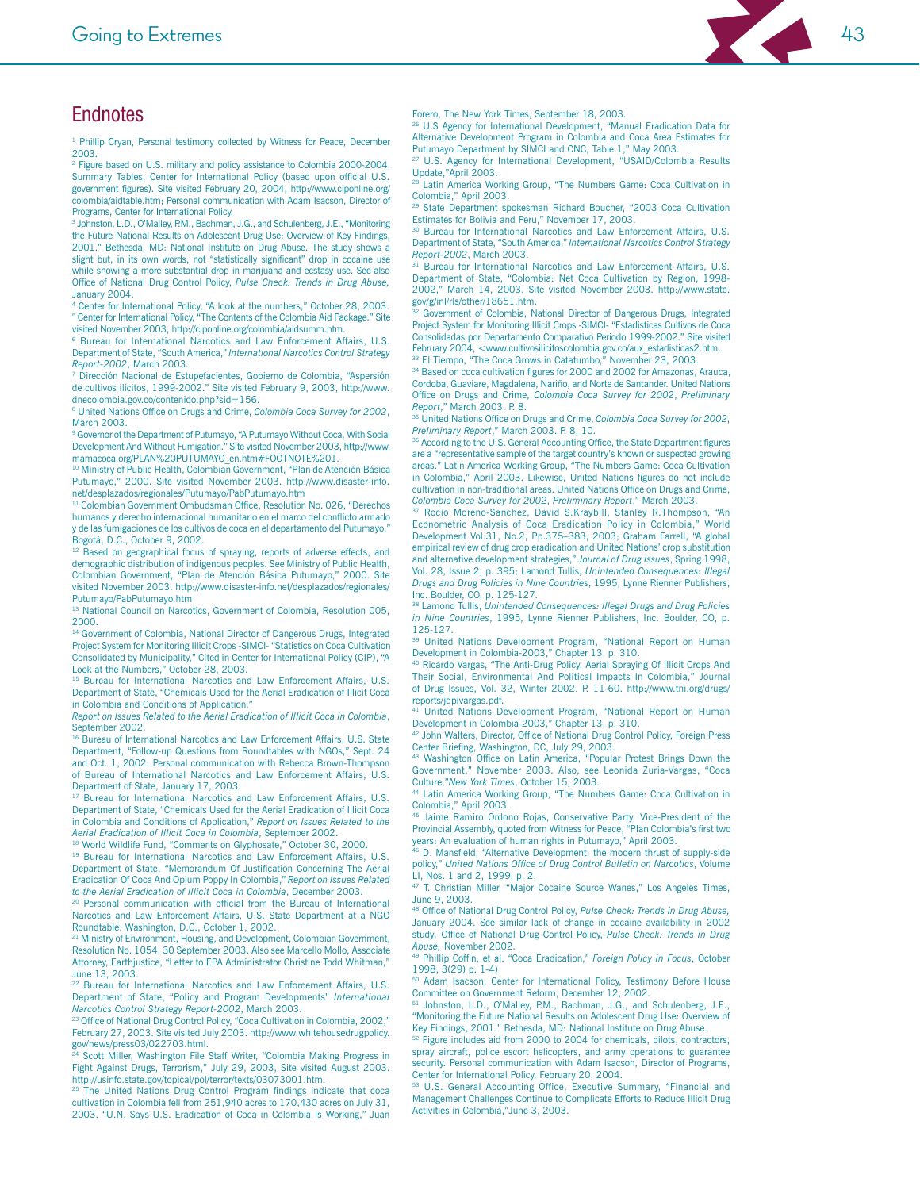# Endnotes

[1] Phillip Cryan, Personal testimony collected by Witness for Peace, December 2003.

[2] Figure based on U.S. military and policy assistance to Colombia 2000-2004, Summary Tables, Center for International Policy (based upon official U.S. government figures). Site visited February 20, 2004, http://www.ciponline.org/colombia/aidtable.htm; Personal communication with Adam Isacson, Director of Programs, Center for International Policy.

[3] Johnston, L.D., O'Malley, P.M., Bachman, J.G., and Schulenberg, J.E., "Monitoring the Future National Results on Adolescent Drug Use: Overview of Key Findings, 2001." Bethesda, MD: National Institute on Drug Abuse. The study shows a slight but, in its own words, not "statistically significant" drop in cocaine use while showing a more substantial drop in marijuana and ecstasy use. See also Office of National Drug Control Policy, *Pulse Check: Trends in Drug Abuse*, January 2004.

[4] Center for International Policy, "A look at the numbers," October 28, 2003.

[5] Center for International Policy, "The Contents of the Colombia Aid Package." Site visited November 2003, http://ciponline.org/colombia/aidsumm.htm.

[6] Bureau for International Narcotics and Law Enforcement Affairs, U.S. Department of State, "South America," *International Narcotics Control Strategy Report-2002*, March 2003.

[7] Dirección Nacional de Estupefacientes, Gobierno de Colombia, "Aspersión de cultivos ilícitos, 1999-2002." Site visited February 9, 2003, http://www.dnecolombia.gov.co/contenido.php?sid=156.

[8] United Nations Office on Drugs and Crime, *Colombia Coca Survey for 2002*, March 2003.

[9] Governor of the Department of Putumayo, "A Putumayo Without Coca, With Social Development And Without Fumigation." Site visited November 2003, http://www.mamacoca.org/PLAN%20PUTUMAYO_en.htm#FOOTNOTE%201.

[10] Ministry of Public Health, Colombian Government, "Plan de Atención Básica Putumayo," 2000. Site visited November 2003. http://www.disaster-info.net/desplazados/regionales/Putumayo/PabPutumayo.htm

[11] Colombian Government Ombudsman Office, Resolution No. 026, "Derechos humanos y derecho internacional humanitario en el marco del conflicto armado y de las fumigaciones de los cultivos de coca en el departamento del Putumayo," Bogotá, D.C., October 9, 2002.

[12] Based on geographical focus of spraying, reports of adverse effects, and demographic distribution of indigenous peoples. See Ministry of Public Health, Colombian Government, "Plan de Atención Básica Putumayo," 2000. Site visited November 2003. http://www.disaster-info.net/desplazados/regionales/Putumayo/PabPutumayo.htm

[13] National Council on Narcotics, Government of Colombia, Resolution 005, 2000.

[14] Government of Colombia, National Director of Dangerous Drugs, Integrated Project System for Monitoring Illicit Crops -SIMCI- "Statistics on Coca Cultivation Consolidated by Municipality," Cited in Center for International Policy (CIP), "A Look at the Numbers," October 28, 2003.

[15] Bureau for International Narcotics and Law Enforcement Affairs, U.S. Department of State, "Chemicals Used for the Aerial Eradication of Illicit Coca in Colombia and Conditions of Application,"
*Report on Issues Related to the Aerial Eradication of Illicit Coca in Colombia*, September 2002.

[16] Bureau of International Narcotics and Law Enforcement Affairs, U.S. State Department, "Follow-up Questions from Roundtables with NGOs," Sept. 24 and Oct. 1, 2002; Personal communication with Rebecca Brown-Thompson of Bureau of International Narcotics and Law Enforcement Affairs, U.S. Department of State, January 17, 2003.

[17] Bureau for International Narcotics and Law Enforcement Affairs, U.S. Department of State, "Chemicals Used for the Aerial Eradication of Illicit Coca in Colombia and Conditions of Application," *Report on Issues Related to the Aerial Eradication of Illicit Coca in Colombia*, September 2002.

[18] World Wildlife Fund, "Comments on Glyphosate," October 30, 2000.

[19] Bureau for International Narcotics and Law Enforcement Affairs, U.S. Department of State, "Memorandum Of Justification Concerning The Aerial Eradication Of Coca And Opium Poppy In Colombia," *Report on Issues Related to the Aerial Eradication of Illicit Coca in Colombia*, December 2003.

[20] Personal communication with official from the Bureau of International Narcotics and Law Enforcement Affairs, U.S. State Department at a NGO Roundtable. Washington, D.C., October 1, 2002.

[21] Ministry of Environment, Housing, and Development, Colombian Government, Resolution No. 1054, 30 September 2003. Also see Marcello Mollo, Associate Attorney, Earthjustice, "Letter to EPA Administrator Christine Todd Whitman," June 13, 2003.

[22] Bureau for International Narcotics and Law Enforcement Affairs, U.S. Department of State, "Policy and Program Developments" *International Narcotics Control Strategy Report-2002*, March 2003.

[23] Office of National Drug Control Policy, "Coca Cultivation in Colombia, 2002," February 27, 2003. Site visited July 2003. http://www.whitehousedrugpolicy.gov/news/press03/022703.html.

[24] Scott Miller, Washington File Staff Writer, "Colombia Making Progress in Fight Against Drugs, Terrorism," July 29, 2003, Site visited August 2003. http://usinfo.state.gov/topical/pol/terror/texts/03073001.htm.

[25] The United Nations Drug Control Program findings indicate that coca cultivation in Colombia fell from 251,940 acres to 170,430 acres on July 31, 2003. "U.N. Says U.S. Eradication of Coca in Colombia Is Working," Juan Forero, The New York Times, September 18, 2003.

[26] U.S Agency for International Development, "Manual Eradication Data for Alternative Development Program in Colombia and Coca Area Estimates for Putumayo Department by SIMCI and CNC, Table 1," May 2003.

[27] U.S. Agency for International Development, "USAID/Colombia Results Update,"April 2003.

[28] Latin America Working Group, "The Numbers Game: Coca Cultivation in Colombia," April 2003.

[29] State Department spokesman Richard Boucher, "2003 Coca Cultivation Estimates for Bolivia and Peru," November 17, 2003.

[30] Bureau for International Narcotics and Law Enforcement Affairs, U.S. Department of State, "South America," *International Narcotics Control Strategy Report-2002*, March 2003.

[31] Bureau for International Narcotics and Law Enforcement Affairs, U.S. Department of State, "Colombia: Net Coca Cultivation by Region, 1998-2002," March 14, 2003. Site visited November 2003. http://www.state.gov/g/inl/rls/other/18651.htm.

[32] Government of Colombia, National Director of Dangerous Drugs, Integrated Project System for Monitoring Illicit Crops -SIMCI- "Estadisticas Cultivos de Coca Consolidadas por Departamento Comparativo Periodo 1999-2002." Site visited February 2004, <www.cultivosilicitoscolombia.gov.co/aux_estadisticas2.htm.

[33] El Tiempo, "The Coca Grows in Catatumbo," November 23, 2003.

[34] Based on coca cultivation figures for 2000 and 2002 for Amazonas, Arauca, Cordoba, Guaviare, Magdalena, Nariño, and Norte de Santander. United Nations Office on Drugs and Crime, *Colombia Coca Survey for 2002, Preliminary Report*," March 2003. P. 8.

[35] United Nations Office on Drugs and Crime, *Colombia Coca Survey for 2002, Preliminary Report*," March 2003. P. 8, 10.

[36] According to the U.S. General Accounting Office, the State Department figures are a "representative sample of the target country's known or suspected growing areas." Latin America Working Group, "The Numbers Game: Coca Cultivation in Colombia," April 2003. Likewise, United Nations figures do not include cultivation in non-traditional areas. United Nations Office on Drugs and Crime, *Colombia Coca Survey for 2002, Preliminary Report*," March 2003.

[37] Rocio Moreno-Sanchez, David S.Kraybill, Stanley R.Thompson, "An Econometric Analysis of Coca Eradication Policy in Colombia," World Development Vol.31, No.2, Pp.375–383, 2003; Graham Farrell, "A global empirical review of drug crop eradication and United Nations' crop substitution and alternative development strategies," *Journal of Drug Issues*, Spring 1998, Vol. 28, Issue 2, p. 395; Lamond Tullis, *Unintended Consequences: Illegal Drugs and Drug Policies in Nine Countries*, 1995, Lynne Rienner Publishers, Inc. Boulder, CO, p. 125-127.

[38] Lamond Tullis, *Unintended Consequences: Illegal Drugs and Drug Policies in Nine Countries*, 1995, Lynne Rienner Publishers, Inc. Boulder, CO, p. 125-127.

[39] United Nations Development Program, "National Report on Human Development in Colombia-2003," Chapter 13, p. 310.

[40] Ricardo Vargas, "The Anti-Drug Policy, Aerial Spraying Of Illicit Crops And Their Social, Environmental And Political Impacts In Colombia," Journal of Drug Issues, Vol. 32, Winter 2002. P. 11-60. http://www.tni.org/drugs/reports/jdpivargas.pdf.

[41] United Nations Development Program, "National Report on Human Development in Colombia-2003," Chapter 13, p. 310.

[42] John Walters, Director, Office of National Drug Control Policy, Foreign Press Center Briefing, Washington, DC, July 29, 2003.

[43] Washington Office on Latin America, "Popular Protest Brings Down the Government," November 2003. Also, see Leonida Zuria-Vargas, "Coca Culture,"*New York Times*, October 15, 2003.

[44] Latin America Working Group, "The Numbers Game: Coca Cultivation in Colombia," April 2003.

[45] Jaime Ramiro Ordono Rojas, Conservative Party, Vice-President of the Provincial Assembly, quoted from Witness for Peace, "Plan Colombia's first two years: An evaluation of human rights in Putumayo," April 2003.

[46] D. Mansfield. "Alternative Development: the modern thrust of supply-side policy," *United Nations Office of Drug Control Bulletin on Narcotics*, Volume LI, Nos. 1 and 2, 1999, p. 2.

[47] T. Christian Miller, "Major Cocaine Source Wanes," Los Angeles Times, June 9, 2003.

[48] Office of National Drug Control Policy, *Pulse Check: Trends in Drug Abuse,* January 2004. See similar lack of change in cocaine availability in 2002 study, Office of National Drug Control Policy, *Pulse Check: Trends in Drug Abuse,* November 2002.

[49] Phillip Coffin, et al. "Coca Eradication," *Foreign Policy in Focus*, October 1998, 3(29) p. 1-4)

[50] Adam Isacson, Center for International Policy, Testimony Before House Committee on Government Reform, December 12, 2002.

[51] Johnston, L.D., O'Malley, P.M., Bachman, J.G., and Schulenberg, J.E., "Monitoring the Future National Results on Adolescent Drug Use: Overview of Key Findings, 2001." Bethesda, MD: National Institute on Drug Abuse.

[52] Figure includes aid from 2000 to 2004 for chemicals, pilots, contractors, spray aircraft, police escort helicopters, and army operations to guarantee security. Personal communication with Adam Isacson, Director of Programs, Center for International Policy, February 20, 2004.

[53] U.S. General Accounting Office, Executive Summary, "Financial and Management Challenges Continue to Complicate Efforts to Reduce Illicit Drug Activities in Colombia,"June 3, 2003.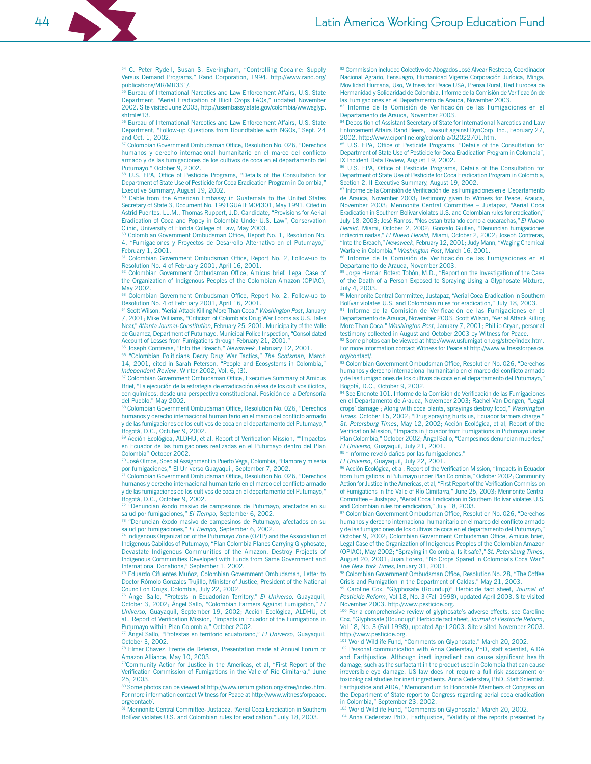[54] C. Peter Rydell, Susan S. Everingham, "Controlling Cocaine: Supply Versus Demand Programs," Rand Corporation, 1994. http://www.rand.org/publications/MR/MR331/.

[55] Bureau of International Narcotics and Law Enforcement Affairs, U.S. State Department, "Aerial Eradication of Illicit Crops FAQs," updated November 2002. Site visited June 2003, http://usembassy.state.gov/colombia/wwwsglyp.shtml#13.

[56] Bureau of International Narcotics and Law Enforcement Affairs, U.S. State Department, "Follow-up Questions from Roundtables with NGOs," Sept. 24 and Oct. 1, 2002.

[57] Colombian Government Ombudsman Office, Resolution No. 026, "Derechos humanos y derecho internacional humanitario en el marco del conflicto armado y de las fumigaciones de los cultivos de coca en el departamento del Putumayo," October 9, 2002.

[58] U.S. EPA, Office of Pesticide Programs, "Details of the Consultation for Department of State Use of Pesticide for Coca Eradication Program in Colombia," Executive Summary, August 19, 2002.

[59] Cable from the American Embassy in Guatemala to the United States Secretary of State 3, Document No. 1991GUATEM04301, May 1991, Cited in Astrid Puentes, LL.M., Thomas Ruppert, J.D. Candidate, "Provisions for Aerial Eradication of Coca and Poppy in Colombia Under U.S. Law", Conservation Clinic, University of Florida College of Law, May 2003.

[60] Colombian Government Ombudsman Office, Report No. 1, Resolution No. 4, "Fumigaciones y Proyectos de Desarrollo Alternativo en el Putumayo," February 1, 2001.

[61] Colombian Government Ombudsman Office, Report No. 2, Follow-up to Resolution No. 4 of February 2001, April 16, 2001.

[62] Colombian Government Ombudsman Office, Amicus brief, Legal Case of the Organization of Indigenous Peoples of the Colombian Amazon (OPIAC), May 2002.

[63] Colombian Government Ombudsman Office, Report No. 2, Follow-up to Resolution No. 4 of February 2001, April 16, 2001.

[64] Scott Wilson, "Aerial Attack Killing More Than Coca," *Washington Post*, January 7, 2001; Mike Williams, "Criticism of Colombia's Drug War Looms as U.S. Talks Near," *Atlanta Journal-Constitution*, February 25, 2001. Municipality of the Valle de Guamez, Department of Putumayo, Municipal Police Inspection, "Consolidated Account of Losses from Fumigations through February 21, 2001."

[65] Joseph Contreras, "Into the Breach," *Newsweek*, February 12, 2001.

[66] "Colombian Politicians Decry Drug War Tactics," *The Scotsman,* March 14, 2001, cited in Sarah Peterson, "People and Ecosystems in Colombia," *Independent Review*, Winter 2002, Vol. 6, (3).

[67] Colombian Government Ombudsman Office, Executive Summary of Amicus Brief, "La ejecución de la estrategia de erradicación aérea de los cultivos ilícitos, con químicos, desde una perspectiva constitucional. Posición de la Defensoría del Pueblo." May 2002.

[68] Colombian Government Ombudsman Office, Resolution No. 026, "Derechos humanos y derecho internacional humanitario en el marco del conflicto armado y de las fumigaciones de los cultivos de coca en el departamento del Putumayo," Bogotá, D.C., October 9, 2002.

[69] Acción Ecológica, ALDHU, et al. Report of Verification Mission, ""Impactos en Ecuador de las fumigaciones realizadas en el Putumayo dentro del Plan Colombia" October 2002.

[70] José Olmos, Special Assignment in Puerto Vega, Colombia, "Hambre y miseria por fumigaciones," El Universo Guayaquil, September 7, 2002.

[71] Colombian Government Ombudsman Office, Resolution No. 026, "Derechos humanos y derecho internacional humanitario en el marco del conflicto armado y de las fumigaciones de los cultivos de coca en el departamento del Putumayo," Bogotá, D.C., October 9, 2002.

[72] "Denuncian éxodo masivo de campesinos de Putumayo, afectados en su salud por fumigaciones," *El Tiempo,* September 6, 2002.

[73] "Denuncian éxodo masivo de campesinos de Putumayo, afectados en su salud por fumigaciones," *El Tiempo,* September 6, 2002.

[74] Indigenous Organization of the Putumayo Zone (OZIP) and the Association of Indigenous Cabildos of Putumayo, "Plan Colombia Planes Carrying Glyphosate, Devastate Indigenous Communities of the Amazon. Destroy Projects of Indigenous Communities Developed with Funds from Same Government and International Donations," September 1, 2002.

[75] Eduardo Cifuentes Muñoz, Colombian Government Ombudsman, Letter to Doctor Rómolo Gonzales Trujillo, Minister of Justice, President of the National Council on Drugs, Colombia, July 22, 2002.

[76] Ángel Sallo, "Protests in Ecuadorian Territory," *El Universo,* Guayaquil, October 3, 2002; Ángel Sallo, "Colombian Farmers Against Fumigation," *El Universo,* Guayaquil, September 19, 2002; Acción Ecológica, ALDHU, et al., Report of Verification Mission, "Impacts in Ecuador of the Fumigations in Putumayo within Plan Colombia," October 2002.

[77] Ángel Sallo, "Protestas en territorio ecuatoriano," *El Universo,* Guayaquil, October 3, 2002.

[78] Elmer Chavez, Frente de Defensa, Presentation made at Annual Forum of Amazon Alliance, May 10, 2003.

[79] Community Action for Justice in the Americas, et al, "First Report of the Verification Commission of Fumigations in the Valle of Río Cimitarra," June 25, 2003.

[80] Some photos can be viewed at http://www.usfumigation.org/stree/index.htm. For more information contact Witness for Peace at http://www.witnessforpeace.org/contact/.

[81] Mennonite Central Committee- Justapaz, "Aerial Coca Eradication in Southern Bolívar violates U.S. and Colombian rules for eradication," July 18, 2003.

[82] Commission included Colectivo de Abogados José Alvear Restrepo, Coordinador Nacional Agrario, Fensuagro, Humanidad Vigente Corporación Jurídica, Minga, Movilidad Humana, Uso, Witness for Peace USA, Prensa Rural, Red Europea de Hermanidad y Solidaridad de Colombia. Informe de la Comisión de Verificación de las Fumigaciones en el Departamento de Arauca, November 2003.

[83] Informe de la Comisión de Verificación de las Fumigaciones en el Departamento de Arauca, November 2003.

[84] Deposition of Assistant Secretary of State for International Narcotics and Law Enforcement Affairs Rand Beers, Lawsuit against DynCorp, Inc., February 27, 2002. http://www.ciponline.org/colombia/02022701.htm.

[85] U.S. EPA, Office of Pesticide Programs, "Details of the Consultation for Department of State Use of Pesticide for Coca Eradication Program in Colombia", IX Incident Data Review, August 19, 2002.

[86] U.S. EPA, Office of Pesticide Programs, Details of the Consultation for Department of State Use of Pesticide for Coca Eradication Program in Colombia, Section 2, II Executive Summary, August 19, 2002.

[87] Informe de la Comisión de Verificación de las Fumigaciones en el Departamento de Arauca, November 2003; Testimony given to Witness for Peace, Arauca, November 2003; Mennonite Central Committee – Justapaz, "Aerial Coca Eradication in Southern Bolívar violates U.S. and Colombian rules for eradication," July 18, 2003; José Ramos, "Nos estan tratando como a cucarachas," *El Nuevo Herald,* Miami, October 2, 2002; Gonzalo Guillen, "Denuncian fumigaciones indiscriminadas," *El Nuevo Herald,* Miami, October 2, 2002; Joseph Contreras, "Into the Breach," *Newsweek*, February 12, 2001; Judy Mann, "Waging Chemical Warfare in Colombia," *Washington Post*, March 16, 2001.

[88] Informe de la Comisión de Verificación de las Fumigaciones en el Departamento de Arauca, November 2003.

[89] Jorge Hernán Botero Tobón, M.D., "Report on the Investigation of the Case of the Death of a Person Exposed to Spraying Using a Glyphosate Mixture, July 4, 2003.

[90] Mennonite Central Committee, Justapaz, "Aerial Coca Eradication in Southern Bolívar violates U.S. and Colombian rules for eradication," July 18, 2003.

[91] Informe de la Comisión de Verificación de las Fumigaciones en el Departamento de Arauca, November 2003; Scott Wilson, "Aerial Attack Killing More Than Coca," *Washington Post*, January 7, 2001; Phillip Cryan, personal testimony collected in August and October 2003 by Witness for Peace.

[92] Some photos can be viewed at http://www.usfumigation.org/stree/index.htm. For more information contact Witness for Peace at http://www.witnessforpeace.org/contact/.

[93] Colombian Government Ombudsman Office, Resolution No. 026, "Derechos humanos y derecho internacional humanitario en el marco del conflicto armado y de las fumigaciones de los cultivos de coca en el departamento del Putumayo," Bogotá, D.C., October 9, 2002.

[94] See Endnote 101. Informe de la Comisión de Verificación de las Fumigaciones en el Departamento de Arauca, November 2003; Rachel Van Dongen, "Legal crops' damage ; Along with coca plants, sprayings destroy food," *Washington Times*, October 15, 2002; "Drug spraying hurts us, Ecuador farmers charge," *St. Petersburg Times*, May 12, 2002; Acción Ecológica, et al, Report of the Verification Mission, "Impacts in Ecuador from Fumigations in Putumayo under Plan Colombia," October 2002; Ángel Sallo, "Campesinos denuncian muertes," *El Universo,* Guayaquil, July 21, 2001.

[95] "Informe reveló daños por las fumigaciones," *El Universo*, Guayaquil, July 22, 2001.

[96] Acción Ecológica, et al, Report of the Verification Mission, "Impacts in Ecuador from Fumigations in Putumayo under Plan Colombia," October 2002; Community Action for Justice in the Americas, et al, "First Report of the Verification Commission of Fumigations in the Valle of Río Cimitarra," June 25, 2003; Mennonite Central Committee – Justapaz, "Aerial Coca Eradication in Southern Bolívar violates U.S. and Colombian rules for eradication," July 18, 2003.

[97] Colombian Government Ombudsman Office, Resolution No. 026, "Derechos humanos y derecho internacional humanitario en el marco del conflicto armado y de las fumigaciones de los cultivos de coca en el departamento del Putumayo," October 9, 2002; Colombian Government Ombudsman Office, Amicus brief, Legal Case of the Organization of Indigenous Peoples of the Colombian Amazon (OPIAC), May 2002; "Spraying in Colombia, Is it safe?," *St. Petersburg Times*, August 20, 2001; Juan Forero, "No Crops Spared in Colombia's Coca War," *The New York Times,* January 31, 2001.

[98] Colombian Government Ombudsman Office, Resolution No. 28, "The Coffee Crisis and Fumigation in the Department of Caldas," May 21, 2003.

[99] Caroline Cox, "Glyphosate (Roundup)" Herbicide fact sheet, *Journal of Pesticide Reform*, Vol 18, No. 3 (Fall 1998), updated April 2003. Site visited November 2003. http://www.pesticide.org.

[100] For a comprehensive review of glyphosate's adverse effects, see Caroline Cox, "Glyphosate (Roundup)" Herbicide fact sheet, *Journal of Pesticide Reform*, Vol 18, No. 3 (Fall 1998), updated April 2003. Site visited November 2003. http://www.pesticide.org.

[101] World Wildlife Fund, "Comments on Glyphosate," March 20, 2002.

[102] Personal communication with Anna Cederstav, PhD, staff scientist, AIDA and Earthjustice. Although inert ingredient can cause significant health damage, such as the surfactant in the product used in Colombia that can cause irreversible eye damage, US law does not require a full risk assessment or toxicological studies for inert ingredients. Anna Cederstav, PhD. Staff Scientist. Earthjustice and AIDA, "Memorandum to Honorable Members of Congress on the Department of State report to Congress regarding aerial coca eradication in Colombia," September 23, 2002.

[103] World Wildlife Fund, "Comments on Glyphosate," March 20, 2002.

[104] Anna Cederstav PhD., Earthjustice, "Validity of the reports presented by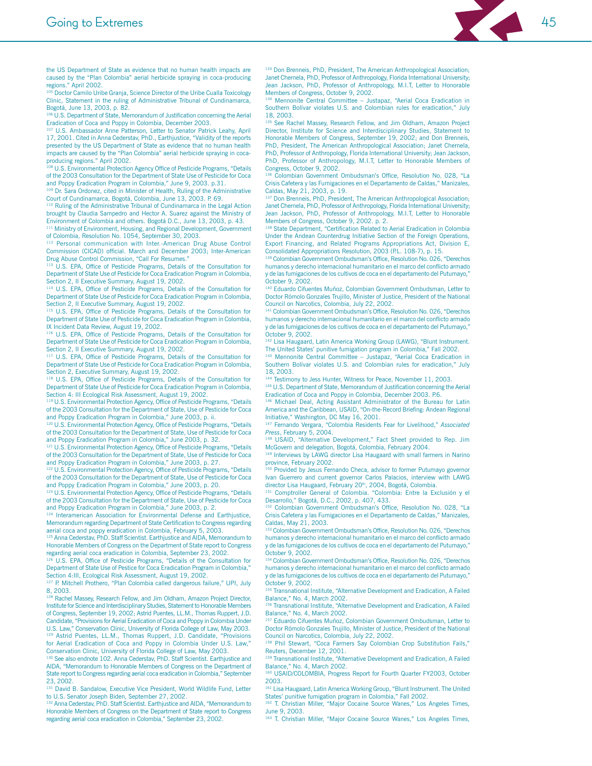the US Department of State as evidence that no human health impacts are caused by the "Plan Colombia" aerial herbicide spraying in coca-producing regions." April 2002.

[105] Doctor Camilo Uribe Granja, Science Director of the Uribe Cualla Toxicology Clinic, Statement in the ruling of Administrative Tribunal of Cundinamarca, Bogotá, June 13, 2003, p. 82.

[106] U.S. Department of State, Memorandum of Justification concerning the Aerial Eradication of Coca and Poppy in Colombia, December 2003.

[107] U.S. Ambassador Anne Patterson, Letter to Senator Patrick Leahy, April 17, 2001. Cited in Anna Cederstav, PhD., Earthjustice, "Validity of the reports presented by the US Department of State as evidence that no human health impacts are caused by the "Plan Colombia" aerial herbicide spraying in coca-producing regions." April 2002.

[108] U.S. Environmental Protection Agency Office of Pesticide Programs, "Details of the 2003 Consultation for the Department of State Use of Pesticide for Coca and Poppy Eradication Program in Colombia," June 9, 2003. p.31.

[109] Dr. Sara Ordonez, cited in Minister of Health, Ruling of the Administrative Court of Cundinamarca, Bogotá, Colombia, June 13, 2003. P. 69.

[110] Ruling of the Administrative Tribunal of Cundinamarca in the Legal Action brought by Claudia Sampedro and Hector A. Suarez against the Ministry of Environment of Colombia and others. Bogotá D.C., June 13, 2003, p. 43.

[111] Ministry of Environment, Housing, and Regional Development, Government of Colombia, Resolution No. 1054, September 30, 2003.

[112] Personal communication with Inter-American Drug Abuse Control Commission (CICAD) official. March and December 2003; Inter-American Drug Abuse Control Commission, "Call For Resumes."

[113] U.S. EPA, Office of Pesticide Programs, Details of the Consultation for Department of State Use of Pesticide for Coca Eradication Program in Colombia, Section 2, II Executive Summary, August 19, 2002.

[114] U.S. EPA, Office of Pesticide Programs, Details of the Consultation for Department of State Use of Pesticide for Coca Eradication Program in Colombia, Section 2, II Executive Summary, August 19, 2002.

[115] U.S. EPA, Office of Pesticide Programs, Details of the Consultation for Department of State Use of Pesticide for Coca Eradication Program in Colombia, IX Incident Data Review, August 19, 2002.

[116] U.S. EPA, Office of Pesticide Programs, Details of the Consultation for Department of State Use of Pesticide for Coca Eradication Program in Colombia, Section 2, II Executive Summary, August 19, 2002.

[117] U.S. EPA, Office of Pesticide Programs, Details of the Consultation for Department of State Use of Pesticide for Coca Eradication Program in Colombia, Section 2, Executive Summary, August 19, 2002.

[118] U.S. EPA, Office of Pesticide Programs, Details of the Consultation for Department of State Use of Pesticide for Coca Eradication Program in Colombia, Section 4: III Ecological Risk Assessment, August 19, 2002.

[119] U.S. Environmental Protection Agency, Office of Pesticide Programs, "Details of the 2003 Consultation for the Department of State, Use of Pesticide for Coca and Poppy Eradication Program in Colombia," June 2003, p. ii.

[120] U.S. Environmental Protection Agency, Office of Pesticide Programs, "Details of the 2003 Consultation for the Department of State, Use of Pesticide for Coca and Poppy Eradication Program in Colombia," June 2003, p. 32.

[121] U.S. Environmental Protection Agency, Office of Pesticide Programs, "Details of the 2003 Consultation for the Department of State, Use of Pesticide for Coca and Poppy Eradication Program in Colombia," June 2003, p. 27.

[122] U.S. Environmental Protection Agency, Office of Pesticide Programs, "Details of the 2003 Consultation for the Department of State, Use of Pesticide for Coca and Poppy Eradication Program in Colombia," June 2003, p. 20.

[123] U.S. Environmental Protection Agency, Office of Pesticide Programs, "Details of the 2003 Consultation for the Department of State, Use of Pesticide for Coca and Poppy Eradication Program in Colombia," June 2003, p. 2.

[124] Interamerican Association for Environmental Defense and Earthjustice, Memorandum regarding Department of State Certification to Congress regarding aerial coca and poppy eradication in Colombia, February 5, 2003.

[125] Anna Cederstav, PhD. Staff Scientist. Earthjustice and AIDA, Memorandum to Honorable Members of Congress on the Department of State report to Congress regarding aerial coca eradication in Colombia, September 23, 2002.

[126] U.S. EPA, Office of Pesticide Programs, "Details of the Consultation for Department of State Use of Pestice for Coca Eradication Program in Colombia," Section 4:III, Ecological Risk Assessment, August 19, 2002.

[127] P. Mitchell Prothero, "Plan Colombia called dangerous failure," UPI, July 8, 2003.

[128] Rachel Massey, Research Fellow, and Jim Oldham, Amazon Project Director, Institute for Science and Interdisciplinary Studies, Statement to Honorable Members of Congress, September 19, 2002; Astrid Puentes, LL.M., Thomas Ruppert, J.D. Candidate, "Provisions for Aerial Eradication of Coca and Poppy in Colombia Under U.S. Law," Conservation Clinic, University of Florida College of Law, May 2003.

[129] Astrid Puentes, LL.M., Thomas Ruppert, J.D. Candidate, "Provisions for Aerial Eradication of Coca and Poppy in Colombia Under U.S. Law," Conservation Clinic, University of Florida College of Law, May 2003.

[130] See also endnote 102. Anna Cederstav, PhD. Staff Scientist. Earthjustice and AIDA, "Memorandum to Honorable Members of Congress on the Department of State report to Congress regarding aerial coca eradication in Colombia," September 23, 2002.

[131] David B. Sandalow, Executive Vice President, World Wildlife Fund, Letter to U.S. Senator Joseph Biden, September 27, 2002.

[132] Anna Cederstav, PhD. Staff Scientist. Earthjustice and AIDA, "Memorandum to Honorable Members of Congress on the Department of State report to Congress regarding aerial coca eradication in Colombia," September 23, 2002.

[133] Don Brenneis, PhD, President, The American Anthropological Association; Janet Chernela, PhD, Professor of Anthropology, Florida International University; Jean Jackson, PhD, Professor of Anthropology, M.I.T, Letter to Honorable Members of Congress, October 9, 2002.

[134] Mennonite Central Committee – Justapaz, "Aerial Coca Eradication in Southern Bolivar violates U.S. and Colombian rules for eradication," July 18, 2003.

[135] See Rachel Massey, Research Fellow, and Jim Oldham, Amazon Project Director, Institute for Science and Interdisciplinary Studies, Statement to Honorable Members of Congress, September 19, 2002; and Don Brenneis, PhD, President, The American Anthropological Association; Janet Chernela, PhD, Professor of Anthropology, Florida International University; Jean Jackson, PhD, Professor of Anthropology, M.I.T, Letter to Honorable Members of Congress, October 9, 2002.

[136] Colombian Government Ombudsman's Office, Resolution No. 028, "La Crisis Cafetera y las Fumigaciones en el Departamento de Caldas," Manizales, Caldas, May 21, 2003, p. 19.

[137] Don Brenneis, PhD, President, The American Anthropological Association; Janet Chernela, PhD, Professor of Anthropology, Florida International University; Jean Jackson, PhD, Professor of Anthropology, M.I.T, Letter to Honorable Members of Congress, October 9, 2002. p. 2.

[138] State Department, "Certification Related to Aerial Eradication in Colombia Under the Andean Counterdrug Initiative Section of the Foreign Operations, Export Financing, and Related Programs Appropriations Act, Division E, Consolidated Appropriations Resolution, 2003 (P.L. 108-7), p. 15.

[139] Colombian Government Ombudsman's Office, Resolution No. 026, "Derechos humanos y derecho internacional humanitario en el marco del conflicto armado y de las fumigaciones de los cultivos de coca en el departamento del Putumayo," October 9, 2002.

[140] Eduardo Cifuentes Muñoz, Colombian Government Ombudsman, Letter to Doctor Rómolo Gonzales Trujillo, Minister of Justice, President of the National Council on Narcotics, Colombia, July 22, 2002.

[141] Colombian Government Ombudsman's Office, Resolution No. 026, "Derechos humanos y derecho internacional humanitario en el marco del conflicto armado y de las fumigaciones de los cultivos de coca en el departamento del Putumayo," October 9, 2002.

[142] Lisa Haugaard, Latin America Working Group (LAWG), "Blunt Instrument. The United States' punitive fumigation program in Colombia," Fall 2002.

[143] Mennonite Central Committee – Justapaz, "Aerial Coca Eradication in Southern Bolivar violates U.S. and Colombian rules for eradication," July 18, 2003.

[144] Testimony to Jess Hunter, Witness for Peace, November 11, 2003.

[145] U.S. Department of State, Memorandum of Justification concerning the Aerial Eradication of Coca and Poppy in Colombia, December 2003. P.6.

[146] Michael Deal, Acting Assistant Administrator of the Bureau for Latin America and the Caribbean, USAID, "On-the-Record Briefing: Andean Regional Initiative," Washington, DC May 16, 2001.

[147] Fernando Vergara, "Colombia Residents Fear for Livelihood," *Associated Press*, February 5, 2004.

[148] USAID, "Alternative Development," Fact Sheet provided to Rep. Jim McGovern and delegation, Bogotá, Colombia, February 2004.

[149] Interviews by LAWG director Lisa Haugaard with small farmers in Narino province, February 2002.

[150] Provided by Jesus Fernando Checa, advisor to former Putumayo governor Ivan Guerrero and current governor Carlos Palacios, interview with LAWG director Lisa Haugaard, February 20th, 2004, Bogotá, Colombia.

[151] Comptroller General of Colombia. "Colombia: Entre la Exclusión y el Desarrollo," Bogotá, D.C., 2002, p. 407, 433.

[152] Colombian Government Ombudsman's Office, Resolution No. 028, "La Crisis Cafetera y las Fumigaciones en el Departamento de Caldas," Manizales, Caldas, May 21, 2003.

[153] Colombian Government Ombudsman's Office, Resolution No. 026, "Derechos humanos y derecho internacional humanitario en el marco del conflicto armado y de las fumigaciones de los cultivos de coca en el departamento del Putumayo," October 9, 2002.

[154] Colombian Government Ombudsman's Office, Resolution No. 026, "Derechos humanos y derecho internacional humanitario en el marco del conflicto armado y de las fumigaciones de los cultivos de coca en el departamento del Putumayo," October 9, 2002.

[155] Transnational Institute, "Alternative Development and Eradication, A Failed Balance," No. 4, March 2002.

[156] Transnational Institute, "Alternative Development and Eradication, A Failed Balance," No. 4, March 2002.

[157] Eduardo Cifuentes Muñoz, Colombian Government Ombudsman, Letter to Doctor Rómolo Gonzales Trujillo, Minister of Justice, President of the National Council on Narcotics, Colombia, July 22, 2002.

[158] Phil Stewart, "Coca Farmers Say Colombian Crop Substitution Fails," Reuters, December 12, 2001.

[159] Transnational Institute, "Alternative Development and Eradication, A Failed Balance," No. 4, March 2002.

[160] USAID/COLOMBIA, Progress Report for Fourth Quarter FY2003, October 2003.

[161] Lisa Haugaard, Latin America Working Group, "Blunt Instrument. The United States' punitive fumigation program in Colombia," Fall 2002.

[162] T. Christian Miller, "Major Cocaine Source Wanes," Los Angeles Times, June 9, 2003.

[163] T. Christian Miller, "Major Cocaine Source Wanes," Los Angeles Times,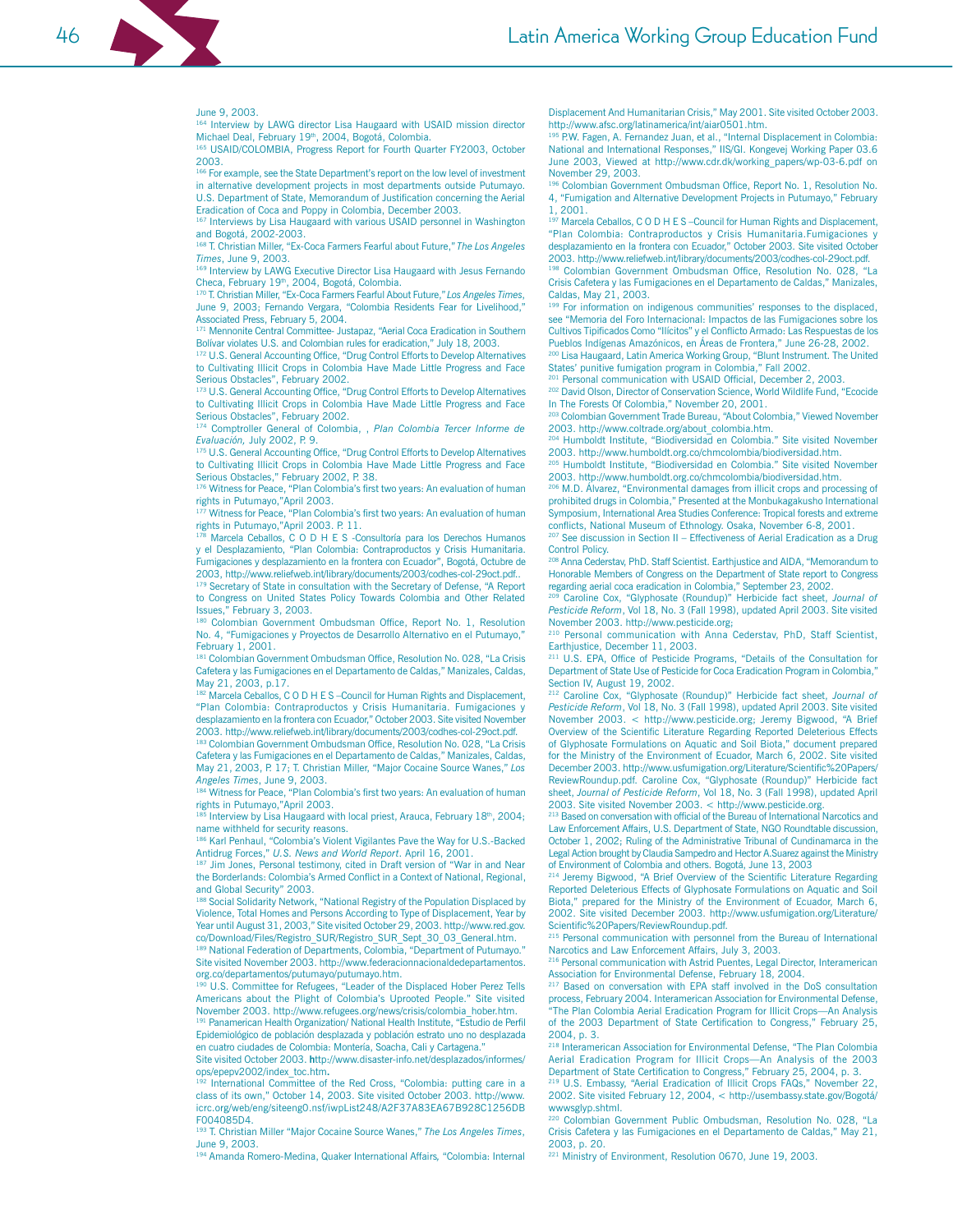June 9, 2003.

[164] Interview by LAWG director Lisa Haugaard with USAID mission director Michael Deal, February 19th, 2004, Bogotá, Colombia.

[165] USAID/COLOMBIA, Progress Report for Fourth Quarter FY2003, October 2003.

[166] For example, see the State Department's report on the low level of investment in alternative development projects in most departments outside Putumayo. U.S. Department of State, Memorandum of Justification concerning the Aerial Eradication of Coca and Poppy in Colombia, December 2003.

[167] Interviews by Lisa Haugaard with various USAID personnel in Washington and Bogotá, 2002-2003.

[168] T. Christian Miller, "Ex-Coca Farmers Fearful about Future," *The Los Angeles Times*, June 9, 2003.

[169] Interview by LAWG Executive Director Lisa Haugaard with Jesus Fernando Checa, February 19th, 2004, Bogotá, Colombia.

[170] T. Christian Miller, "Ex-Coca Farmers Fearful About Future," *Los Angeles Times*, June 9, 2003; Fernando Vergara, "Colombia Residents Fear for Livelihood," Associated Press, February 5, 2004.

[171] Mennonite Central Committee- Justapaz, "Aerial Coca Eradication in Southern Bolívar violates U.S. and Colombian rules for eradication," July 18, 2003.

[172] U.S. General Accounting Office, "Drug Control Efforts to Develop Alternatives to Cultivating Illicit Crops in Colombia Have Made Little Progress and Face Serious Obstacles", February 2002.

[173] U.S. General Accounting Office, "Drug Control Efforts to Develop Alternatives to Cultivating Illicit Crops in Colombia Have Made Little Progress and Face Serious Obstacles", February 2002.

[174] Comptroller General of Colombia, , *Plan Colombia Tercer Informe de Evaluación,* July 2002, P. 9.

[175] U.S. General Accounting Office, "Drug Control Efforts to Develop Alternatives to Cultivating Illicit Crops in Colombia Have Made Little Progress and Face Serious Obstacles," February 2002, P. 38.

[176] Witness for Peace, "Plan Colombia's first two years: An evaluation of human rights in Putumayo,"April 2003.

[177] Witness for Peace, "Plan Colombia's first two years: An evaluation of human rights in Putumayo,"April 2003. P. 11.

[178] Marcela Ceballos, C O D H E S -Consultoría para los Derechos Humanos y el Desplazamiento, "Plan Colombia: Contraproductos y Crisis Humanitaria. Fumigaciones y desplazamiento en la frontera con Ecuador", Bogotá, Octubre de 2003, http://www.reliefweb.int/library/documents/2003/codhes-col-29oct.pdf..

[179] Secretary of State in consultation with the Secretary of Defense, "A Report to Congress on United States Policy Towards Colombia and Other Related Issues," February 3, 2003.

[180] Colombian Government Ombudsman Office, Report No. 1, Resolution No. 4, "Fumigaciones y Proyectos de Desarrollo Alternativo en el Putumayo," February 1, 2001.

[181] Colombian Government Ombudsman Office, Resolution No. 028, "La Crisis Cafetera y las Fumigaciones en el Departamento de Caldas," Manizales, Caldas, May 21, 2003, p.17.

[182] Marcela Ceballos, C O D H E S –Council for Human Rights and Displacement, "Plan Colombia: Contraproductos y Crisis Humanitaria. Fumigaciones y desplazamiento en la frontera con Ecuador," October 2003. Site visited November 2003. http://www.reliefweb.int/library/documents/2003/codhes-col-29oct.pdf.

[183] Colombian Government Ombudsman Office, Resolution No. 028, "La Crisis Cafetera y las Fumigaciones en el Departamento de Caldas," Manizales, Caldas, May 21, 2003, P. 17; T. Christian Miller, "Major Cocaine Source Wanes," *Los Angeles Times*, June 9, 2003.

[184] Witness for Peace, "Plan Colombia's first two years: An evaluation of human rights in Putumayo,"April 2003.

[185] Interview by Lisa Haugaard with local priest, Arauca, February 18th, 2004; name withheld for security reasons.

[186] Karl Penhaul, "Colombia's Violent Vigilantes Pave the Way for U.S.-Backed Antidrug Forces," *U.S. News and World Report*. April 16, 2001.

[187] Jim Jones, Personal testimony, cited in Draft version of "War in and Near the Borderlands: Colombia's Armed Conflict in a Context of National, Regional, and Global Security" 2003.

[188] Social Solidarity Network, "National Registry of the Population Displaced by Violence, Total Homes and Persons According to Type of Displacement, Year by Year until August 31, 2003," Site visited October 29, 2003. http://www.red.gov.co/Download/Files/Registro_SUR/Registro_SUR_Sept_30_03_General.htm.

[189] National Federation of Departments, Colombia, "Department of Putumayo." Site visited November 2003. http://www.federacionnacionaldedepartamentos.org.co/departamentos/putumayo/putumayo.htm.

[190] U.S. Committee for Refugees, "Leader of the Displaced Hober Perez Tells Americans about the Plight of Colombia's Uprooted People." Site visited November 2003. http://www.refugees.org/news/crisis/colombia_hober.htm.

[191] Panamerican Health Organization/ National Health Institute, "Estudio de Perfil Epidemiológico de población desplazada y población estrato uno no desplazada en cuatro ciudades de Colombia: Montería, Soacha, Cali y Cartagena." Site visited October 2003. http://www.disaster-info.net/desplazados/informes/ops/epepv2002/index_toc.htm.

[192] International Committee of the Red Cross, "Colombia: putting care in a class of its own," October 14, 2003. Site visited October 2003. http://www.icrc.org/web/eng/siteeng0.nsf/iwpList248/A2F37A83EA67B928C1256DBF004085D4.

[193] T. Christian Miller "Major Cocaine Source Wanes," *The Los Angeles Times*, June 9, 2003.

[194] Amanda Romero-Medina, Quaker International Affairs, "Colombia: Internal Displacement And Humanitarian Crisis," May 2001. Site visited October 2003. http://www.afsc.org/latinamerica/int/aiar0501.htm.

[195] P.W. Fagen, A. Fernandez Juan, et al., "Internal Displacement in Colombia: National and International Responses," IIS/GI. Kongevej Working Paper 03.6 June 2003, Viewed at http://www.cdr.dk/working_papers/wp-03-6.pdf on November 29, 2003.

[196] Colombian Government Ombudsman Office, Report No. 1, Resolution No. 4, "Fumigation and Alternative Development Projects in Putumayo," February 1, 2001.

[197] Marcela Ceballos, C O D H E S –Council for Human Rights and Displacement, "Plan Colombia: Contraproductos y Crisis Humanitaria.Fumigaciones y desplazamiento en la frontera con Ecuador," October 2003. Site visited October 2003. http://www.reliefweb.int/library/documents/2003/codhes-col-29oct.pdf.

[198] Colombian Government Ombudsman Office, Resolution No. 028, "La Crisis Cafetera y las Fumigaciones en el Departamento de Caldas," Manizales, Caldas, May 21, 2003.

[199] For information on indigenous communities' responses to the displaced, see "Memoria del Foro Internacional: Impactos de las Fumigaciones sobre los Cultivos Tipificados Como "Ilícitos" y el Conflicto Armado: Las Respuestas de los Pueblos Indígenas Amazónicos, en Áreas de Frontera," June 26-28, 2002.

[200] Lisa Haugaard, Latin America Working Group, "Blunt Instrument. The United States' punitive fumigation program in Colombia," Fall 2002.

[201] Personal communication with USAID Official, December 2, 2003.

[202] David Olson, Director of Conservation Science, World Wildlife Fund, "Ecocide In The Forests Of Colombia," November 20, 2001.

[203] Colombian Government Trade Bureau, "About Colombia," Viewed November 2003. http://www.coltrade.org/about_colombia.htm.

[204] Humboldt Institute, "Biodiversidad en Colombia." Site visited November 2003. http://www.humboldt.org.co/chmcolombia/biodiversidad.htm.

[205] Humboldt Institute, "Biodiversidad en Colombia." Site visited November 2003. http://www.humboldt.org.co/chmcolombia/biodiversidad.htm.

[206] M.D. Álvarez, "Environmental damages from illicit crops and processing of prohibited drugs in Colombia," Presented at the Monbukagakusho International Symposium, International Area Studies Conference: Tropical forests and extreme conflicts, National Museum of Ethnology. Osaka, November 6-8, 2001.

[207] See discussion in Section II – Effectiveness of Aerial Eradication as a Drug Control Policy.

[208] Anna Cederstav, PhD. Staff Scientist. Earthjustice and AIDA, "Memorandum to Honorable Members of Congress on the Department of State report to Congress regarding aerial coca eradication in Colombia," September 23, 2002.

[209] Caroline Cox, "Glyphosate (Roundup)" Herbicide fact sheet, *Journal of Pesticide Reform*, Vol 18, No. 3 (Fall 1998), updated April 2003. Site visited November 2003. http://www.pesticide.org;

[210] Personal communication with Anna Cederstav, PhD, Staff Scientist, Earthjustice, December 11, 2003.

[211] U.S. EPA, Office of Pesticide Programs, "Details of the Consultation for Department of State Use of Pesticide for Coca Eradication Program in Colombia," Section IV, August 19, 2002.

[212] Caroline Cox, "Glyphosate (Roundup)" Herbicide fact sheet, *Journal of Pesticide Reform*, Vol 18, No. 3 (Fall 1998), updated April 2003. Site visited November 2003. < http://www.pesticide.org; Jeremy Bigwood, "A Brief Overview of the Scientific Literature Regarding Reported Deleterious Effects of Glyphosate Formulations on Aquatic and Soil Biota," document prepared for the Ministry of the Environment of Ecuador, March 6, 2002. Site visited December 2003. http://www.usfumigation.org/Literature/Scientific%20Papers/ReviewRoundup.pdf. Caroline Cox, "Glyphosate (Roundup)" Herbicide fact sheet, *Journal of Pesticide Reform*, Vol 18, No. 3 (Fall 1998), updated April 2003. Site visited November 2003. < http://www.pesticide.org.

[213] Based on conversation with official of the Bureau of International Narcotics and Law Enforcement Affairs, U.S. Department of State, NGO Roundtable discussion, October 1, 2002; Ruling of the Administrative Tribunal of Cundinamarca in the Legal Action brought by Claudia Sampedro and Hector A.Suarez against the Ministry of Environment of Colombia and others. Bogotá, June 13, 2003

[214] Jeremy Bigwood, "A Brief Overview of the Scientific Literature Regarding Reported Deleterious Effects of Glyphosate Formulations on Aquatic and Soil Biota," prepared for the Ministry of the Environment of Ecuador, March 6, 2002. Site visited December 2003. http://www.usfumigation.org/Literature/Scientific%20Papers/ReviewRoundup.pdf.

[215] Personal communication with personnel from the Bureau of International Narcotics and Law Enforcement Affairs, July 3, 2003.

[216] Personal communication with Astrid Puentes, Legal Director, Interamerican Association for Environmental Defense, February 18, 2004.

[217] Based on conversation with EPA staff involved in the DoS consultation process, February 2004. Interamerican Association for Environmental Defense, "The Plan Colombia Aerial Eradication Program for Illicit Crops—An Analysis of the 2003 Department of State Certification to Congress," February 25, 2004, p. 3.

[218] Interamerican Association for Environmental Defense, "The Plan Colombia Aerial Eradication Program for Illicit Crops—An Analysis of the 2003 Department of State Certification to Congress," February 25, 2004, p. 3.

[219] U.S. Embassy, "Aerial Eradication of Illicit Crops FAQs," November 22, 2002. Site visited February 12, 2004, < http://usembassy.state.gov/Bogotá/wwwsglyp.shtml.

[220] Colombian Government Public Ombudsman, Resolution No. 028, "La Crisis Cafetera y las Fumigaciones en el Departamento de Caldas," May 21, 2003, p. 20.

[221] Ministry of Environment, Resolution 0670, June 19, 2003.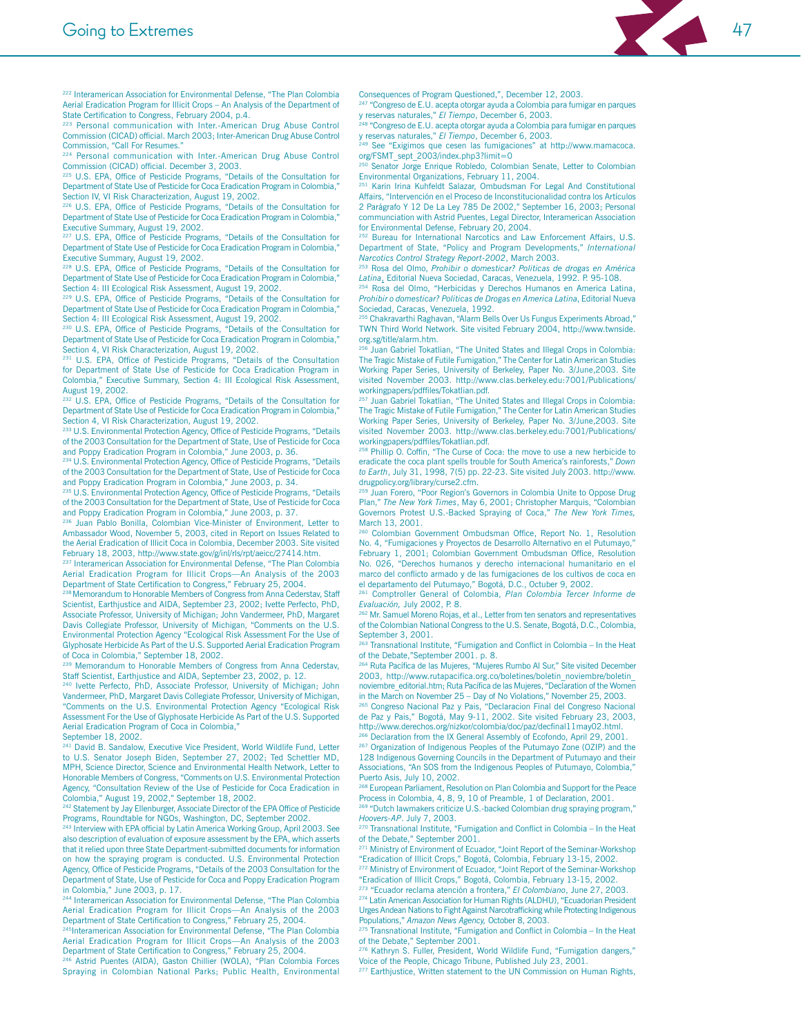[222] Interamerican Association for Environmental Defense, "The Plan Colombia Aerial Eradication Program for Illicit Crops – An Analysis of the Department of State Certification to Congress, February 2004, p.4.

[223] Personal communication with Inter.-American Drug Abuse Control Commission (CICAD) official. March 2003; Inter-American Drug Abuse Control Commission, "Call For Resumes."

[224] Personal communication with Inter.-American Drug Abuse Control Commission (CICAD) official. December 3, 2003.

[225] U.S. EPA, Office of Pesticide Programs, "Details of the Consultation for Department of State Use of Pesticide for Coca Eradication Program in Colombia," Section IV, VI Risk Characterization, August 19, 2002.

[226] U.S. EPA, Office of Pesticide Programs, "Details of the Consultation for Department of State Use of Pesticide for Coca Eradication Program in Colombia," Executive Summary, August 19, 2002.

[227] U.S. EPA, Office of Pesticide Programs, "Details of the Consultation for Department of State Use of Pesticide for Coca Eradication Program in Colombia," Executive Summary, August 19, 2002.

[228] U.S. EPA, Office of Pesticide Programs, "Details of the Consultation for Department of State Use of Pesticide for Coca Eradication Program in Colombia," Section 4: III Ecological Risk Assessment, August 19, 2002.

[229] U.S. EPA, Office of Pesticide Programs, "Details of the Consultation for Department of State Use of Pesticide for Coca Eradication Program in Colombia," Section 4: III Ecological Risk Assessment, August 19, 2002.

[230] U.S. EPA, Office of Pesticide Programs, "Details of the Consultation for Department of State Use of Pesticide for Coca Eradication Program in Colombia," Section 4, VI Risk Characterization, August 19, 2002.

[231] U.S. EPA, Office of Pesticide Programs, "Details of the Consultation for Department of State Use of Pesticide for Coca Eradication Program in Colombia," Executive Summary, Section 4: III Ecological Risk Assessment, August 19, 2002.

[232] U.S. EPA, Office of Pesticide Programs, "Details of the Consultation for Department of State Use of Pesticide for Coca Eradication Program in Colombia," Section 4, VI Risk Characterization, August 19, 2002.

[233] U.S. Environmental Protection Agency, Office of Pesticide Programs, "Details of the 2003 Consultation for the Department of State, Use of Pesticide for Coca and Poppy Eradication Program in Colombia," June 2003, p. 36.

[234] U.S. Environmental Protection Agency, Office of Pesticide Programs, "Details of the 2003 Consultation for the Department of State, Use of Pesticide for Coca and Poppy Eradication Program in Colombia," June 2003, p. 34.

[235] U.S. Environmental Protection Agency, Office of Pesticide Programs, "Details of the 2003 Consultation for the Department of State, Use of Pesticide for Coca and Poppy Eradication Program in Colombia," June 2003, p. 37.

[236] Juan Pablo Bonilla, Colombian Vice-Minister of Environment, Letter to Ambassador Wood, November 5, 2003, cited in Report on Issues Related to the Aerial Eradication of Illicit Coca in Colombia, December 2003. Site visited February 18, 2003, http://www.state.gov/g/inl/rls/rpt/aeicc/27414.htm.

[237] Interamerican Association for Environmental Defense, "The Plan Colombia Aerial Eradication Program for Illicit Crops—An Analysis of the 2003 Department of State Certification to Congress," February 25, 2004.

[238] Memorandum to Honorable Members of Congress from Anna Cederstav, Staff Scientist, Earthjustice and AIDA, September 23, 2002; Ivette Perfecto, PhD, Associate Professor, University of Michigan; John Vandermeer, PhD, Margaret Davis Collegiate Professor, University of Michigan, "Comments on the U.S. Environmental Protection Agency "Ecological Risk Assessment For the Use of Glyphosate Herbicide As Part of the U.S. Supported Aerial Eradication Program of Coca in Colombia," September 18, 2002.

[239] Memorandum to Honorable Members of Congress from Anna Cederstav, Staff Scientist, Earthjustice and AIDA, September 23, 2002, p. 12.

[240] Ivette Perfecto, PhD, Associate Professor, University of Michigan; John Vandermeer, PhD, Margaret Davis Collegiate Professor, University of Michigan, "Comments on the U.S. Environmental Protection Agency "Ecological Risk Assessment For the Use of Glyphosate Herbicide As Part of the U.S. Supported Aerial Eradication Program of Coca in Colombia," September 18, 2002.

[241] David B. Sandalow, Executive Vice President, World Wildlife Fund, Letter to U.S. Senator Joseph Biden, September 27, 2002; Ted Schettler MD, MPH, Science Director, Science and Environmental Health Network, Letter to Honorable Members of Congress, "Comments on U.S. Environmental Protection Agency, "Consultation Review of the Use of Pesticide for Coca Eradication in Colombia," August 19, 2002," September 18, 2002.

[242] Statement by Jay Ellenburger, Associate Director of the EPA Office of Pesticide Programs, Roundtable for NGOs, Washington, DC, September 2002.

[243] Interview with EPA official by Latin America Working Group, April 2003. See also description of evaluation of exposure assessment by the EPA, which asserts that it relied upon three State Department-submitted documents for information on how the spraying program is conducted. U.S. Environmental Protection Agency, Office of Pesticide Programs, "Details of the 2003 Consultation for the Department of State, Use of Pesticide for Coca and Poppy Eradication Program in Colombia," June 2003, p. 17.

[244] Interamerican Association for Environmental Defense, "The Plan Colombia Aerial Eradication Program for Illicit Crops—An Analysis of the 2003 Department of State Certification to Congress," February 25, 2004.

[245] Interamerican Association for Environmental Defense, "The Plan Colombia Aerial Eradication Program for Illicit Crops—An Analysis of the 2003 Department of State Certification to Congress," February 25, 2004.

[246] Astrid Puentes (AIDA), Gaston Chillier (WOLA), "Plan Colombia Forces Spraying in Colombian National Parks; Public Health, Environmental Consequences of Program Questioned,", December 12, 2003.

[247] "Congreso de E.U. acepta otorgar ayuda a Colombia para fumigar en parques y reservas naturales," *El Tiempo*, December 6, 2003.

[248] "Congreso de E.U. acepta otorgar ayuda a Colombia para fumigar en parques y reservas naturales," *El Tiempo*, December 6, 2003.

[249] See "Exigimos que cesen las fumigaciones" at http://www.mamacoca.org/FSMT_sept_2003/index.php3?limit=0

[250] Senator Jorge Enrique Robledo, Colombian Senate, Letter to Colombian Environmental Organizations, February 11, 2004.

[251] Karin Irina Kuhfeldt Salazar, Ombudsman For Legal And Constitutional Affairs, "Intervención en el Proceso de Inconstitucionalidad contra los Articulos 2 Parágrafo Y 12 De La Ley 785 De 2002," September 16, 2003; Personal communciation with Astrid Puentes, Legal Director, Interamerican Association for Environmental Defense, February 20, 2004.

[252] Bureau for International Narcotics and Law Enforcement Affairs, U.S. Department of State, "Policy and Program Developments," *International Narcotics Control Strategy Report-2002*, March 2003.

[253] Rosa del Olmo, *Prohibir o domesticar? Politicas de drogas en América Latina*, Editorial Nueva Sociedad, Caracas, Venezuela, 1992. P. 95-108.

[254] Rosa del Olmo, "Herbicidas y Derechos Humanos en America Latina, *Prohibir o domesticar? Politicas de Drogas en America Latina*, Editorial Nueva Sociedad, Caracas, Venezuela, 1992.

[255] Chakravarthi Raghavan, "Alarm Bells Over Us Fungus Experiments Abroad," TWN Third World Network. Site visited February 2004, http://www.twnside.org.sg/title/alarm.htm.

[256] Juan Gabriel Tokatlian, "The United States and Illegal Crops in Colombia: The Tragic Mistake of Futile Fumigation," The Center for Latin American Studies Working Paper Series, University of Berkeley, Paper No. 3/June,2003. Site visited November 2003. http://www.clas.berkeley.edu:7001/Publications/workingpapers/pdffiles/Tokatlian.pdf.

[257] Juan Gabriel Tokatlian, "The United States and Illegal Crops in Colombia: The Tragic Mistake of Futile Fumigation," The Center for Latin American Studies Working Paper Series, University of Berkeley, Paper No. 3/June,2003. Site visited November 2003. http://www.clas.berkeley.edu:7001/Publications/workingpapers/pdffiles/Tokatlian.pdf.

[258] Phillip O. Coffin, "The Curse of Coca: the move to use a new herbicide to eradicate the coca plant spells trouble for South America's rainforests," *Down to Earth*, July 31, 1998, 7(5) pp. 22-23. Site visited July 2003. http://www.drugpolicy.org/library/curse2.cfm.

[259] Juan Forero, "Poor Region's Governors in Colombia Unite to Oppose Drug Plan," *The New York Times*, May 6, 2001; Christopher Marquis, "Colombian Governors Protest U.S.-Backed Spraying of Coca," *The New York Times*, March 13, 2001.

[260] Colombian Government Ombudsman Office, Report No. 1, Resolution No. 4, "Fumigaciones y Proyectos de Desarrollo Alternativo en el Putumayo," February 1, 2001; Colombian Government Ombudsman Office, Resolution No. 026, "Derechos humanos y derecho internacional humanitario en el marco del conflicto armado y de las fumigaciones de los cultivos de coca en el departamento del Putumayo," Bogotá, D.C., Octuber 9, 2002.

[261] Comptroller General of Colombia, *Plan Colombia Tercer Informe de Evaluación*, July 2002, P. 8.

[262] Mr. Samuel Moreno Rojas, et al., Letter from ten senators and representatives of the Colombian National Congress to the U.S. Senate, Bogotá, D.C., Colombia, September 3, 2001.

[263] Transnational Institute, "Fumigation and Conflict in Colombia – In the Heat of the Debate,"September 2001. p. 8.

[264] Ruta Pacífica de las Mujeres, "Mujeres Rumbo Al Sur," Site visited December 2003, http://www.rutapacifica.org.co/boletines/boletin_noviembre/boletin_noviembre_editorial.htm; Ruta Pacífica de las Mujeres, "Declaration of the Women in the March on November 25 – Day of No Violations," November 25, 2003.

[265] Congreso Nacional Paz y Pais, "Declaracion Final del Congreso Nacional de Paz y Pais," Bogotá, May 9-11, 2002. Site visited February 23, 2003, http://www.derechos.org/nizkor/colombia/doc/paz/decfinal11may02.html.

[266] Declaration from the IX General Assembly of Ecofondo, April 29, 2001.

[267] Organization of Indigenous Peoples of the Putumayo Zone (OZIP) and the 128 Indigenous Governing Councils in the Department of Putumayo and their Associations, "An SOS from the Indigenous Peoples of Putumayo, Colombia," Puerto Asis, July 10, 2002.

[268] European Parliament, Resolution on Plan Colombia and Support for the Peace Process in Colombia, 4, 8, 9, 10 of Preamble, 1 of Declaration, 2001.

[269] "Dutch lawmakers criticize U.S.-backed Colombian drug spraying program," *Hoovers-AP*. July 7, 2003.

[270] Transnational Institute, "Fumigation and Conflict in Colombia – In the Heat of the Debate," September 2001.

[271] Ministry of Environment of Ecuador, "Joint Report of the Seminar-Workshop "Eradication of Illicit Crops," Bogotá, Colombia, February 13-15, 2002.

[272] Ministry of Environment of Ecuador, "Joint Report of the Seminar-Workshop "Eradication of Illicit Crops," Bogotá, Colombia, February 13-15, 2002.

[273] "Ecuador reclama atención a frontera," *El Colombiano*, June 27, 2003.

[274] Latin American Association for Human Rights (ALDHU), "Ecuadorian President Urges Andean Nations to Fight Against Narcotrafficking while Protecting Indigenous Populations," *Amazon News Agency,* October 8, 2003.

[275] Transnational Institute, "Fumigation and Conflict in Colombia – In the Heat of the Debate," September 2001.

[276] Kathryn S. Fuller, President, World Wildlife Fund, "Fumigation dangers," Voice of the People, Chicago Tribune, Published July 23, 2001.

[277] Earthjustice, Written statement to the UN Commission on Human Rights,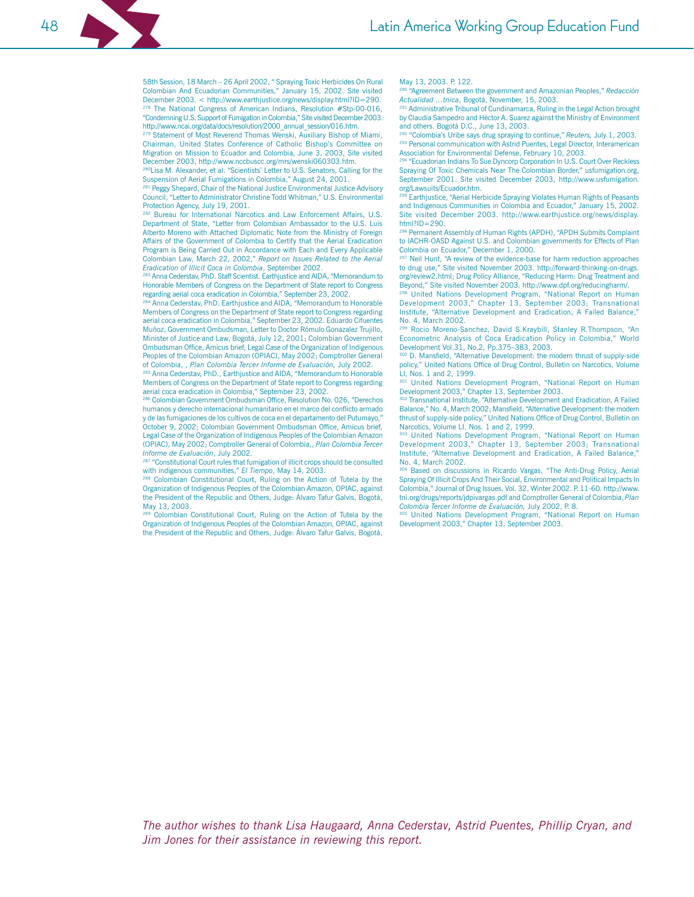58th Session, 18 March – 26 April 2002, " Spraying Toxic Herbicides On Rural Colombian And Ecuadorian Communities," January 15, 2002. Site visited December 2003. < http://www.earthjustice.org/news/display.html?ID=290.

[278] The National Congress of American Indians, Resolution #Stp-00-016, "Condemning U.S. Support of Fumigation in Colombia," Site visited December 2003. http://www.ncai.org/data/docs/resolution/2000_annual_session/016.htm.

[279] Statement of Most Reverend Thomas Wenski, Auxiliary Bishop of Miami, Chairman, United States Conference of Catholic Bishop's Committee on Migration on Mission to Ecuador and Colombia, June 3, 2003, Site visited December 2003, http://www.nccbuscc.org/mrs/wenski060303.htm.

[280] Lisa M. Alexander, et al. "Scientists' Letter to U.S. Senators, Calling for the Suspension of Aerial Fumigations in Colombia," August 24, 2001.

[281] Peggy Shepard, Chair of the National Justice Environmental Justice Advisory Council, "Letter to Administrator Christine Todd Whitman," U.S. Environmental Protection Agency, July 19, 2001.

[282] Bureau for International Narcotics and Law Enforcement Affairs, U.S. Department of State, "Letter from Colombian Ambassador to the U.S. Luis Alberto Moreno with Attached Diplomatic Note from the Ministry of Foreign Affairs of the Government of Colombia to Certify that the Aerial Eradication Program is Being Carried Out in Accordance with Each and Every Applicable Colombian Law, March 22, 2002," *Report on Issues Related to the Aerial Eradication of Illicit Coca in Colombia*, September 2002.

[283] Anna Cederstav, PhD. Staff Scientist. Earthjustice and AIDA, "Memorandum to Honorable Members of Congress on the Department of State report to Congress regarding aerial coca eradication in Colombia," September 23, 2002.

[284] Anna Cederstav, PhD. Earthjustice and AIDA, "Memorandum to Honorable Members of Congress on the Department of State report to Congress regarding aerial coca eradication in Colombia," September 23, 2002. Eduardo Cifuentes Muñoz, Government Ombudsman, Letter to Doctor Rómulo Gonazalez Trujillo, Minister of Justice and Law, Bogotá, July 12, 2001; Colombian Government Ombudsman Office, Amicus brief, Legal Case of the Organization of Indigenous Peoples of the Colombian Amazon (OPIAC), May 2002; Comptroller General of Colombia, , *Plan Colombia Tercer Informe de Evaluación,* July 2002.

[285] Anna Cederstav, PhD., Earthjustice and AIDA, "Memorandum to Honorable Members of Congress on the Department of State report to Congress regarding aerial coca eradication in Colombia," September 23, 2002.

[286] Colombian Government Ombudsman Office, Resolution No. 026, "Derechos humanos y derecho internacional humanitario en el marco del conflicto armado y de las fumigaciones de los cultivos de coca en el departamento del Putumayo," October 9, 2002; Colombian Government Ombudsman Office, Amicus brief, Legal Case of the Organization of Indigenous Peoples of the Colombian Amazon (OPIAC), May 2002; Comptroller General of Colombia,, *Plan Colombia Tercer Informe de Evaluación*, July 2002.

[287] "Constitutional Court rules that fumigation of illicit crops should be consulted with indigenous communities," *El Tiempo*, May 14, 2003.

[288] Colombian Constitutional Court, Ruling on the Action of Tutela by the Organization of Indigenous Peoples of the Colombian Amazon, OPIAC, against the President of the Republic and Others, Judge: Álvaro Tafur Galvis, Bogotá, May 13, 2003.

[289] Colombian Constitutional Court, Ruling on the Action of Tutela by the Organization of Indigenous Peoples of the Colombian Amazon, OPIAC, against the President of the Republic and Others, Judge: Álvaro Tafur Galvis, Bogotá, May 13, 2003. P. 122.

[290] "Agreement Between the government and Amazonian Peoples," *Redacción Actualidad …tnica*, Bogotá, November, 15, 2003.

[291] Administrative Tribunal of Cundinamarca, Ruling in the Legal Action brought by Claudia Sampedro and Héctor A. Suarez against the Ministry of Environment and others. Bogotá D.C., June 13, 2003.

[292] "Colombia's Uribe says drug spraying to continue," *Reuters,* July 1, 2003.

[293] Personal communication with Astrid Puentes, Legal Director, Interamerican Association for Environmental Defense, February 10, 2003.

[294] "Ecuadorian Indians To Sue Dyncorp Corporation In U.S. Court Over Reckless Spraying Of Toxic Chemicals Near The Colombian Border," usfumigation.org, September 2001. Site visited December 2003, http://www.usfumigation.org/Lawsuits/Ecuador.htm.

[295] Earthjustice, "Aerial Herbicide Spraying Violates Human Rights of Peasants and Indigenous Communities in Colombia and Ecuador," January 15, 2002. Site visited December 2003. http://www.earthjustice.org/news/display.html?ID=290.

[296] Permanent Assembly of Human Rights (APDH), "APDH Submits Complaint to IACHR-OASD Against U.S. and Colombian governments for Effects of Plan Colombia on Ecuador," December 1, 2000.

[297] Neil Hunt, "A review of the evidence-base for harm reduction approaches to drug use," Site visited November 2003. http://forward-thinking-on-drugs.org/review2.html; Drug Policy Alliance, "Reducing Harm: Drug Treatment and Beyond," Site visited November 2003. http://www.dpf.org/reducingharm/.

[298] United Nations Development Program, "National Report on Human Development 2003," Chapter 13, September 2003; Transnational Institute, "Alternative Development and Eradication, A Failed Balance," No. 4, March 2002.

[299] Rocio Moreno-Sanchez, David S.Kraybill, Stanley R.Thompson, "An Econometric Analysis of Coca Eradication Policy in Colombia," World Development Vol.31, No.2, Pp.375–383, 2003.

[300] D. Mansfield, "Alternative Development: the modern thrust of supply-side policy," United Nations Office of Drug Control, Bulletin on Narcotics, Volume LI, Nos. 1 and 2, 1999.

[301] United Nations Development Program, "National Report on Human Development 2003," Chapter 13, September 2003.

[302] Transnational Institute, "Alternative Development and Eradication, A Failed Balance," No. 4, March 2002; Mansfield, "Alternative Development: the modern thrust of supply-side policy," United Nations Office of Drug Control, Bulletin on Narcotics, Volume LI, Nos. 1 and 2, 1999.

[303] United Nations Development Program, "National Report on Human Development 2003," Chapter 13, September 2003; Transnational Institute, "Alternative Development and Eradication, A Failed Balance," No. 4, March 2002.

[304] Based on discussions in Ricardo Vargas, "The Anti-Drug Policy, Aerial Spraying Of Illicit Crops And Their Social, Environmental and Political Impacts In Colombia," Journal of Drug Issues, Vol. 32, Winter 2002. P. 11-60. http://www.tni.org/drugs/reports/jdpivargas.pdf and Comptroller General of Colombia, *Plan Colombia Tercer Informe de Evaluación,* July 2002, P. 8.

[305] United Nations Development Program, "National Report on Human Development 2003," Chapter 13, September 2003.

*The author wishes to thank Lisa Haugaard, Anna Cederstav, Astrid Puentes, Phillip Cryan, and Jim Jones for their assistance in reviewing this report.*